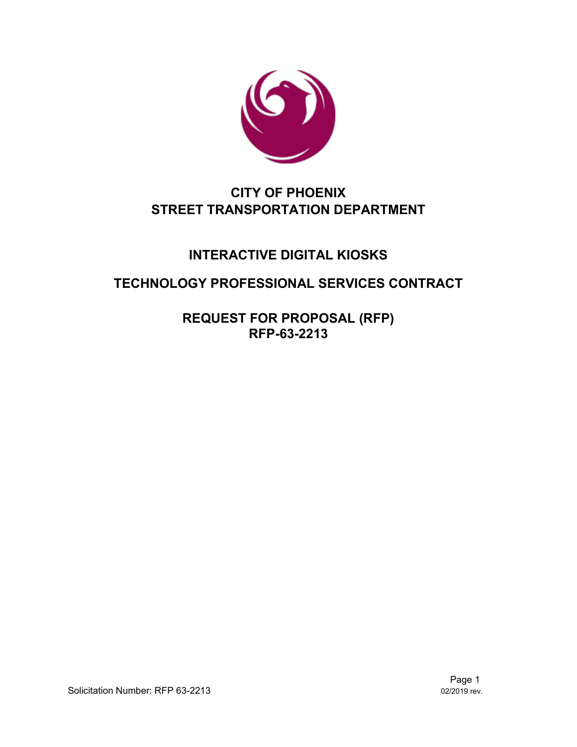# CITY OF PHOENIX
# STREET TRANSPORTATION DEPARTMENT

## INTERACTIVE DIGITAL KIOSKS

## TECHNOLOGY PROFESSIONAL SERVICES CONTRACT

## REQUEST FOR PROPOSAL (RFP)
## RFP-63-2213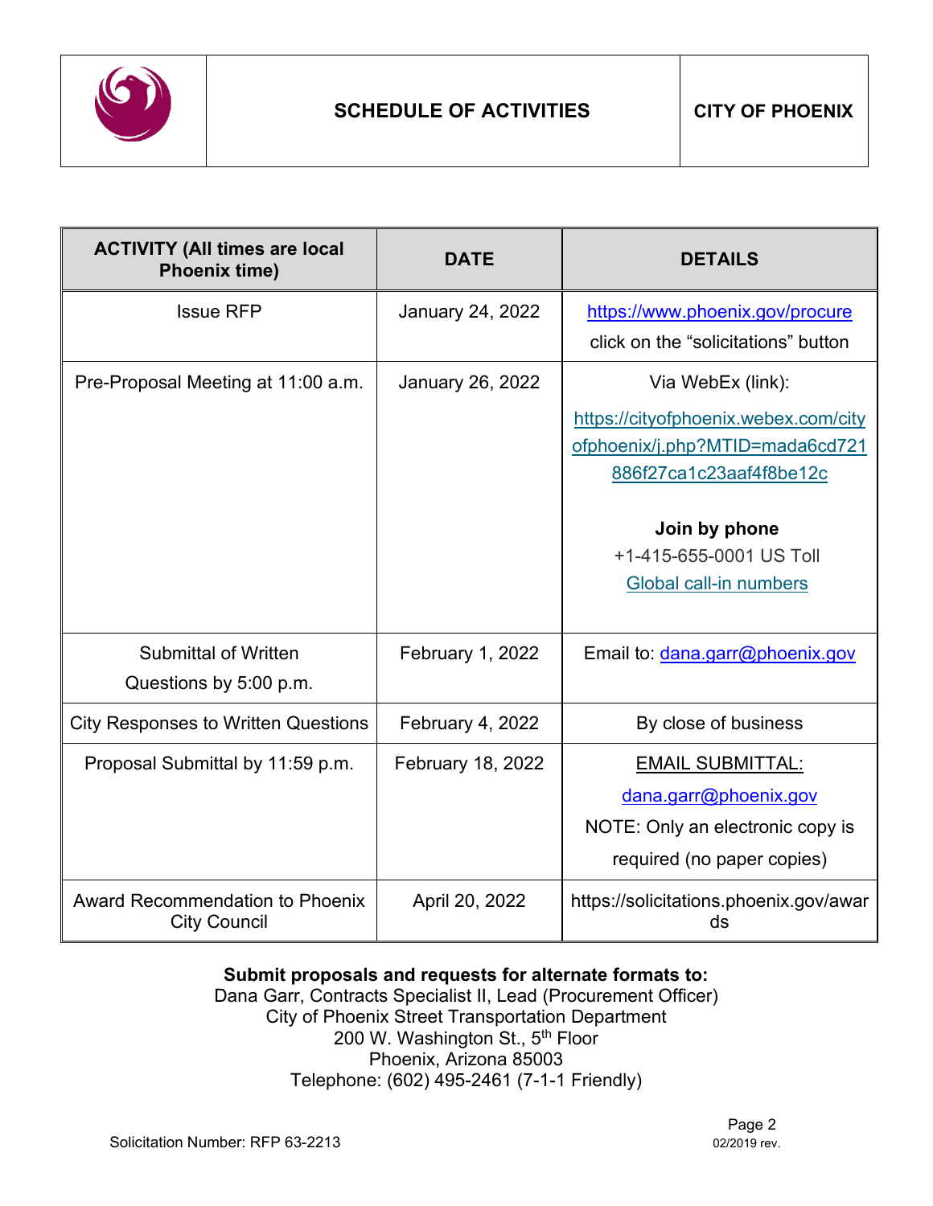# SCHEDULE OF ACTIVITIES

**CITY OF PHOENIX**

| ACTIVITY (All times are local Phoenix time) | DATE | DETAILS |
|---|---|---|
| Issue RFP | January 24, 2022 | https://www.phoenix.gov/procure click on the "solicitations" button |
| Pre-Proposal Meeting at 11:00 a.m. | January 26, 2022 | Via WebEx (link): https://cityofphoenix.webex.com/cityofphoenix/j.php?MTID=mada6cd721886f27ca1c23aaf4f8be12c **Join by phone** +1-415-655-0001 US Toll Global call-in numbers |
| Submittal of Written Questions by 5:00 p.m. | February 1, 2022 | Email to: dana.garr@phoenix.gov |
| City Responses to Written Questions | February 4, 2022 | By close of business |
| Proposal Submittal by 11:59 p.m. | February 18, 2022 | EMAIL SUBMITTAL: dana.garr@phoenix.gov NOTE: Only an electronic copy is required (no paper copies) |
| Award Recommendation to Phoenix City Council | April 20, 2022 | https://solicitations.phoenix.gov/awards |

**Submit proposals and requests for alternate formats to:**
Dana Garr, Contracts Specialist II, Lead (Procurement Officer)
City of Phoenix Street Transportation Department
200 W. Washington St., 5th Floor
Phoenix, Arizona 85003
Telephone: (602) 495-2461 (7-1-1 Friendly)

Solicitation Number: RFP 63-2213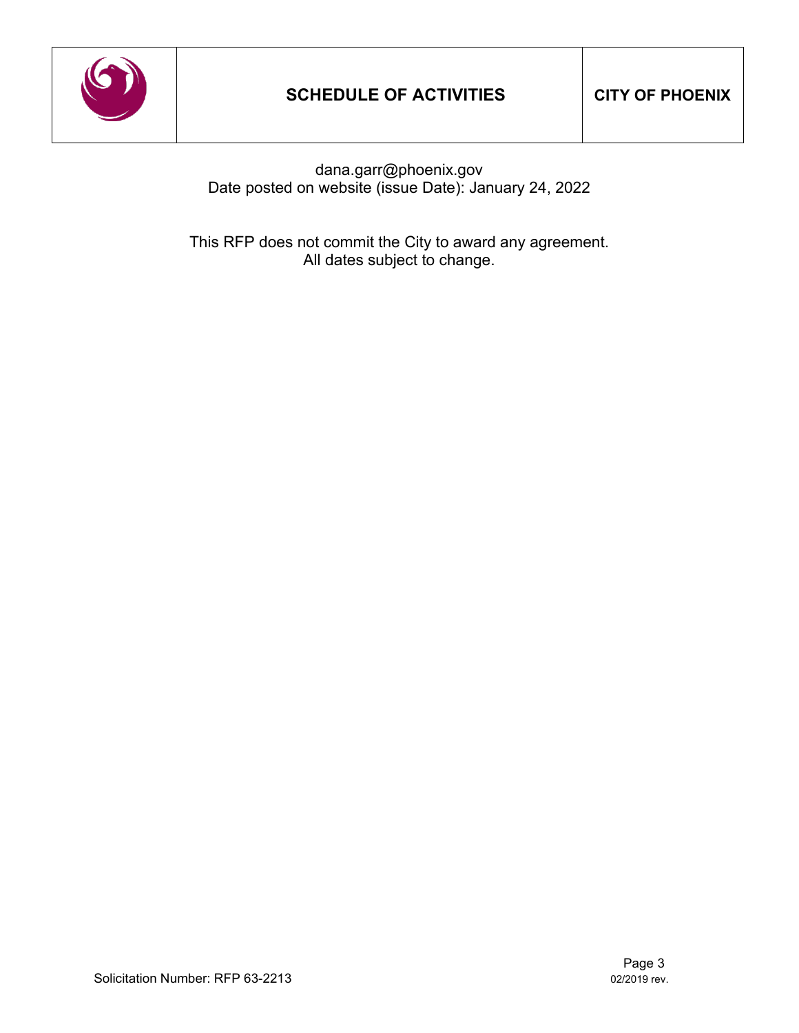# SCHEDULE OF ACTIVITIES

dana.garr@phoenix.gov
Date posted on website (issue Date): January 24, 2022

This RFP does not commit the City to award any agreement.
All dates subject to change.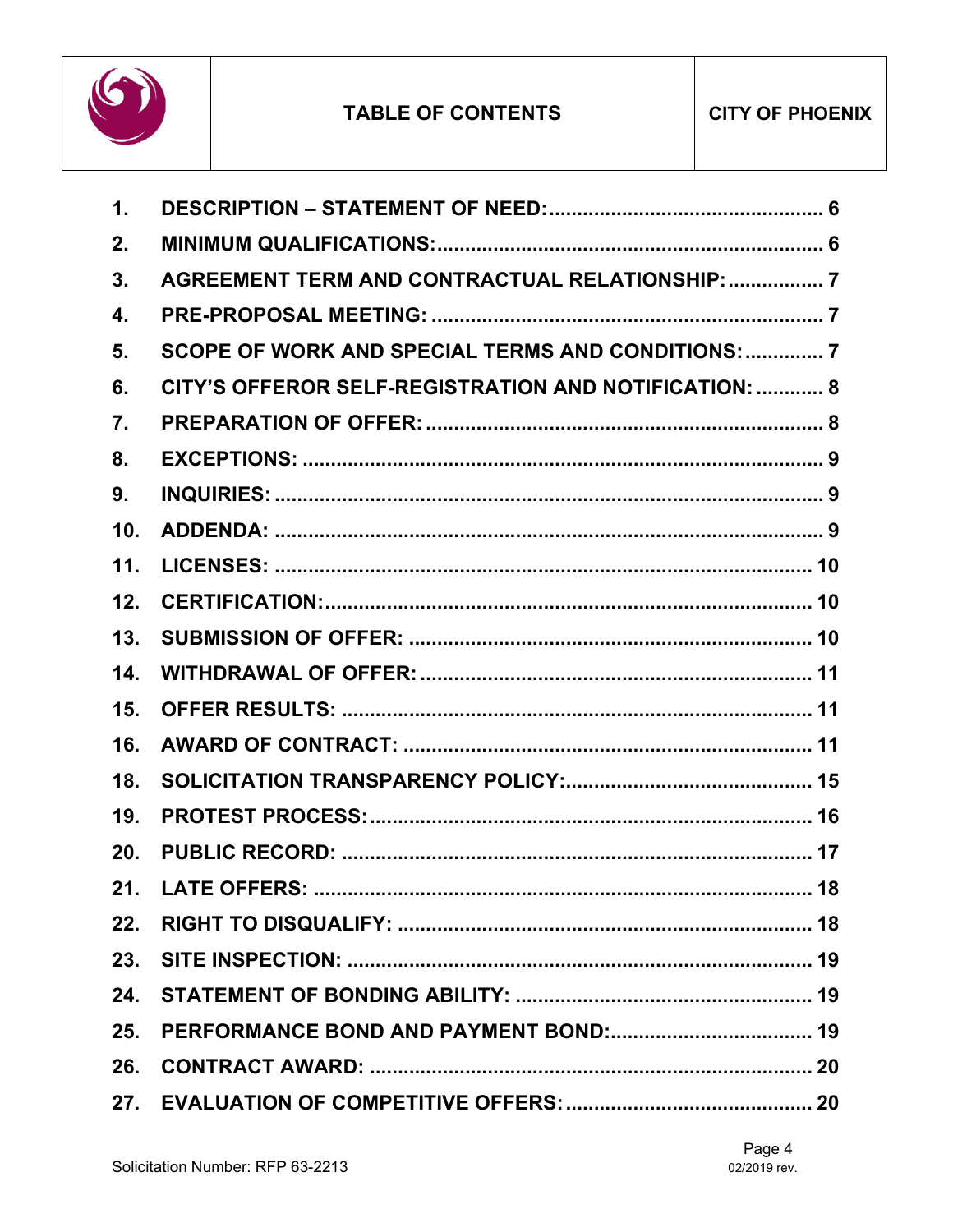# TABLE OF CONTENTS

CITY OF PHOENIX

| | | |
|---|---|---|
| 1. | DESCRIPTION – STATEMENT OF NEED: | 6 |
| 2. | MINIMUM QUALIFICATIONS: | 6 |
| 3. | AGREEMENT TERM AND CONTRACTUAL RELATIONSHIP: | 7 |
| 4. | PRE-PROPOSAL MEETING: | 7 |
| 5. | SCOPE OF WORK AND SPECIAL TERMS AND CONDITIONS: | 7 |
| 6. | CITY'S OFFEROR SELF-REGISTRATION AND NOTIFICATION: | 8 |
| 7. | PREPARATION OF OFFER: | 8 |
| 8. | EXCEPTIONS: | 9 |
| 9. | INQUIRIES: | 9 |
| 10. | ADDENDA: | 9 |
| 11. | LICENSES: | 10 |
| 12. | CERTIFICATION: | 10 |
| 13. | SUBMISSION OF OFFER: | 10 |
| 14. | WITHDRAWAL OF OFFER: | 11 |
| 15. | OFFER RESULTS: | 11 |
| 16. | AWARD OF CONTRACT: | 11 |
| 18. | SOLICITATION TRANSPARENCY POLICY: | 15 |
| 19. | PROTEST PROCESS: | 16 |
| 20. | PUBLIC RECORD: | 17 |
| 21. | LATE OFFERS: | 18 |
| 22. | RIGHT TO DISQUALIFY: | 18 |
| 23. | SITE INSPECTION: | 19 |
| 24. | STATEMENT OF BONDING ABILITY: | 19 |
| 25. | PERFORMANCE BOND AND PAYMENT BOND: | 19 |
| 26. | CONTRACT AWARD: | 20 |
| 27. | EVALUATION OF COMPETITIVE OFFERS: | 20 |

Solicitation Number: RFP 63-2213

02/2019 rev.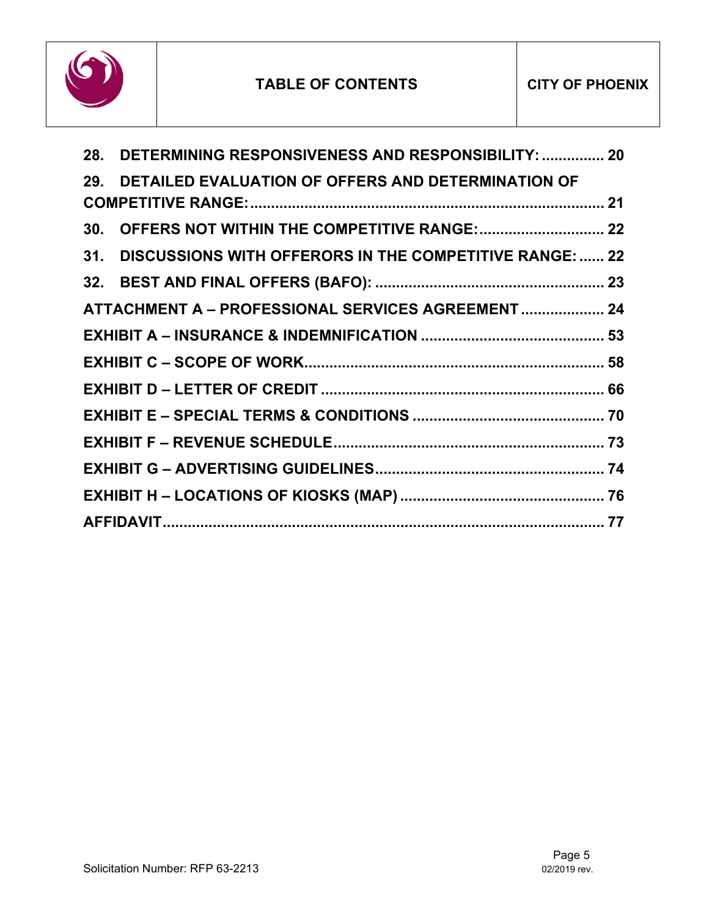28. DETERMINING RESPONSIVENESS AND RESPONSIBILITY: ............... 20

29. DETAILED EVALUATION OF OFFERS AND DETERMINATION OF COMPETITIVE RANGE: .................................................................................... 21

30. OFFERS NOT WITHIN THE COMPETITIVE RANGE: ............................. 22

31. DISCUSSIONS WITH OFFERORS IN THE COMPETITIVE RANGE: ...... 22

32. BEST AND FINAL OFFERS (BAFO): ...................................................... 23

ATTACHMENT A – PROFESSIONAL SERVICES AGREEMENT .................... 24

EXHIBIT A – INSURANCE & INDEMNIFICATION ........................................... 53

EXHIBIT C – SCOPE OF WORK ....................................................................... 58

EXHIBIT D – LETTER OF CREDIT .................................................................... 66

EXHIBIT E – SPECIAL TERMS & CONDITIONS .............................................. 70

EXHIBIT F – REVENUE SCHEDULE ................................................................. 73

EXHIBIT G – ADVERTISING GUIDELINES ....................................................... 74

EXHIBIT H – LOCATIONS OF KIOSKS (MAP) ................................................. 76

AFFIDAVIT ......................................................................................................... 77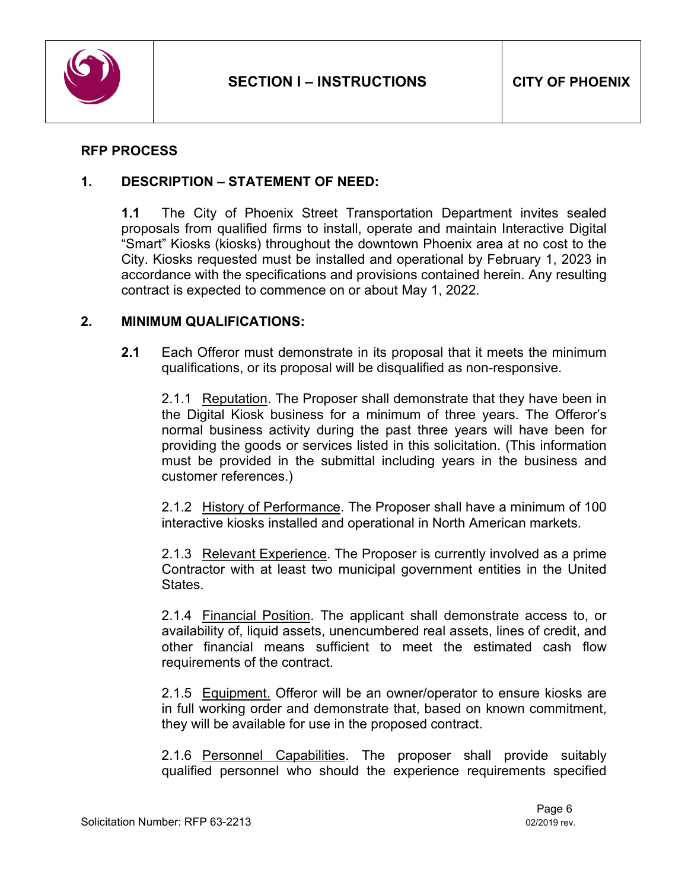## RFP PROCESS

### 1. DESCRIPTION – STATEMENT OF NEED:

**1.1** The City of Phoenix Street Transportation Department invites sealed proposals from qualified firms to install, operate and maintain Interactive Digital "Smart" Kiosks (kiosks) throughout the downtown Phoenix area at no cost to the City. Kiosks requested must be installed and operational by February 1, 2023 in accordance with the specifications and provisions contained herein. Any resulting contract is expected to commence on or about May 1, 2022.

### 2. MINIMUM QUALIFICATIONS:

**2.1** Each Offeror must demonstrate in its proposal that it meets the minimum qualifications, or its proposal will be disqualified as non-responsive.

2.1.1 Reputation. The Proposer shall demonstrate that they have been in the Digital Kiosk business for a minimum of three years. The Offeror's normal business activity during the past three years will have been for providing the goods or services listed in this solicitation. (This information must be provided in the submittal including years in the business and customer references.)

2.1.2 History of Performance. The Proposer shall have a minimum of 100 interactive kiosks installed and operational in North American markets.

2.1.3 Relevant Experience. The Proposer is currently involved as a prime Contractor with at least two municipal government entities in the United States.

2.1.4 Financial Position. The applicant shall demonstrate access to, or availability of, liquid assets, unencumbered real assets, lines of credit, and other financial means sufficient to meet the estimated cash flow requirements of the contract.

2.1.5 Equipment. Offeror will be an owner/operator to ensure kiosks are in full working order and demonstrate that, based on known commitment, they will be available for use in the proposed contract.

2.1.6 Personnel Capabilities. The proposer shall provide suitably qualified personnel who should the experience requirements specified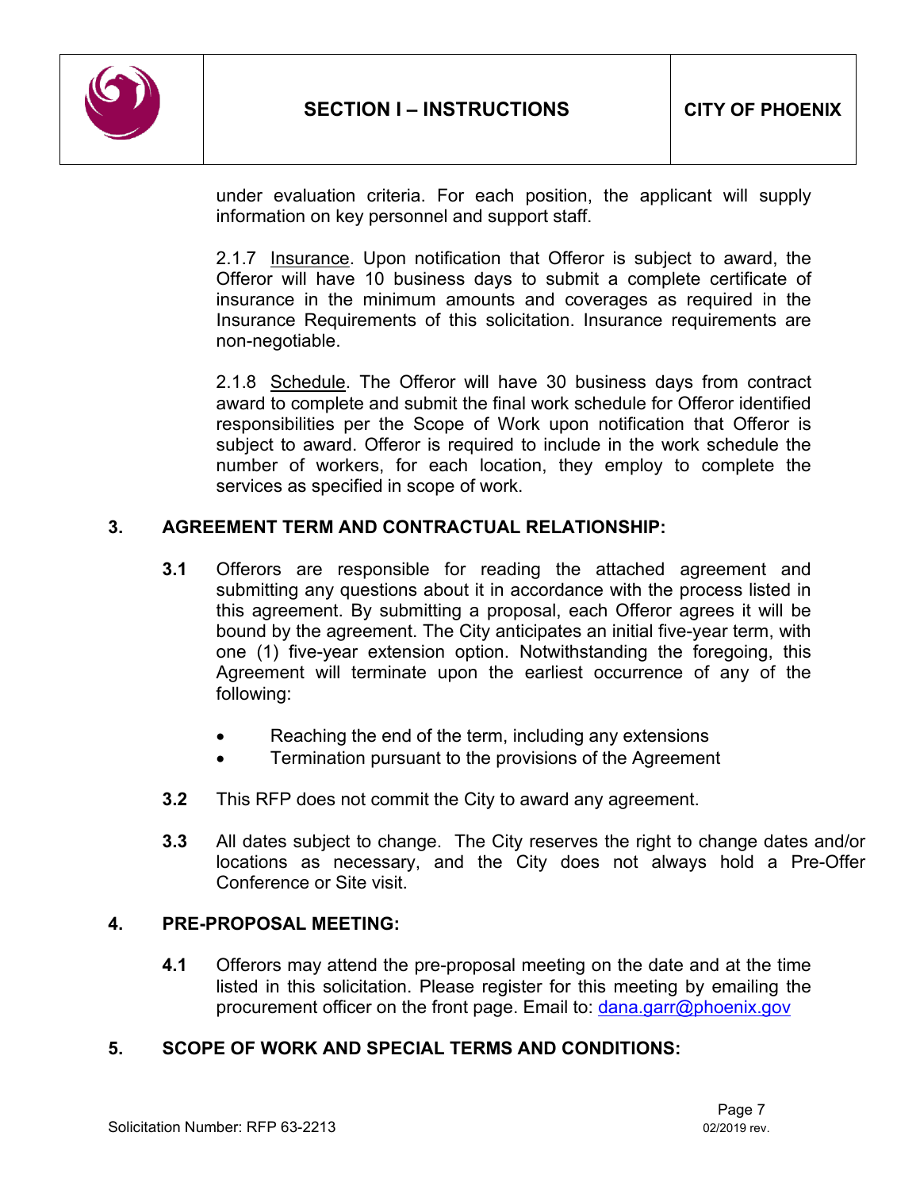under evaluation criteria. For each position, the applicant will supply information on key personnel and support staff.

2.1.7 Insurance. Upon notification that Offeror is subject to award, the Offeror will have 10 business days to submit a complete certificate of insurance in the minimum amounts and coverages as required in the Insurance Requirements of this solicitation. Insurance requirements are non-negotiable.

2.1.8 Schedule. The Offeror will have 30 business days from contract award to complete and submit the final work schedule for Offeror identified responsibilities per the Scope of Work upon notification that Offeror is subject to award. Offeror is required to include in the work schedule the number of workers, for each location, they employ to complete the services as specified in scope of work.

## 3. AGREEMENT TERM AND CONTRACTUAL RELATIONSHIP:

**3.1** Offerors are responsible for reading the attached agreement and submitting any questions about it in accordance with the process listed in this agreement. By submitting a proposal, each Offeror agrees it will be bound by the agreement. The City anticipates an initial five-year term, with one (1) five-year extension option. Notwithstanding the foregoing, this Agreement will terminate upon the earliest occurrence of any of the following:

- Reaching the end of the term, including any extensions
- Termination pursuant to the provisions of the Agreement

**3.2** This RFP does not commit the City to award any agreement.

**3.3** All dates subject to change. The City reserves the right to change dates and/or locations as necessary, and the City does not always hold a Pre-Offer Conference or Site visit.

## 4. PRE-PROPOSAL MEETING:

**4.1** Offerors may attend the pre-proposal meeting on the date and at the time listed in this solicitation. Please register for this meeting by emailing the procurement officer on the front page. Email to: dana.garr@phoenix.gov

## 5. SCOPE OF WORK AND SPECIAL TERMS AND CONDITIONS: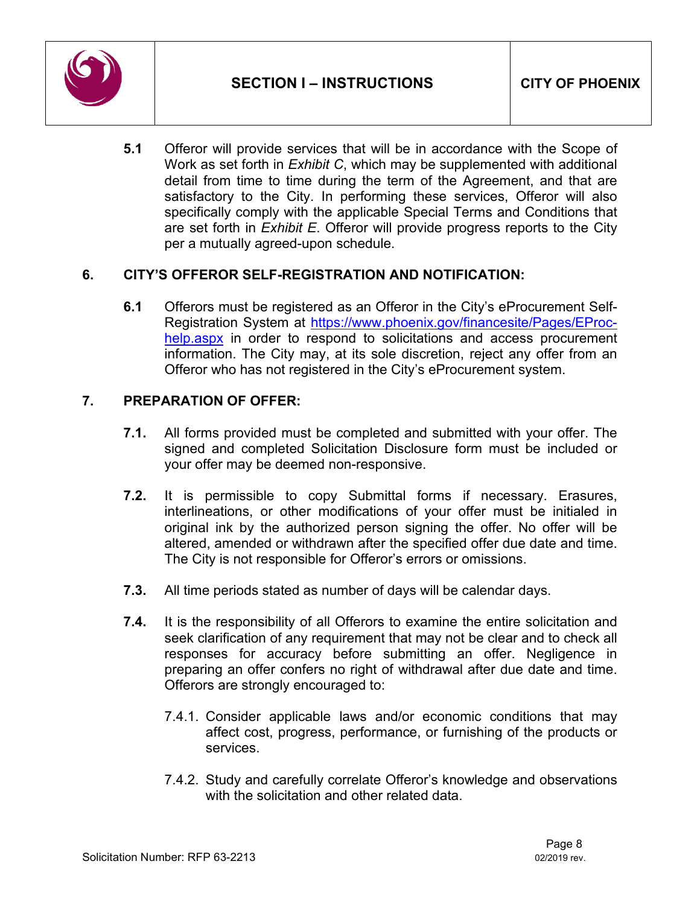**5.1** Offeror will provide services that will be in accordance with the Scope of Work as set forth in *Exhibit C*, which may be supplemented with additional detail from time to time during the term of the Agreement, and that are satisfactory to the City. In performing these services, Offeror will also specifically comply with the applicable Special Terms and Conditions that are set forth in *Exhibit E*. Offeror will provide progress reports to the City per a mutually agreed-upon schedule.

## 6. CITY'S OFFEROR SELF-REGISTRATION AND NOTIFICATION:

**6.1** Offerors must be registered as an Offeror in the City's eProcurement Self-Registration System at [https://www.phoenix.gov/financesite/Pages/EProc-help.aspx](https://www.phoenix.gov/financesite/Pages/EProc-help.aspx) in order to respond to solicitations and access procurement information. The City may, at its sole discretion, reject any offer from an Offeror who has not registered in the City's eProcurement system.

## 7. PREPARATION OF OFFER:

**7.1.** All forms provided must be completed and submitted with your offer. The signed and completed Solicitation Disclosure form must be included or your offer may be deemed non-responsive.

**7.2.** It is permissible to copy Submittal forms if necessary. Erasures, interlineations, or other modifications of your offer must be initialed in original ink by the authorized person signing the offer. No offer will be altered, amended or withdrawn after the specified offer due date and time. The City is not responsible for Offeror's errors or omissions.

**7.3.** All time periods stated as number of days will be calendar days.

**7.4.** It is the responsibility of all Offerors to examine the entire solicitation and seek clarification of any requirement that may not be clear and to check all responses for accuracy before submitting an offer. Negligence in preparing an offer confers no right of withdrawal after due date and time. Offerors are strongly encouraged to:

7.4.1. Consider applicable laws and/or economic conditions that may affect cost, progress, performance, or furnishing of the products or services.

7.4.2. Study and carefully correlate Offeror's knowledge and observations with the solicitation and other related data.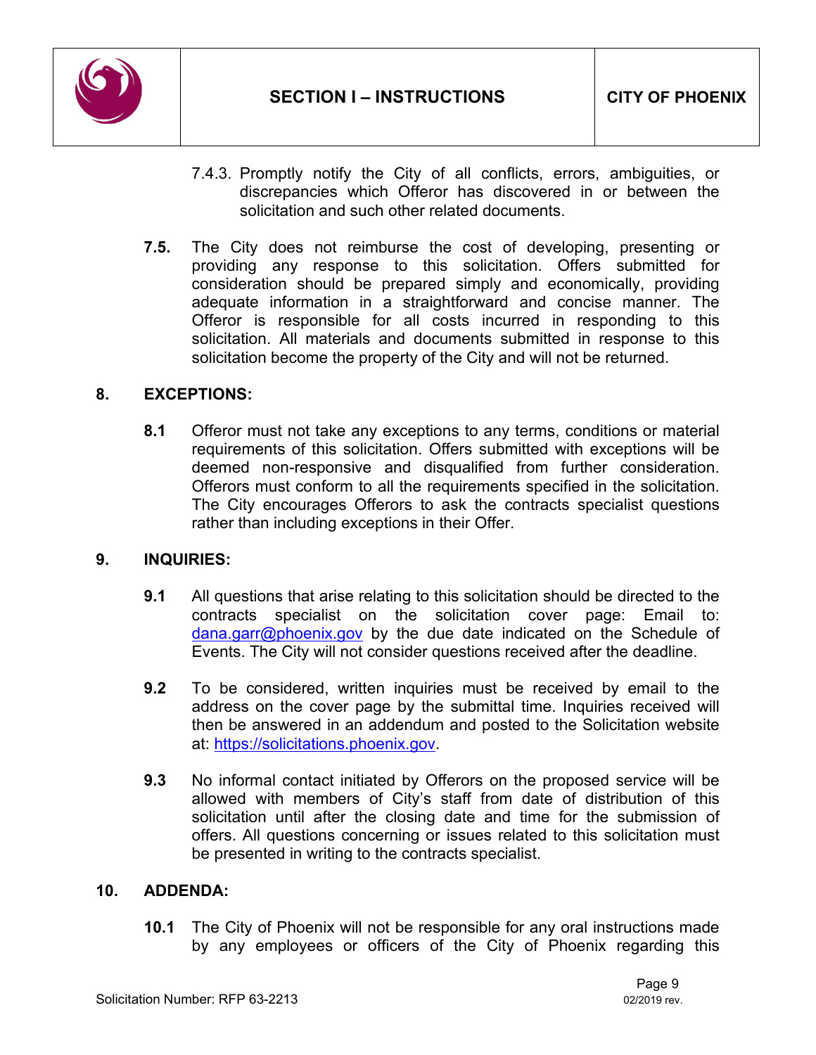7.4.3. Promptly notify the City of all conflicts, errors, ambiguities, or discrepancies which Offeror has discovered in or between the solicitation and such other related documents.

**7.5.** The City does not reimburse the cost of developing, presenting or providing any response to this solicitation. Offers submitted for consideration should be prepared simply and economically, providing adequate information in a straightforward and concise manner. The Offeror is responsible for all costs incurred in responding to this solicitation. All materials and documents submitted in response to this solicitation become the property of the City and will not be returned.

## 8. EXCEPTIONS:

**8.1** Offeror must not take any exceptions to any terms, conditions or material requirements of this solicitation. Offers submitted with exceptions will be deemed non-responsive and disqualified from further consideration. Offerors must conform to all the requirements specified in the solicitation. The City encourages Offerors to ask the contracts specialist questions rather than including exceptions in their Offer.

## 9. INQUIRIES:

**9.1** All questions that arise relating to this solicitation should be directed to the contracts specialist on the solicitation cover page: Email to: dana.garr@phoenix.gov by the due date indicated on the Schedule of Events. The City will not consider questions received after the deadline.

**9.2** To be considered, written inquiries must be received by email to the address on the cover page by the submittal time. Inquiries received will then be answered in an addendum and posted to the Solicitation website at: https://solicitations.phoenix.gov.

**9.3** No informal contact initiated by Offerors on the proposed service will be allowed with members of City's staff from date of distribution of this solicitation until after the closing date and time for the submission of offers. All questions concerning or issues related to this solicitation must be presented in writing to the contracts specialist.

## 10. ADDENDA:

**10.1** The City of Phoenix will not be responsible for any oral instructions made by any employees or officers of the City of Phoenix regarding this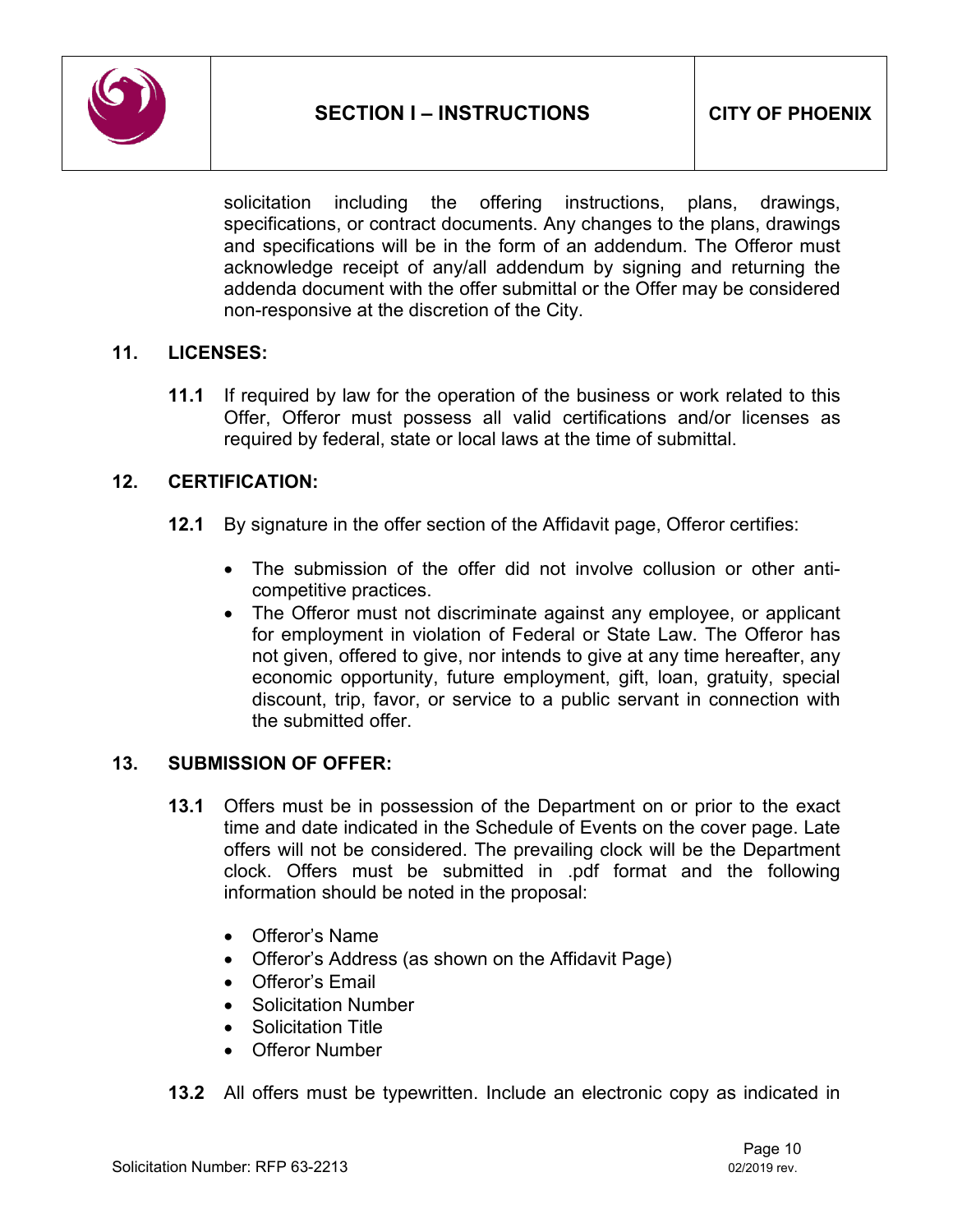solicitation including the offering instructions, plans, drawings, specifications, or contract documents. Any changes to the plans, drawings and specifications will be in the form of an addendum. The Offeror must acknowledge receipt of any/all addendum by signing and returning the addenda document with the offer submittal or the Offer may be considered non-responsive at the discretion of the City.

## 11. LICENSES:

**11.1** If required by law for the operation of the business or work related to this Offer, Offeror must possess all valid certifications and/or licenses as required by federal, state or local laws at the time of submittal.

## 12. CERTIFICATION:

**12.1** By signature in the offer section of the Affidavit page, Offeror certifies:

- The submission of the offer did not involve collusion or other anti-competitive practices.
- The Offeror must not discriminate against any employee, or applicant for employment in violation of Federal or State Law. The Offeror has not given, offered to give, nor intends to give at any time hereafter, any economic opportunity, future employment, gift, loan, gratuity, special discount, trip, favor, or service to a public servant in connection with the submitted offer.

## 13. SUBMISSION OF OFFER:

**13.1** Offers must be in possession of the Department on or prior to the exact time and date indicated in the Schedule of Events on the cover page. Late offers will not be considered. The prevailing clock will be the Department clock. Offers must be submitted in .pdf format and the following information should be noted in the proposal:

- Offeror's Name
- Offeror's Address (as shown on the Affidavit Page)
- Offeror's Email
- Solicitation Number
- Solicitation Title
- Offeror Number

**13.2** All offers must be typewritten. Include an electronic copy as indicated in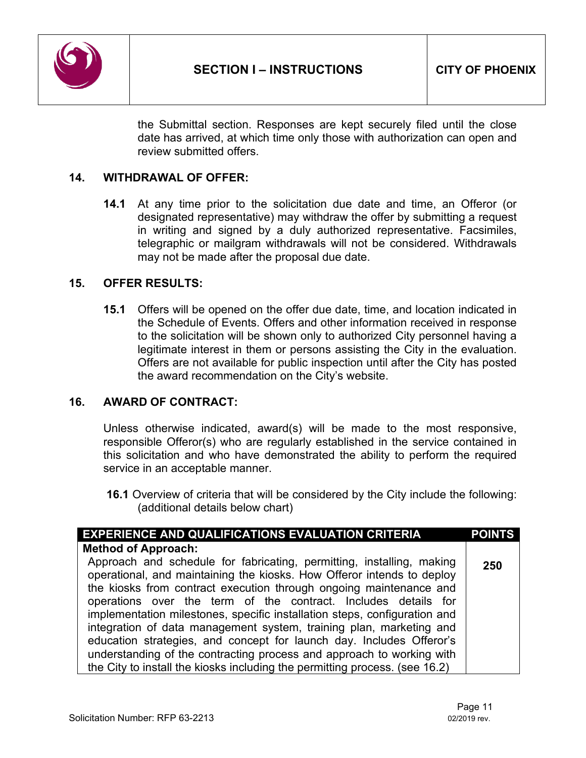the Submittal section. Responses are kept securely filed until the close date has arrived, at which time only those with authorization can open and review submitted offers.

## 14. WITHDRAWAL OF OFFER:

**14.1** At any time prior to the solicitation due date and time, an Offeror (or designated representative) may withdraw the offer by submitting a request in writing and signed by a duly authorized representative. Facsimiles, telegraphic or mailgram withdrawals will not be considered. Withdrawals may not be made after the proposal due date.

## 15. OFFER RESULTS:

**15.1** Offers will be opened on the offer due date, time, and location indicated in the Schedule of Events. Offers and other information received in response to the solicitation will be shown only to authorized City personnel having a legitimate interest in them or persons assisting the City in the evaluation. Offers are not available for public inspection until after the City has posted the award recommendation on the City's website.

## 16. AWARD OF CONTRACT:

Unless otherwise indicated, award(s) will be made to the most responsive, responsible Offeror(s) who are regularly established in the service contained in this solicitation and who have demonstrated the ability to perform the required service in an acceptable manner.

**16.1** Overview of criteria that will be considered by the City include the following: (additional details below chart)

| EXPERIENCE AND QUALIFICATIONS EVALUATION CRITERIA | POINTS |
|---|---|
| **Method of Approach:** Approach and schedule for fabricating, permitting, installing, making operational, and maintaining the kiosks. How Offeror intends to deploy the kiosks from contract execution through ongoing maintenance and operations over the term of the contract. Includes details for implementation milestones, specific installation steps, configuration and integration of data management system, training plan, marketing and education strategies, and concept for launch day. Includes Offeror's understanding of the contracting process and approach to working with the City to install the kiosks including the permitting process. (see 16.2) | 250 |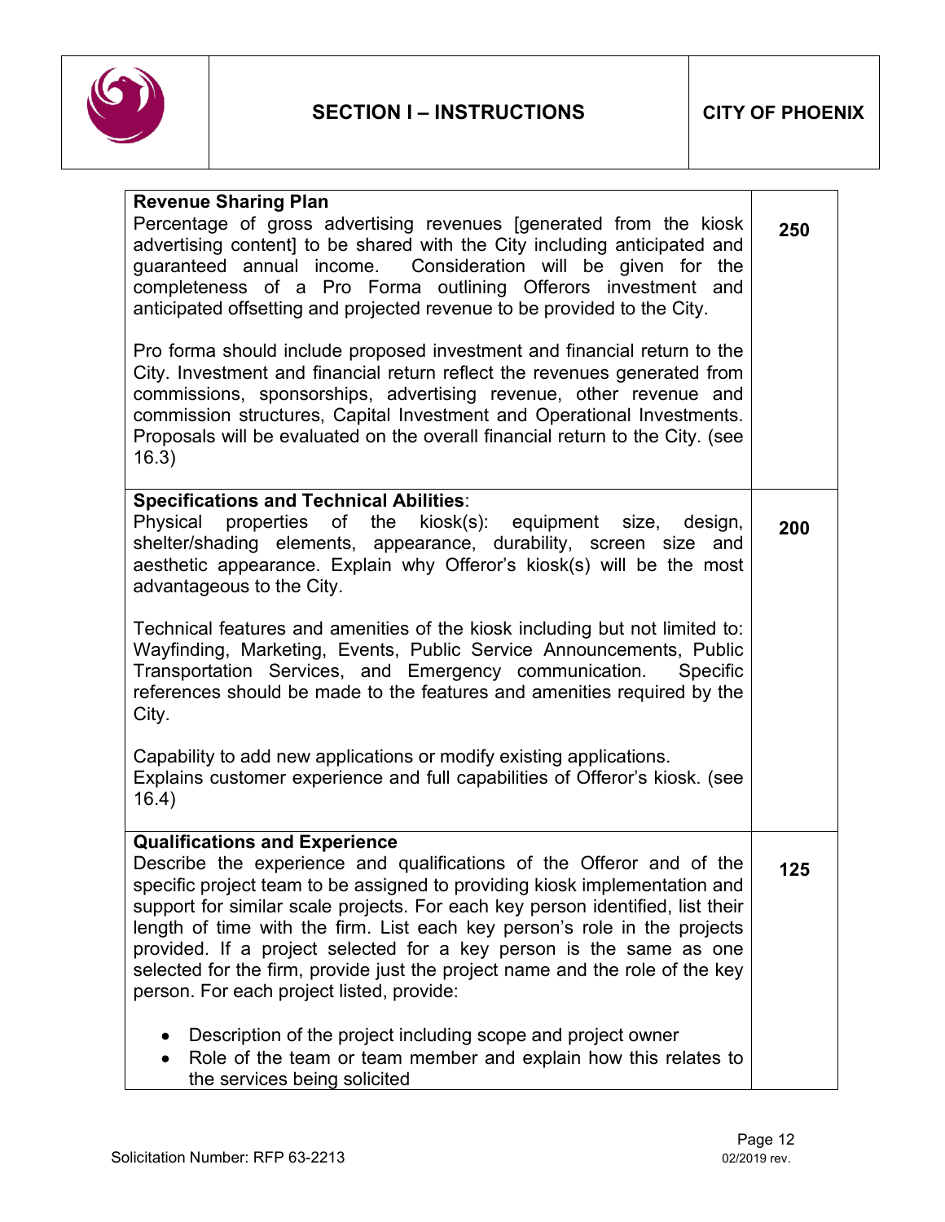| | |
|---|---|
| **Revenue Sharing Plan**<br>Percentage of gross advertising revenues [generated from the kiosk advertising content] to be shared with the City including anticipated and guaranteed annual income. Consideration will be given for the completeness of a Pro Forma outlining Offerors investment and anticipated offsetting and projected revenue to be provided to the City.<br><br>Pro forma should include proposed investment and financial return to the City. Investment and financial return reflect the revenues generated from commissions, sponsorships, advertising revenue, other revenue and commission structures, Capital Investment and Operational Investments. Proposals will be evaluated on the overall financial return to the City. (see 16.3) | **250** |
| **Specifications and Technical Abilities**:<br>Physical properties of the kiosk(s): equipment size, design, shelter/shading elements, appearance, durability, screen size and aesthetic appearance. Explain why Offeror's kiosk(s) will be the most advantageous to the City.<br><br>Technical features and amenities of the kiosk including but not limited to: Wayfinding, Marketing, Events, Public Service Announcements, Public Transportation Services, and Emergency communication. Specific references should be made to the features and amenities required by the City.<br><br>Capability to add new applications or modify existing applications.<br>Explains customer experience and full capabilities of Offeror's kiosk. (see 16.4) | **200** |
| **Qualifications and Experience**<br>Describe the experience and qualifications of the Offeror and of the specific project team to be assigned to providing kiosk implementation and support for similar scale projects. For each key person identified, list their length of time with the firm. List each key person's role in the projects provided. If a project selected for a key person is the same as one selected for the firm, provide just the project name and the role of the key person. For each project listed, provide:<br><br>• Description of the project including scope and project owner<br>• Role of the team or team member and explain how this relates to the services being solicited | **125** |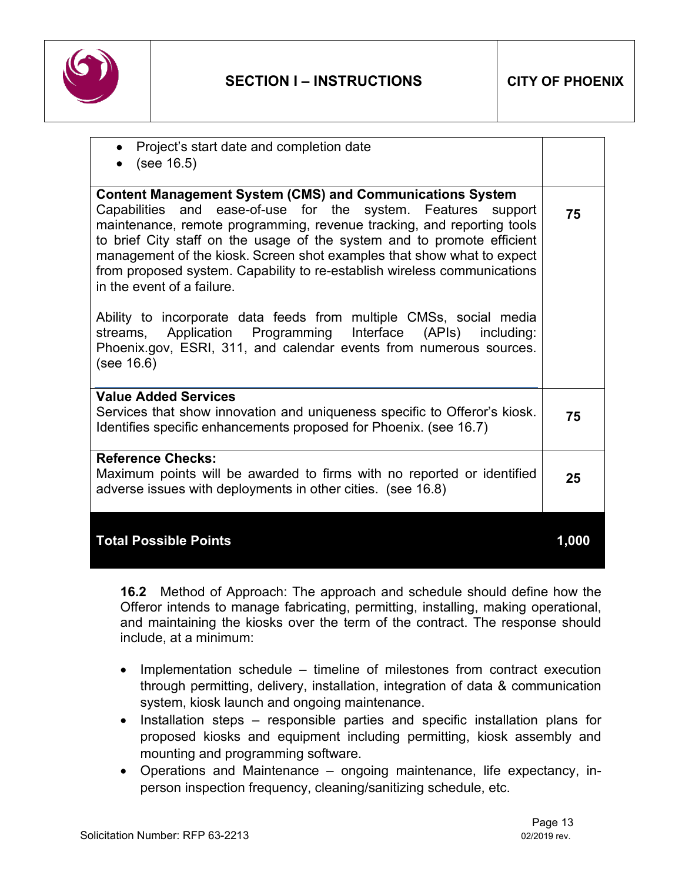| | |
|---|---|
| • Project's start date and completion date<br>• (see 16.5) | |
| **Content Management System (CMS) and Communications System**<br>Capabilities and ease-of-use for the system. Features support maintenance, remote programming, revenue tracking, and reporting tools to brief City staff on the usage of the system and to promote efficient management of the kiosk. Screen shot examples that show what to expect from proposed system. Capability to re-establish wireless communications in the event of a failure.<br><br>Ability to incorporate data feeds from multiple CMSs, social media streams, Application Programming Interface (APIs) including: Phoenix.gov, ESRI, 311, and calendar events from numerous sources. (see 16.6) | 75 |
| **Value Added Services**<br>Services that show innovation and uniqueness specific to Offeror's kiosk. Identifies specific enhancements proposed for Phoenix. (see 16.7) | 75 |
| **Reference Checks:**<br>Maximum points will be awarded to firms with no reported or identified adverse issues with deployments in other cities. (see 16.8) | 25 |
| **Total Possible Points** | **1,000** |

**16.2** Method of Approach: The approach and schedule should define how the Offeror intends to manage fabricating, permitting, installing, making operational, and maintaining the kiosks over the term of the contract. The response should include, at a minimum:

- Implementation schedule – timeline of milestones from contract execution through permitting, delivery, installation, integration of data & communication system, kiosk launch and ongoing maintenance.
- Installation steps – responsible parties and specific installation plans for proposed kiosks and equipment including permitting, kiosk assembly and mounting and programming software.
- Operations and Maintenance – ongoing maintenance, life expectancy, in-person inspection frequency, cleaning/sanitizing schedule, etc.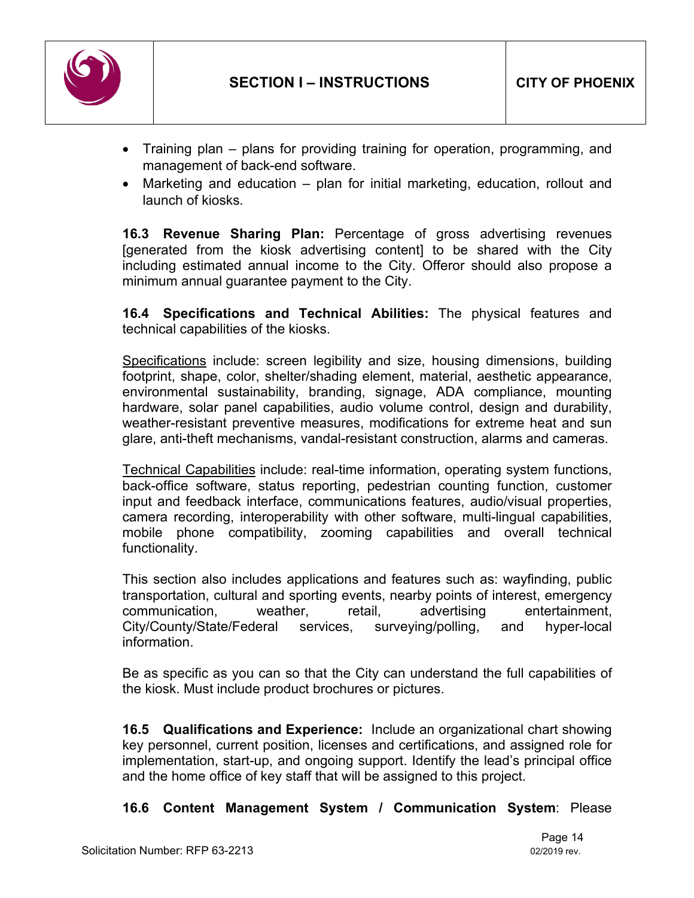- Training plan – plans for providing training for operation, programming, and management of back-end software.
- Marketing and education – plan for initial marketing, education, rollout and launch of kiosks.

**16.3 Revenue Sharing Plan:** Percentage of gross advertising revenues [generated from the kiosk advertising content] to be shared with the City including estimated annual income to the City. Offeror should also propose a minimum annual guarantee payment to the City.

**16.4 Specifications and Technical Abilities:** The physical features and technical capabilities of the kiosks.

Specifications include: screen legibility and size, housing dimensions, building footprint, shape, color, shelter/shading element, material, aesthetic appearance, environmental sustainability, branding, signage, ADA compliance, mounting hardware, solar panel capabilities, audio volume control, design and durability, weather-resistant preventive measures, modifications for extreme heat and sun glare, anti-theft mechanisms, vandal-resistant construction, alarms and cameras.

Technical Capabilities include: real-time information, operating system functions, back-office software, status reporting, pedestrian counting function, customer input and feedback interface, communications features, audio/visual properties, camera recording, interoperability with other software, multi-lingual capabilities, mobile phone compatibility, zooming capabilities and overall technical functionality.

This section also includes applications and features such as: wayfinding, public transportation, cultural and sporting events, nearby points of interest, emergency communication, weather, retail, advertising entertainment, City/County/State/Federal services, surveying/polling, and hyper-local information.

Be as specific as you can so that the City can understand the full capabilities of the kiosk. Must include product brochures or pictures.

**16.5 Qualifications and Experience:** Include an organizational chart showing key personnel, current position, licenses and certifications, and assigned role for implementation, start-up, and ongoing support. Identify the lead's principal office and the home office of key staff that will be assigned to this project.

**16.6 Content Management System / Communication System**: Please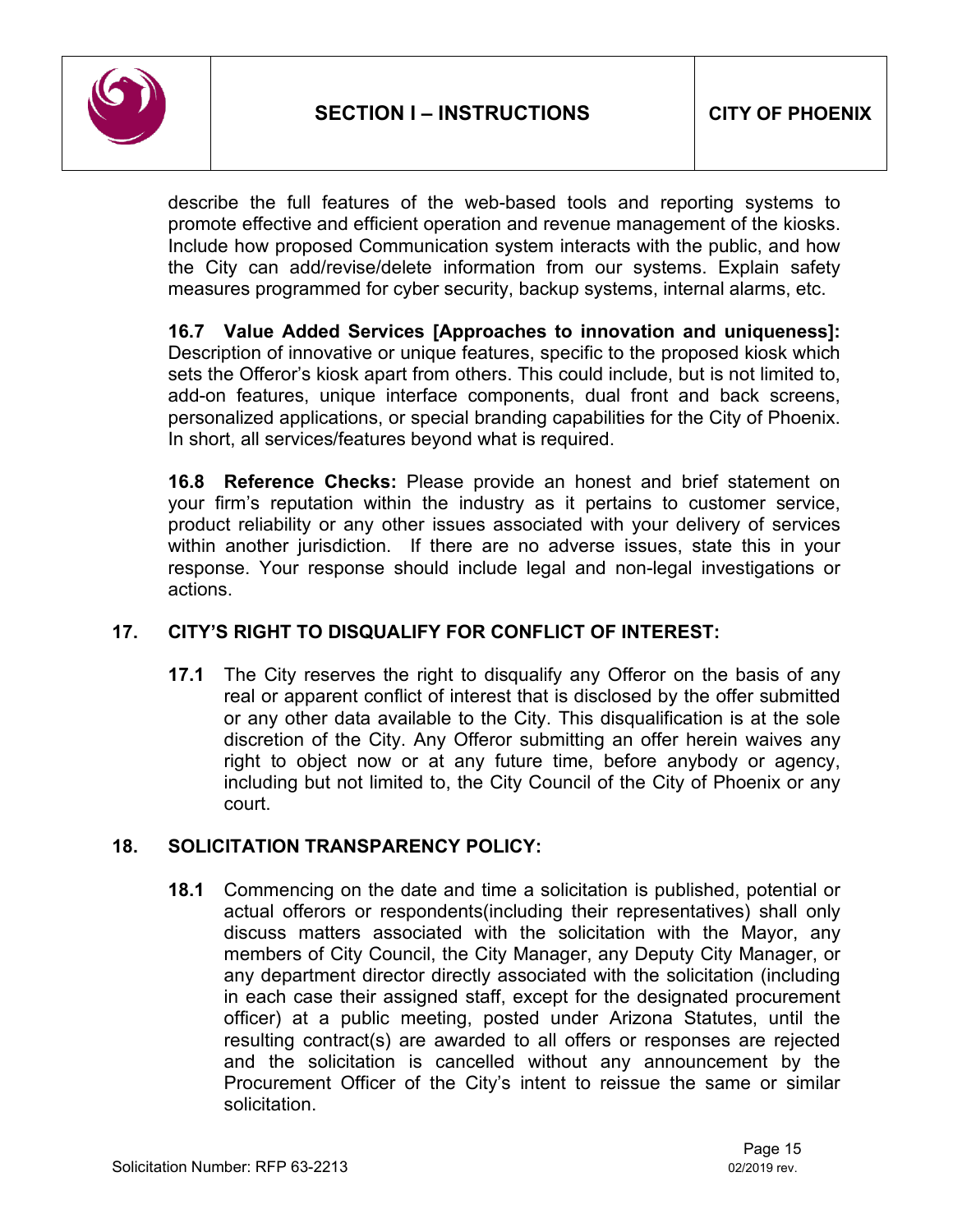describe the full features of the web-based tools and reporting systems to promote effective and efficient operation and revenue management of the kiosks. Include how proposed Communication system interacts with the public, and how the City can add/revise/delete information from our systems. Explain safety measures programmed for cyber security, backup systems, internal alarms, etc.

**16.7 Value Added Services [Approaches to innovation and uniqueness]:** Description of innovative or unique features, specific to the proposed kiosk which sets the Offeror's kiosk apart from others. This could include, but is not limited to, add-on features, unique interface components, dual front and back screens, personalized applications, or special branding capabilities for the City of Phoenix. In short, all services/features beyond what is required.

**16.8 Reference Checks:** Please provide an honest and brief statement on your firm's reputation within the industry as it pertains to customer service, product reliability or any other issues associated with your delivery of services within another jurisdiction. If there are no adverse issues, state this in your response. Your response should include legal and non-legal investigations or actions.

## 17. CITY'S RIGHT TO DISQUALIFY FOR CONFLICT OF INTEREST:

**17.1** The City reserves the right to disqualify any Offeror on the basis of any real or apparent conflict of interest that is disclosed by the offer submitted or any other data available to the City. This disqualification is at the sole discretion of the City. Any Offeror submitting an offer herein waives any right to object now or at any future time, before anybody or agency, including but not limited to, the City Council of the City of Phoenix or any court.

## 18. SOLICITATION TRANSPARENCY POLICY:

**18.1** Commencing on the date and time a solicitation is published, potential or actual offerors or respondents(including their representatives) shall only discuss matters associated with the solicitation with the Mayor, any members of City Council, the City Manager, any Deputy City Manager, or any department director directly associated with the solicitation (including in each case their assigned staff, except for the designated procurement officer) at a public meeting, posted under Arizona Statutes, until the resulting contract(s) are awarded to all offers or responses are rejected and the solicitation is cancelled without any announcement by the Procurement Officer of the City's intent to reissue the same or similar solicitation.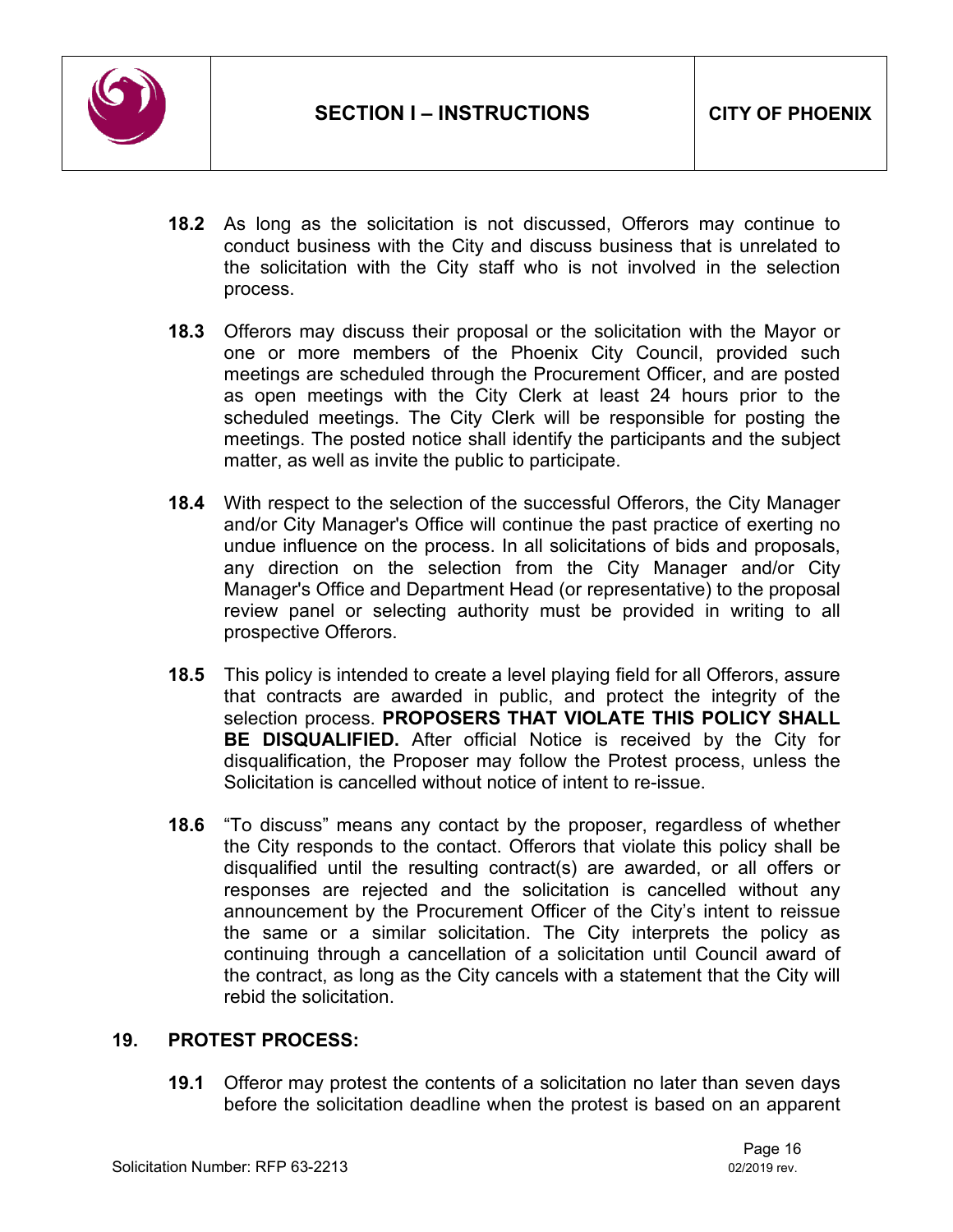**18.2** As long as the solicitation is not discussed, Offerors may continue to conduct business with the City and discuss business that is unrelated to the solicitation with the City staff who is not involved in the selection process.

**18.3** Offerors may discuss their proposal or the solicitation with the Mayor or one or more members of the Phoenix City Council, provided such meetings are scheduled through the Procurement Officer, and are posted as open meetings with the City Clerk at least 24 hours prior to the scheduled meetings. The City Clerk will be responsible for posting the meetings. The posted notice shall identify the participants and the subject matter, as well as invite the public to participate.

**18.4** With respect to the selection of the successful Offerors, the City Manager and/or City Manager's Office will continue the past practice of exerting no undue influence on the process. In all solicitations of bids and proposals, any direction on the selection from the City Manager and/or City Manager's Office and Department Head (or representative) to the proposal review panel or selecting authority must be provided in writing to all prospective Offerors.

**18.5** This policy is intended to create a level playing field for all Offerors, assure that contracts are awarded in public, and protect the integrity of the selection process. **PROPOSERS THAT VIOLATE THIS POLICY SHALL BE DISQUALIFIED.** After official Notice is received by the City for disqualification, the Proposer may follow the Protest process, unless the Solicitation is cancelled without notice of intent to re-issue.

**18.6** "To discuss" means any contact by the proposer, regardless of whether the City responds to the contact. Offerors that violate this policy shall be disqualified until the resulting contract(s) are awarded, or all offers or responses are rejected and the solicitation is cancelled without any announcement by the Procurement Officer of the City's intent to reissue the same or a similar solicitation. The City interprets the policy as continuing through a cancellation of a solicitation until Council award of the contract, as long as the City cancels with a statement that the City will rebid the solicitation.

## 19. PROTEST PROCESS:

**19.1** Offeror may protest the contents of a solicitation no later than seven days before the solicitation deadline when the protest is based on an apparent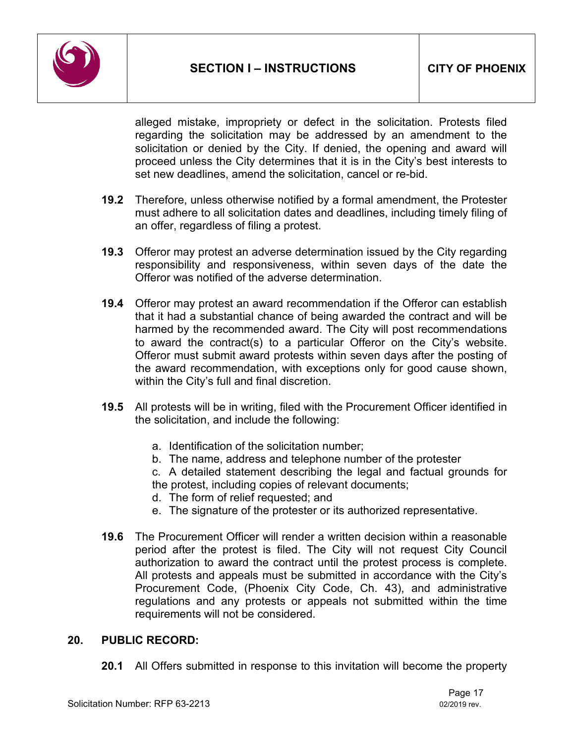alleged mistake, impropriety or defect in the solicitation. Protests filed regarding the solicitation may be addressed by an amendment to the solicitation or denied by the City. If denied, the opening and award will proceed unless the City determines that it is in the City's best interests to set new deadlines, amend the solicitation, cancel or re-bid.

**19.2** Therefore, unless otherwise notified by a formal amendment, the Protester must adhere to all solicitation dates and deadlines, including timely filing of an offer, regardless of filing a protest.

**19.3** Offeror may protest an adverse determination issued by the City regarding responsibility and responsiveness, within seven days of the date the Offeror was notified of the adverse determination.

**19.4** Offeror may protest an award recommendation if the Offeror can establish that it had a substantial chance of being awarded the contract and will be harmed by the recommended award. The City will post recommendations to award the contract(s) to a particular Offeror on the City's website. Offeror must submit award protests within seven days after the posting of the award recommendation, with exceptions only for good cause shown, within the City's full and final discretion.

**19.5** All protests will be in writing, filed with the Procurement Officer identified in the solicitation, and include the following:

a. Identification of the solicitation number;
b. The name, address and telephone number of the protester
c. A detailed statement describing the legal and factual grounds for the protest, including copies of relevant documents;
d. The form of relief requested; and
e. The signature of the protester or its authorized representative.

**19.6** The Procurement Officer will render a written decision within a reasonable period after the protest is filed. The City will not request City Council authorization to award the contract until the protest process is complete. All protests and appeals must be submitted in accordance with the City's Procurement Code, (Phoenix City Code, Ch. 43), and administrative regulations and any protests or appeals not submitted within the time requirements will not be considered.

## 20. PUBLIC RECORD:

**20.1** All Offers submitted in response to this invitation will become the property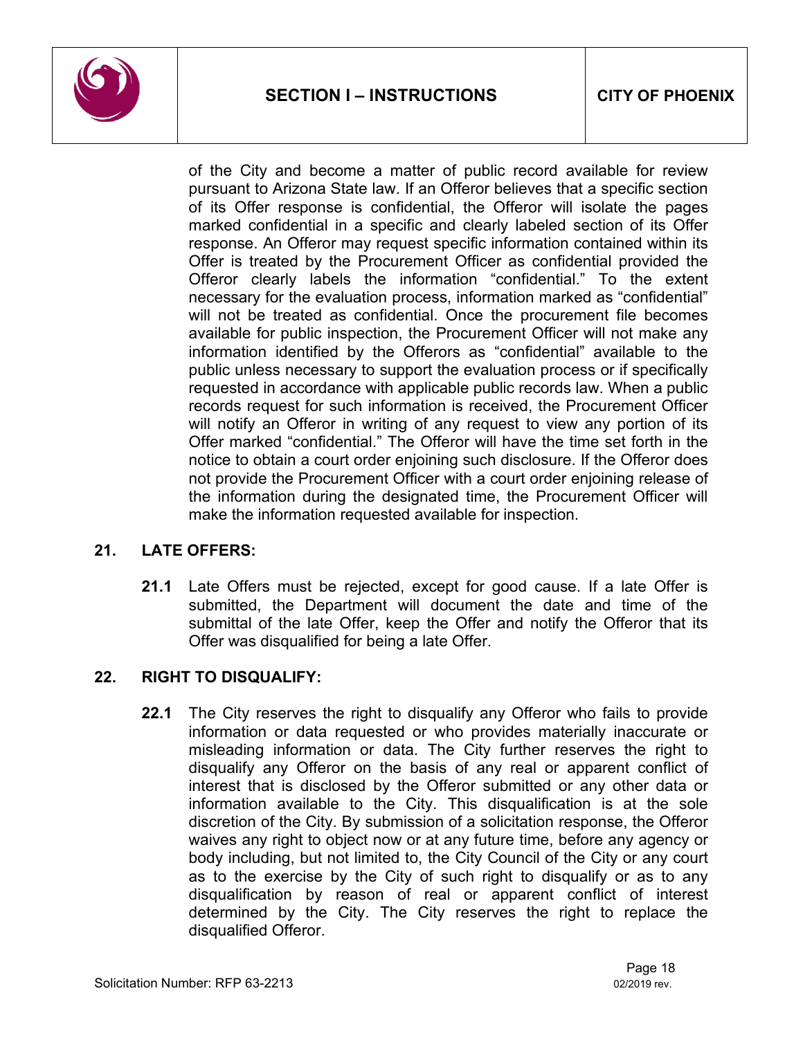of the City and become a matter of public record available for review pursuant to Arizona State law. If an Offeror believes that a specific section of its Offer response is confidential, the Offeror will isolate the pages marked confidential in a specific and clearly labeled section of its Offer response. An Offeror may request specific information contained within its Offer is treated by the Procurement Officer as confidential provided the Offeror clearly labels the information "confidential." To the extent necessary for the evaluation process, information marked as "confidential" will not be treated as confidential. Once the procurement file becomes available for public inspection, the Procurement Officer will not make any information identified by the Offerors as "confidential" available to the public unless necessary to support the evaluation process or if specifically requested in accordance with applicable public records law. When a public records request for such information is received, the Procurement Officer will notify an Offeror in writing of any request to view any portion of its Offer marked "confidential." The Offeror will have the time set forth in the notice to obtain a court order enjoining such disclosure. If the Offeror does not provide the Procurement Officer with a court order enjoining release of the information during the designated time, the Procurement Officer will make the information requested available for inspection.

## 21. LATE OFFERS:

**21.1** Late Offers must be rejected, except for good cause. If a late Offer is submitted, the Department will document the date and time of the submittal of the late Offer, keep the Offer and notify the Offeror that its Offer was disqualified for being a late Offer.

## 22. RIGHT TO DISQUALIFY:

**22.1** The City reserves the right to disqualify any Offeror who fails to provide information or data requested or who provides materially inaccurate or misleading information or data. The City further reserves the right to disqualify any Offeror on the basis of any real or apparent conflict of interest that is disclosed by the Offeror submitted or any other data or information available to the City. This disqualification is at the sole discretion of the City. By submission of a solicitation response, the Offeror waives any right to object now or at any future time, before any agency or body including, but not limited to, the City Council of the City or any court as to the exercise by the City of such right to disqualify or as to any disqualification by reason of real or apparent conflict of interest determined by the City. The City reserves the right to replace the disqualified Offeror.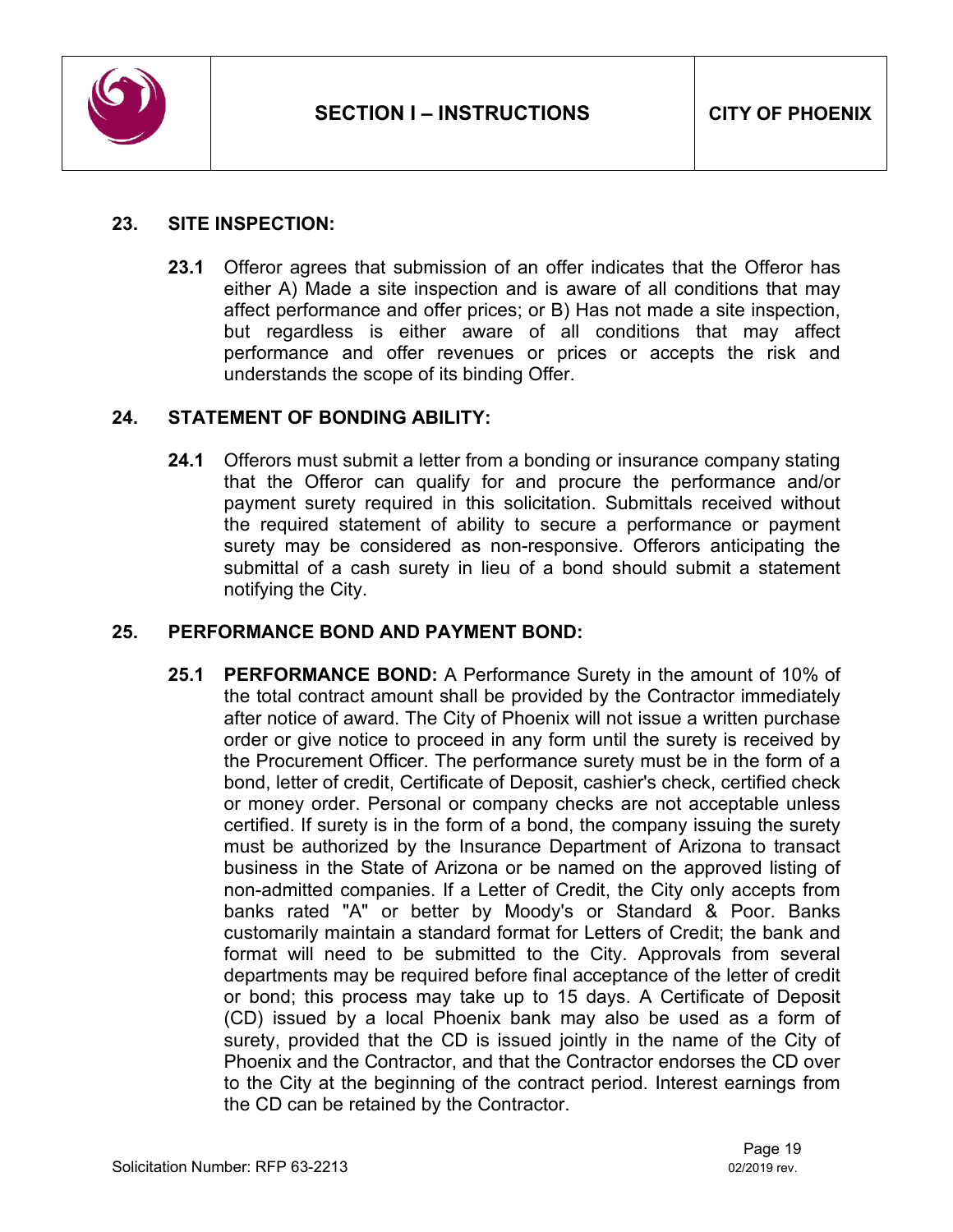## 23. SITE INSPECTION:

**23.1** Offeror agrees that submission of an offer indicates that the Offeror has either A) Made a site inspection and is aware of all conditions that may affect performance and offer prices; or B) Has not made a site inspection, but regardless is either aware of all conditions that may affect performance and offer revenues or prices or accepts the risk and understands the scope of its binding Offer.

## 24. STATEMENT OF BONDING ABILITY:

**24.1** Offerors must submit a letter from a bonding or insurance company stating that the Offeror can qualify for and procure the performance and/or payment surety required in this solicitation. Submittals received without the required statement of ability to secure a performance or payment surety may be considered as non-responsive. Offerors anticipating the submittal of a cash surety in lieu of a bond should submit a statement notifying the City.

## 25. PERFORMANCE BOND AND PAYMENT BOND:

**25.1 PERFORMANCE BOND:** A Performance Surety in the amount of 10% of the total contract amount shall be provided by the Contractor immediately after notice of award. The City of Phoenix will not issue a written purchase order or give notice to proceed in any form until the surety is received by the Procurement Officer. The performance surety must be in the form of a bond, letter of credit, Certificate of Deposit, cashier's check, certified check or money order. Personal or company checks are not acceptable unless certified. If surety is in the form of a bond, the company issuing the surety must be authorized by the Insurance Department of Arizona to transact business in the State of Arizona or be named on the approved listing of non-admitted companies. If a Letter of Credit, the City only accepts from banks rated "A" or better by Moody's or Standard & Poor. Banks customarily maintain a standard format for Letters of Credit; the bank and format will need to be submitted to the City. Approvals from several departments may be required before final acceptance of the letter of credit or bond; this process may take up to 15 days. A Certificate of Deposit (CD) issued by a local Phoenix bank may also be used as a form of surety, provided that the CD is issued jointly in the name of the City of Phoenix and the Contractor, and that the Contractor endorses the CD over to the City at the beginning of the contract period. Interest earnings from the CD can be retained by the Contractor.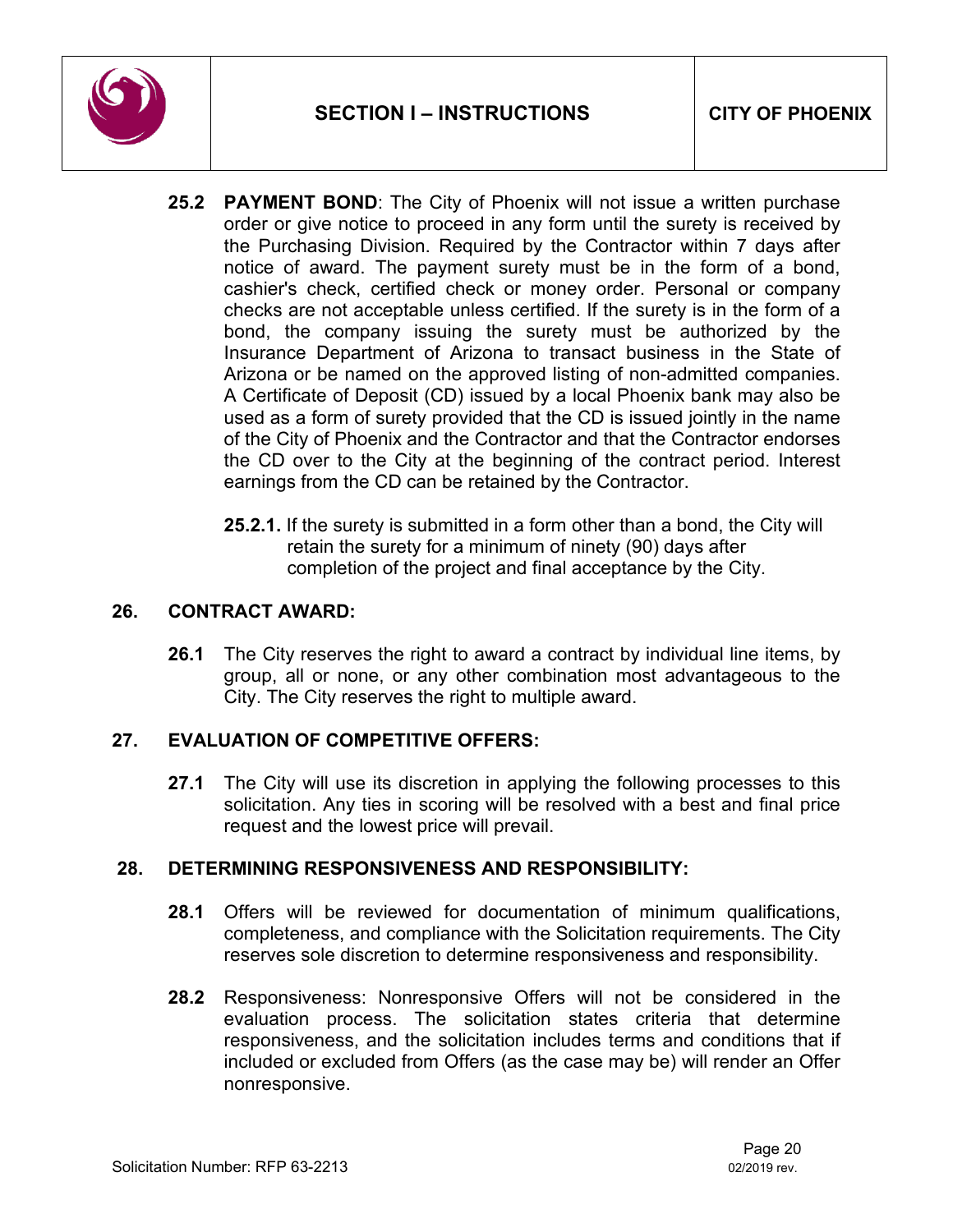**25.2 PAYMENT BOND**: The City of Phoenix will not issue a written purchase order or give notice to proceed in any form until the surety is received by the Purchasing Division. Required by the Contractor within 7 days after notice of award. The payment surety must be in the form of a bond, cashier's check, certified check or money order. Personal or company checks are not acceptable unless certified. If the surety is in the form of a bond, the company issuing the surety must be authorized by the Insurance Department of Arizona to transact business in the State of Arizona or be named on the approved listing of non-admitted companies. A Certificate of Deposit (CD) issued by a local Phoenix bank may also be used as a form of surety provided that the CD is issued jointly in the name of the City of Phoenix and the Contractor and that the Contractor endorses the CD over to the City at the beginning of the contract period. Interest earnings from the CD can be retained by the Contractor.

**25.2.1.** If the surety is submitted in a form other than a bond, the City will retain the surety for a minimum of ninety (90) days after completion of the project and final acceptance by the City.

## 26. CONTRACT AWARD:

**26.1** The City reserves the right to award a contract by individual line items, by group, all or none, or any other combination most advantageous to the City. The City reserves the right to multiple award.

## 27. EVALUATION OF COMPETITIVE OFFERS:

**27.1** The City will use its discretion in applying the following processes to this solicitation. Any ties in scoring will be resolved with a best and final price request and the lowest price will prevail.

## 28. DETERMINING RESPONSIVENESS AND RESPONSIBILITY:

**28.1** Offers will be reviewed for documentation of minimum qualifications, completeness, and compliance with the Solicitation requirements. The City reserves sole discretion to determine responsiveness and responsibility.

**28.2** Responsiveness: Nonresponsive Offers will not be considered in the evaluation process. The solicitation states criteria that determine responsiveness, and the solicitation includes terms and conditions that if included or excluded from Offers (as the case may be) will render an Offer nonresponsive.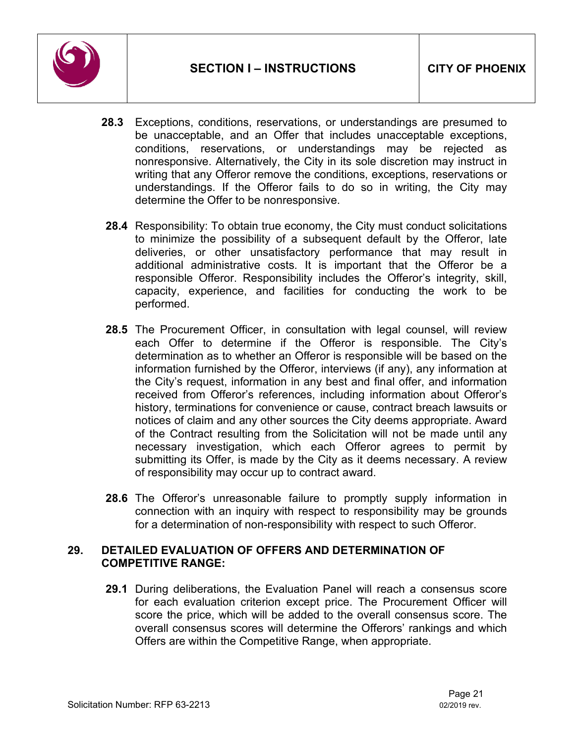**28.3** Exceptions, conditions, reservations, or understandings are presumed to be unacceptable, and an Offer that includes unacceptable exceptions, conditions, reservations, or understandings may be rejected as nonresponsive. Alternatively, the City in its sole discretion may instruct in writing that any Offeror remove the conditions, exceptions, reservations or understandings. If the Offeror fails to do so in writing, the City may determine the Offer to be nonresponsive.

**28.4** Responsibility: To obtain true economy, the City must conduct solicitations to minimize the possibility of a subsequent default by the Offeror, late deliveries, or other unsatisfactory performance that may result in additional administrative costs. It is important that the Offeror be a responsible Offeror. Responsibility includes the Offeror's integrity, skill, capacity, experience, and facilities for conducting the work to be performed.

**28.5** The Procurement Officer, in consultation with legal counsel, will review each Offer to determine if the Offeror is responsible. The City's determination as to whether an Offeror is responsible will be based on the information furnished by the Offeror, interviews (if any), any information at the City's request, information in any best and final offer, and information received from Offeror's references, including information about Offeror's history, terminations for convenience or cause, contract breach lawsuits or notices of claim and any other sources the City deems appropriate. Award of the Contract resulting from the Solicitation will not be made until any necessary investigation, which each Offeror agrees to permit by submitting its Offer, is made by the City as it deems necessary. A review of responsibility may occur up to contract award.

**28.6** The Offeror's unreasonable failure to promptly supply information in connection with an inquiry with respect to responsibility may be grounds for a determination of non-responsibility with respect to such Offeror.

## 29. DETAILED EVALUATION OF OFFERS AND DETERMINATION OF COMPETITIVE RANGE:

**29.1** During deliberations, the Evaluation Panel will reach a consensus score for each evaluation criterion except price. The Procurement Officer will score the price, which will be added to the overall consensus score. The overall consensus scores will determine the Offerors' rankings and which Offers are within the Competitive Range, when appropriate.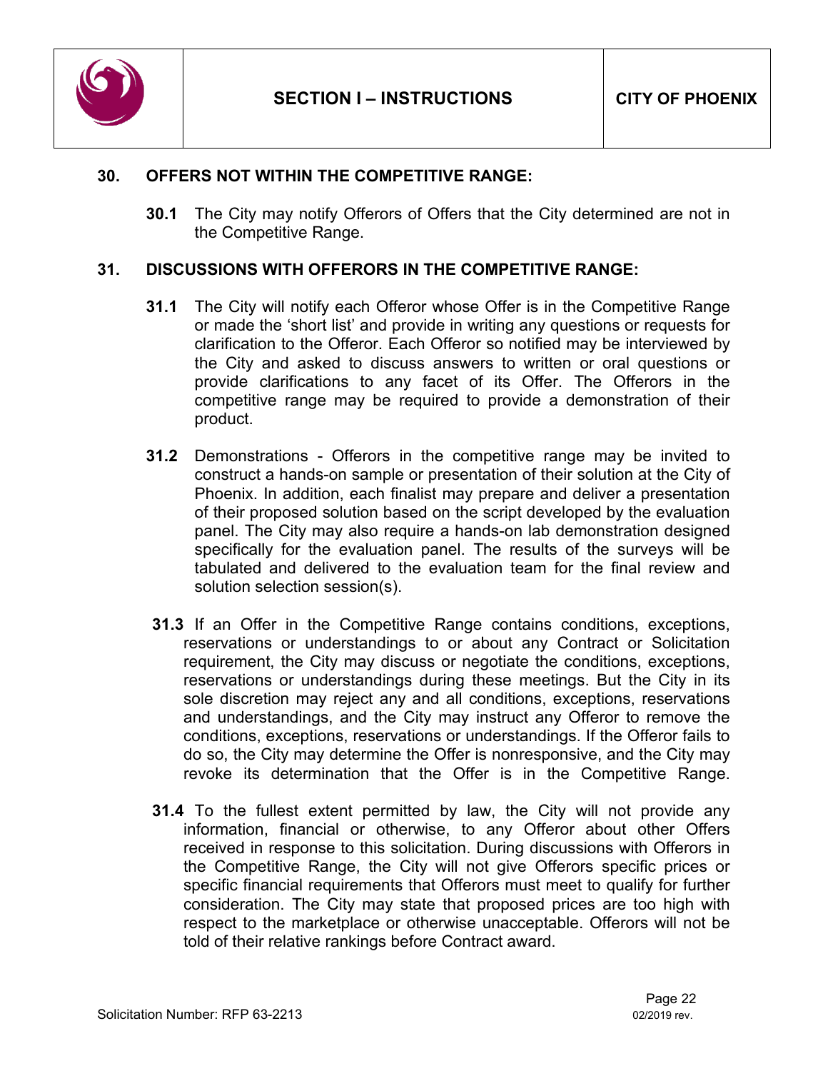## 30. OFFERS NOT WITHIN THE COMPETITIVE RANGE:

**30.1** The City may notify Offerors of Offers that the City determined are not in the Competitive Range.

## 31. DISCUSSIONS WITH OFFERORS IN THE COMPETITIVE RANGE:

**31.1** The City will notify each Offeror whose Offer is in the Competitive Range or made the 'short list' and provide in writing any questions or requests for clarification to the Offeror. Each Offeror so notified may be interviewed by the City and asked to discuss answers to written or oral questions or provide clarifications to any facet of its Offer. The Offerors in the competitive range may be required to provide a demonstration of their product.

**31.2** Demonstrations - Offerors in the competitive range may be invited to construct a hands-on sample or presentation of their solution at the City of Phoenix. In addition, each finalist may prepare and deliver a presentation of their proposed solution based on the script developed by the evaluation panel. The City may also require a hands-on lab demonstration designed specifically for the evaluation panel. The results of the surveys will be tabulated and delivered to the evaluation team for the final review and solution selection session(s).

**31.3** If an Offer in the Competitive Range contains conditions, exceptions, reservations or understandings to or about any Contract or Solicitation requirement, the City may discuss or negotiate the conditions, exceptions, reservations or understandings during these meetings. But the City in its sole discretion may reject any and all conditions, exceptions, reservations and understandings, and the City may instruct any Offeror to remove the conditions, exceptions, reservations or understandings. If the Offeror fails to do so, the City may determine the Offer is nonresponsive, and the City may revoke its determination that the Offer is in the Competitive Range.

**31.4** To the fullest extent permitted by law, the City will not provide any information, financial or otherwise, to any Offeror about other Offers received in response to this solicitation. During discussions with Offerors in the Competitive Range, the City will not give Offerors specific prices or specific financial requirements that Offerors must meet to qualify for further consideration. The City may state that proposed prices are too high with respect to the marketplace or otherwise unacceptable. Offerors will not be told of their relative rankings before Contract award.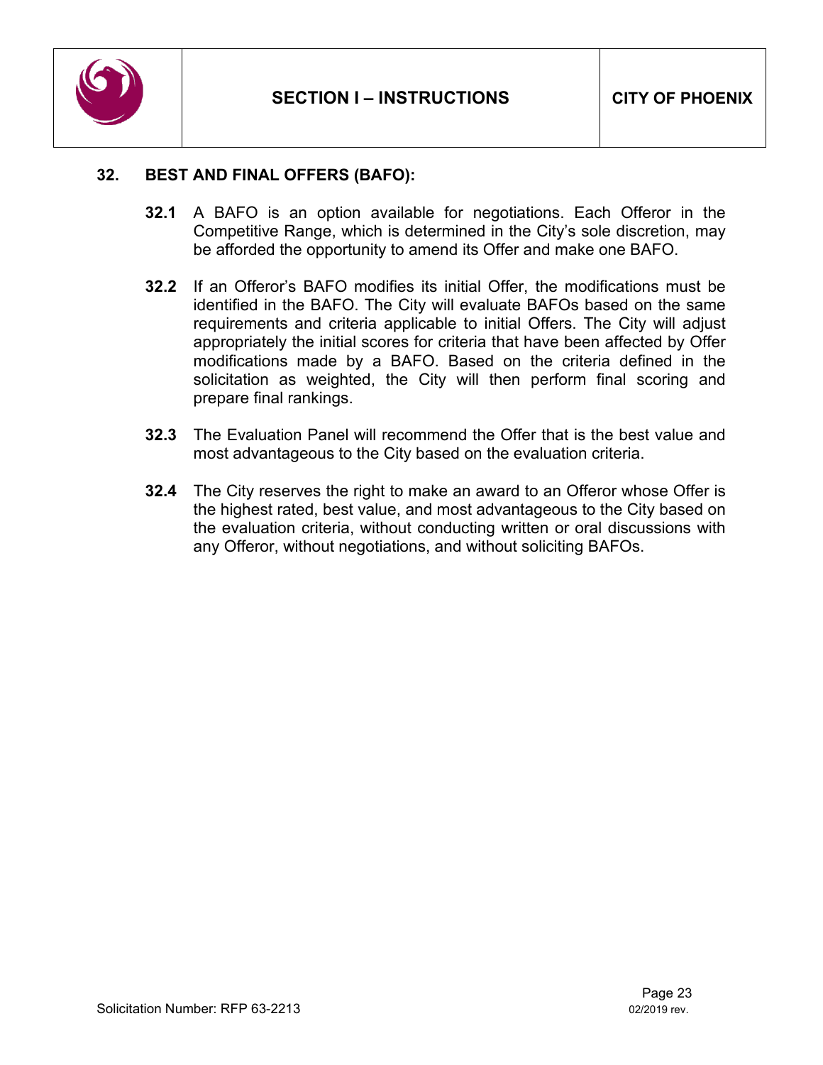## 32. BEST AND FINAL OFFERS (BAFO):

**32.1** A BAFO is an option available for negotiations. Each Offeror in the Competitive Range, which is determined in the City's sole discretion, may be afforded the opportunity to amend its Offer and make one BAFO.

**32.2** If an Offeror's BAFO modifies its initial Offer, the modifications must be identified in the BAFO. The City will evaluate BAFOs based on the same requirements and criteria applicable to initial Offers. The City will adjust appropriately the initial scores for criteria that have been affected by Offer modifications made by a BAFO. Based on the criteria defined in the solicitation as weighted, the City will then perform final scoring and prepare final rankings.

**32.3** The Evaluation Panel will recommend the Offer that is the best value and most advantageous to the City based on the evaluation criteria.

**32.4** The City reserves the right to make an award to an Offeror whose Offer is the highest rated, best value, and most advantageous to the City based on the evaluation criteria, without conducting written or oral discussions with any Offeror, without negotiations, and without soliciting BAFOs.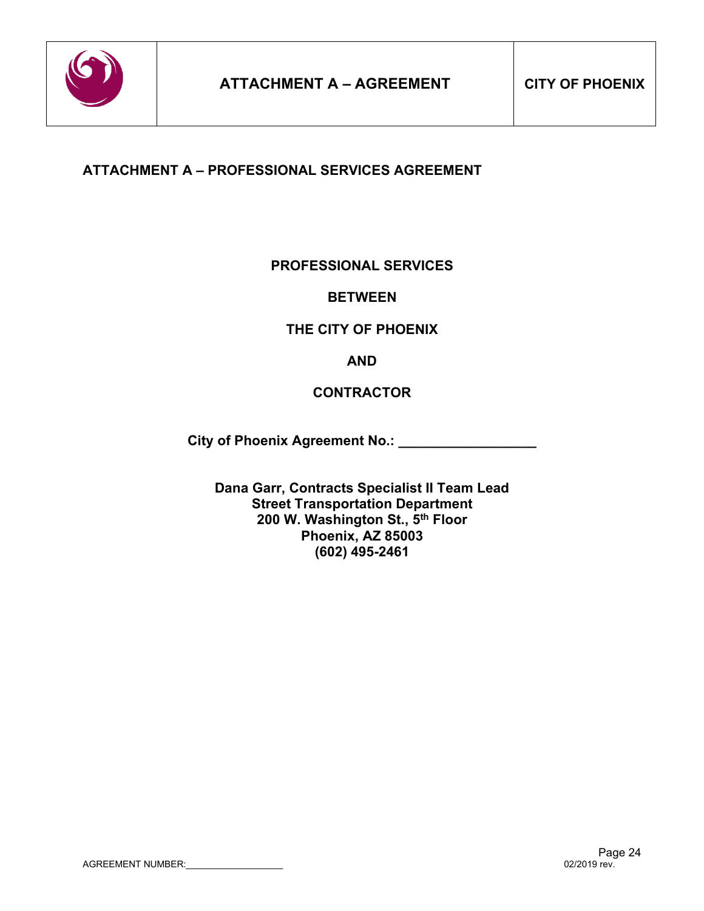# ATTACHMENT A – PROFESSIONAL SERVICES AGREEMENT

**PROFESSIONAL SERVICES**

**BETWEEN**

**THE CITY OF PHOENIX**

**AND**

**CONTRACTOR**

**City of Phoenix Agreement No.: ___________________**

**Dana Garr, Contracts Specialist II Team Lead**
**Street Transportation Department**
**200 W. Washington St., 5th Floor**
**Phoenix, AZ 85003**
**(602) 495-2461**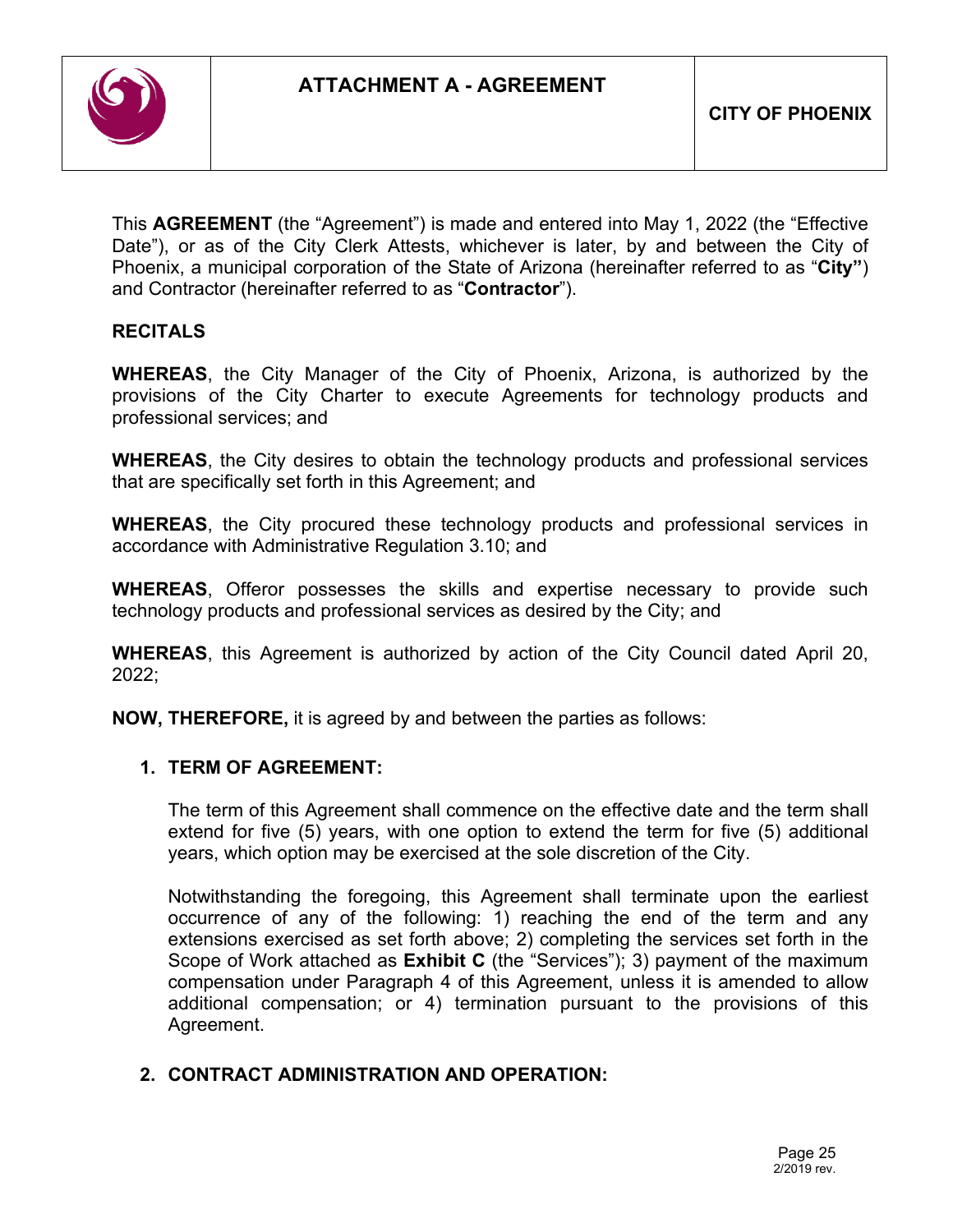# ATTACHMENT A - AGREEMENT

**CITY OF PHOENIX**

This **AGREEMENT** (the "Agreement") is made and entered into May 1, 2022 (the "Effective Date"), or as of the City Clerk Attests, whichever is later, by and between the City of Phoenix, a municipal corporation of the State of Arizona (hereinafter referred to as "**City**") and Contractor (hereinafter referred to as "**Contractor**").

**RECITALS**

**WHEREAS**, the City Manager of the City of Phoenix, Arizona, is authorized by the provisions of the City Charter to execute Agreements for technology products and professional services; and

**WHEREAS**, the City desires to obtain the technology products and professional services that are specifically set forth in this Agreement; and

**WHEREAS**, the City procured these technology products and professional services in accordance with Administrative Regulation 3.10; and

**WHEREAS**, Offeror possesses the skills and expertise necessary to provide such technology products and professional services as desired by the City; and

**WHEREAS**, this Agreement is authorized by action of the City Council dated April 20, 2022;

**NOW, THEREFORE,** it is agreed by and between the parties as follows:

1. **TERM OF AGREEMENT:**

   The term of this Agreement shall commence on the effective date and the term shall extend for five (5) years, with one option to extend the term for five (5) additional years, which option may be exercised at the sole discretion of the City.

   Notwithstanding the foregoing, this Agreement shall terminate upon the earliest occurrence of any of the following: 1) reaching the end of the term and any extensions exercised as set forth above; 2) completing the services set forth in the Scope of Work attached as **Exhibit C** (the "Services"); 3) payment of the maximum compensation under Paragraph 4 of this Agreement, unless it is amended to allow additional compensation; or 4) termination pursuant to the provisions of this Agreement.

2. **CONTRACT ADMINISTRATION AND OPERATION:**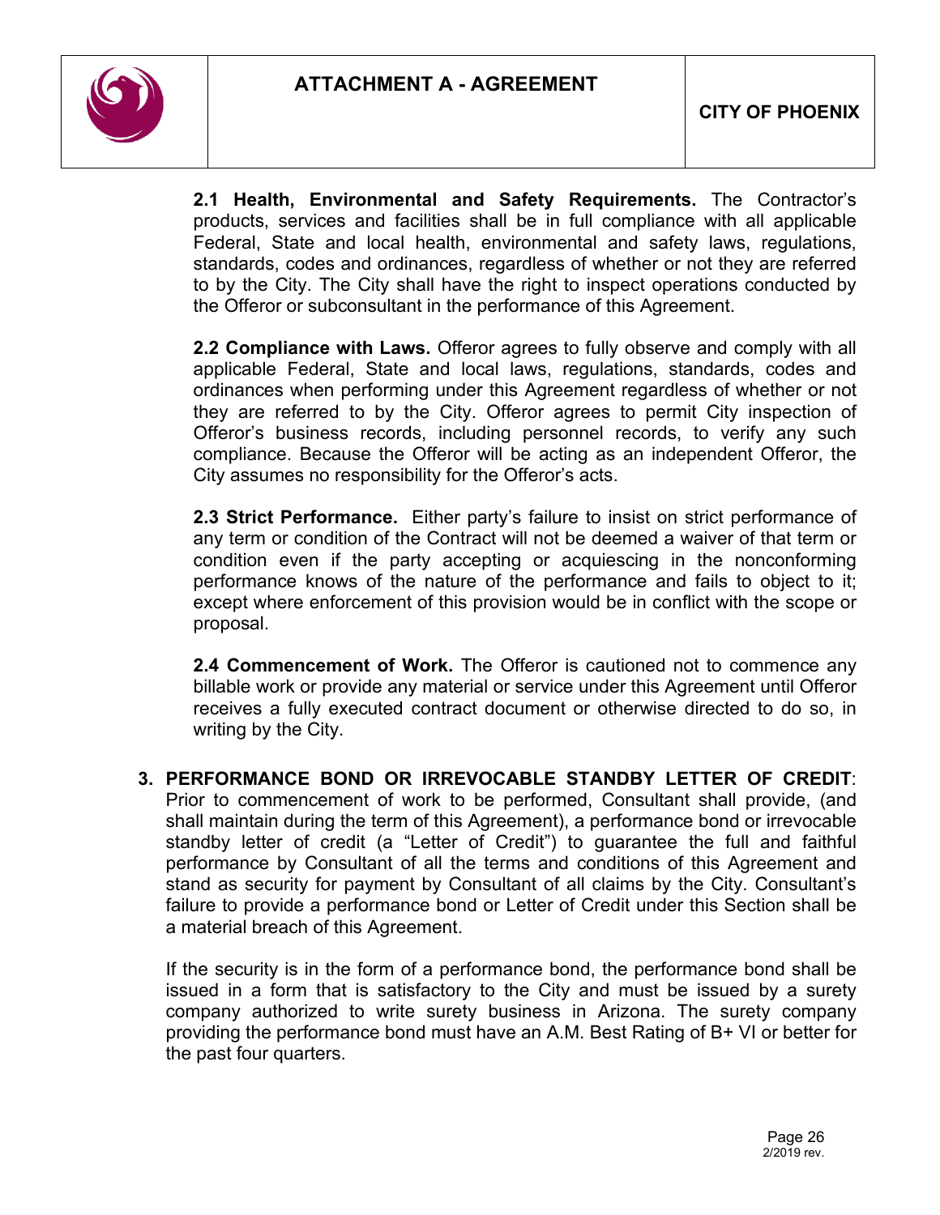**2.1 Health, Environmental and Safety Requirements.** The Contractor's products, services and facilities shall be in full compliance with all applicable Federal, State and local health, environmental and safety laws, regulations, standards, codes and ordinances, regardless of whether or not they are referred to by the City. The City shall have the right to inspect operations conducted by the Offeror or subconsultant in the performance of this Agreement.

**2.2 Compliance with Laws.** Offeror agrees to fully observe and comply with all applicable Federal, State and local laws, regulations, standards, codes and ordinances when performing under this Agreement regardless of whether or not they are referred to by the City. Offeror agrees to permit City inspection of Offeror's business records, including personnel records, to verify any such compliance. Because the Offeror will be acting as an independent Offeror, the City assumes no responsibility for the Offeror's acts.

**2.3 Strict Performance.** Either party's failure to insist on strict performance of any term or condition of the Contract will not be deemed a waiver of that term or condition even if the party accepting or acquiescing in the nonconforming performance knows of the nature of the performance and fails to object to it; except where enforcement of this provision would be in conflict with the scope or proposal.

**2.4 Commencement of Work.** The Offeror is cautioned not to commence any billable work or provide any material or service under this Agreement until Offeror receives a fully executed contract document or otherwise directed to do so, in writing by the City.

3. **PERFORMANCE BOND OR IRREVOCABLE STANDBY LETTER OF CREDIT**: Prior to commencement of work to be performed, Consultant shall provide, (and shall maintain during the term of this Agreement), a performance bond or irrevocable standby letter of credit (a "Letter of Credit") to guarantee the full and faithful performance by Consultant of all the terms and conditions of this Agreement and stand as security for payment by Consultant of all claims by the City. Consultant's failure to provide a performance bond or Letter of Credit under this Section shall be a material breach of this Agreement.

   If the security is in the form of a performance bond, the performance bond shall be issued in a form that is satisfactory to the City and must be issued by a surety company authorized to write surety business in Arizona. The surety company providing the performance bond must have an A.M. Best Rating of B+ VI or better for the past four quarters.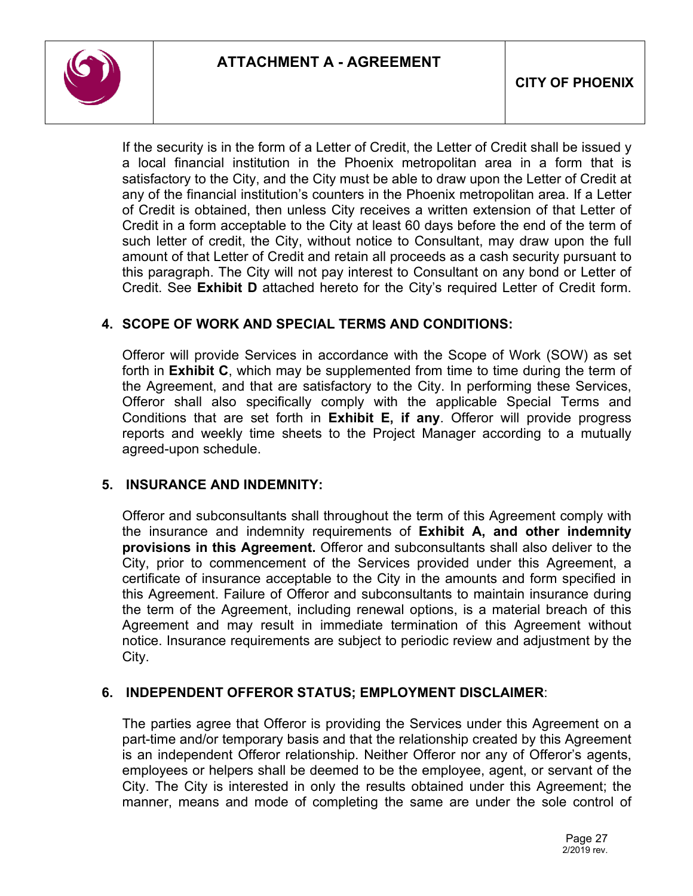If the security is in the form of a Letter of Credit, the Letter of Credit shall be issued y a local financial institution in the Phoenix metropolitan area in a form that is satisfactory to the City, and the City must be able to draw upon the Letter of Credit at any of the financial institution's counters in the Phoenix metropolitan area. If a Letter of Credit is obtained, then unless City receives a written extension of that Letter of Credit in a form acceptable to the City at least 60 days before the end of the term of such letter of credit, the City, without notice to Consultant, may draw upon the full amount of that Letter of Credit and retain all proceeds as a cash security pursuant to this paragraph. The City will not pay interest to Consultant on any bond or Letter of Credit. See **Exhibit D** attached hereto for the City's required Letter of Credit form.

## 4. SCOPE OF WORK AND SPECIAL TERMS AND CONDITIONS:

Offeror will provide Services in accordance with the Scope of Work (SOW) as set forth in **Exhibit C**, which may be supplemented from time to time during the term of the Agreement, and that are satisfactory to the City. In performing these Services, Offeror shall also specifically comply with the applicable Special Terms and Conditions that are set forth in **Exhibit E, if any**. Offeror will provide progress reports and weekly time sheets to the Project Manager according to a mutually agreed-upon schedule.

## 5. INSURANCE AND INDEMNITY:

Offeror and subconsultants shall throughout the term of this Agreement comply with the insurance and indemnity requirements of **Exhibit A, and other indemnity provisions in this Agreement.** Offeror and subconsultants shall also deliver to the City, prior to commencement of the Services provided under this Agreement, a certificate of insurance acceptable to the City in the amounts and form specified in this Agreement. Failure of Offeror and subconsultants to maintain insurance during the term of the Agreement, including renewal options, is a material breach of this Agreement and may result in immediate termination of this Agreement without notice. Insurance requirements are subject to periodic review and adjustment by the City.

## 6. INDEPENDENT OFFEROR STATUS; EMPLOYMENT DISCLAIMER:

The parties agree that Offeror is providing the Services under this Agreement on a part-time and/or temporary basis and that the relationship created by this Agreement is an independent Offeror relationship. Neither Offeror nor any of Offeror's agents, employees or helpers shall be deemed to be the employee, agent, or servant of the City. The City is interested in only the results obtained under this Agreement; the manner, means and mode of completing the same are under the sole control of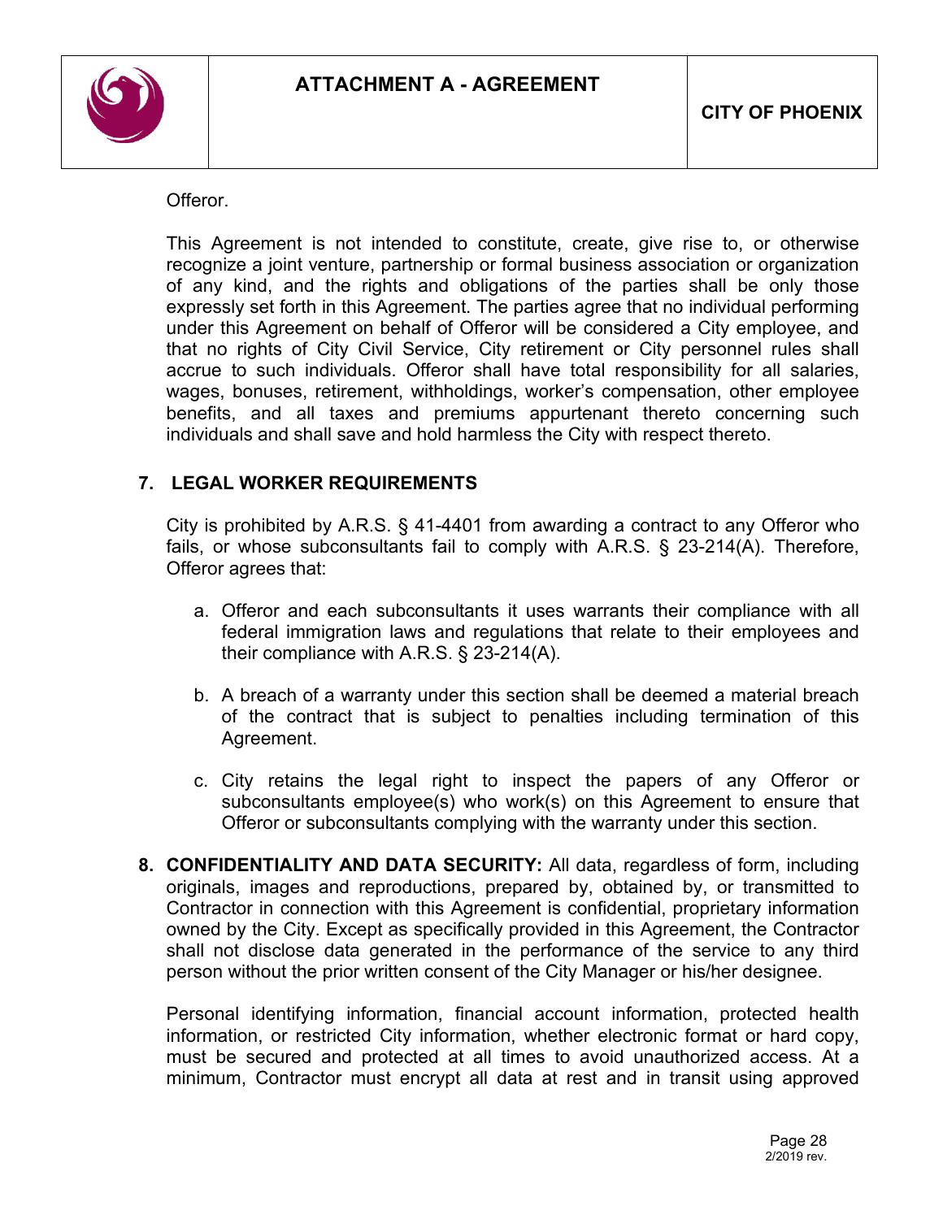Offeror.

This Agreement is not intended to constitute, create, give rise to, or otherwise recognize a joint venture, partnership or formal business association or organization of any kind, and the rights and obligations of the parties shall be only those expressly set forth in this Agreement. The parties agree that no individual performing under this Agreement on behalf of Offeror will be considered a City employee, and that no rights of City Civil Service, City retirement or City personnel rules shall accrue to such individuals. Offeror shall have total responsibility for all salaries, wages, bonuses, retirement, withholdings, worker's compensation, other employee benefits, and all taxes and premiums appurtenant thereto concerning such individuals and shall save and hold harmless the City with respect thereto.

**7. LEGAL WORKER REQUIREMENTS**

City is prohibited by A.R.S. § 41-4401 from awarding a contract to any Offeror who fails, or whose subconsultants fail to comply with A.R.S. § 23-214(A). Therefore, Offeror agrees that:

a. Offeror and each subconsultants it uses warrants their compliance with all federal immigration laws and regulations that relate to their employees and their compliance with A.R.S. § 23-214(A).

b. A breach of a warranty under this section shall be deemed a material breach of the contract that is subject to penalties including termination of this Agreement.

c. City retains the legal right to inspect the papers of any Offeror or subconsultants employee(s) who work(s) on this Agreement to ensure that Offeror or subconsultants complying with the warranty under this section.

**8. CONFIDENTIALITY AND DATA SECURITY:** All data, regardless of form, including originals, images and reproductions, prepared by, obtained by, or transmitted to Contractor in connection with this Agreement is confidential, proprietary information owned by the City. Except as specifically provided in this Agreement, the Contractor shall not disclose data generated in the performance of the service to any third person without the prior written consent of the City Manager or his/her designee.

Personal identifying information, financial account information, protected health information, or restricted City information, whether electronic format or hard copy, must be secured and protected at all times to avoid unauthorized access. At a minimum, Contractor must encrypt all data at rest and in transit using approved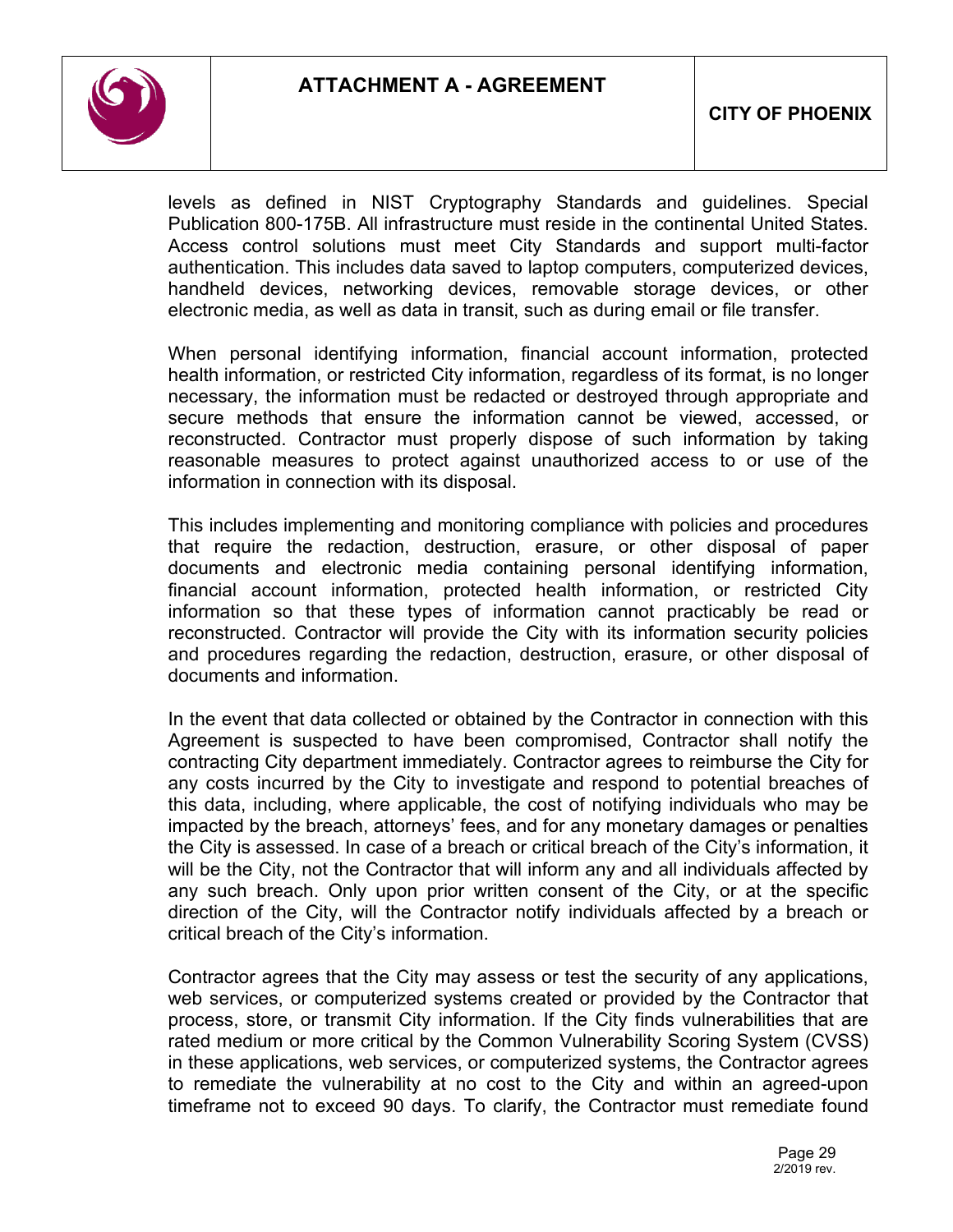levels as defined in NIST Cryptography Standards and guidelines. Special Publication 800-175B. All infrastructure must reside in the continental United States. Access control solutions must meet City Standards and support multi-factor authentication. This includes data saved to laptop computers, computerized devices, handheld devices, networking devices, removable storage devices, or other electronic media, as well as data in transit, such as during email or file transfer.

When personal identifying information, financial account information, protected health information, or restricted City information, regardless of its format, is no longer necessary, the information must be redacted or destroyed through appropriate and secure methods that ensure the information cannot be viewed, accessed, or reconstructed. Contractor must properly dispose of such information by taking reasonable measures to protect against unauthorized access to or use of the information in connection with its disposal.

This includes implementing and monitoring compliance with policies and procedures that require the redaction, destruction, erasure, or other disposal of paper documents and electronic media containing personal identifying information, financial account information, protected health information, or restricted City information so that these types of information cannot practicably be read or reconstructed. Contractor will provide the City with its information security policies and procedures regarding the redaction, destruction, erasure, or other disposal of documents and information.

In the event that data collected or obtained by the Contractor in connection with this Agreement is suspected to have been compromised, Contractor shall notify the contracting City department immediately. Contractor agrees to reimburse the City for any costs incurred by the City to investigate and respond to potential breaches of this data, including, where applicable, the cost of notifying individuals who may be impacted by the breach, attorneys' fees, and for any monetary damages or penalties the City is assessed. In case of a breach or critical breach of the City's information, it will be the City, not the Contractor that will inform any and all individuals affected by any such breach. Only upon prior written consent of the City, or at the specific direction of the City, will the Contractor notify individuals affected by a breach or critical breach of the City's information.

Contractor agrees that the City may assess or test the security of any applications, web services, or computerized systems created or provided by the Contractor that process, store, or transmit City information. If the City finds vulnerabilities that are rated medium or more critical by the Common Vulnerability Scoring System (CVSS) in these applications, web services, or computerized systems, the Contractor agrees to remediate the vulnerability at no cost to the City and within an agreed-upon timeframe not to exceed 90 days. To clarify, the Contractor must remediate found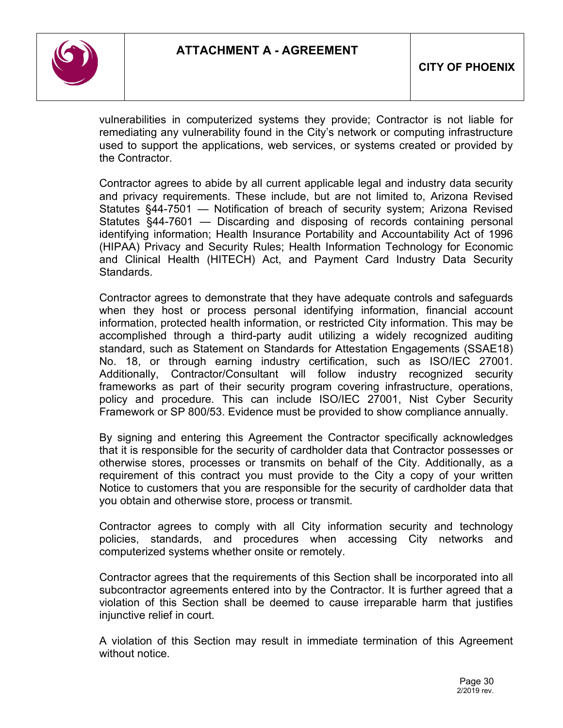vulnerabilities in computerized systems they provide; Contractor is not liable for remediating any vulnerability found in the City's network or computing infrastructure used to support the applications, web services, or systems created or provided by the Contractor.

Contractor agrees to abide by all current applicable legal and industry data security and privacy requirements. These include, but are not limited to, Arizona Revised Statutes §44-7501 — Notification of breach of security system; Arizona Revised Statutes §44-7601 — Discarding and disposing of records containing personal identifying information; Health Insurance Portability and Accountability Act of 1996 (HIPAA) Privacy and Security Rules; Health Information Technology for Economic and Clinical Health (HITECH) Act, and Payment Card Industry Data Security Standards.

Contractor agrees to demonstrate that they have adequate controls and safeguards when they host or process personal identifying information, financial account information, protected health information, or restricted City information. This may be accomplished through a third-party audit utilizing a widely recognized auditing standard, such as Statement on Standards for Attestation Engagements (SSAE18) No. 18, or through earning industry certification, such as ISO/IEC 27001. Additionally, Contractor/Consultant will follow industry recognized security frameworks as part of their security program covering infrastructure, operations, policy and procedure. This can include ISO/IEC 27001, Nist Cyber Security Framework or SP 800/53. Evidence must be provided to show compliance annually.

By signing and entering this Agreement the Contractor specifically acknowledges that it is responsible for the security of cardholder data that Contractor possesses or otherwise stores, processes or transmits on behalf of the City. Additionally, as a requirement of this contract you must provide to the City a copy of your written Notice to customers that you are responsible for the security of cardholder data that you obtain and otherwise store, process or transmit.

Contractor agrees to comply with all City information security and technology policies, standards, and procedures when accessing City networks and computerized systems whether onsite or remotely.

Contractor agrees that the requirements of this Section shall be incorporated into all subcontractor agreements entered into by the Contractor. It is further agreed that a violation of this Section shall be deemed to cause irreparable harm that justifies injunctive relief in court.

A violation of this Section may result in immediate termination of this Agreement without notice.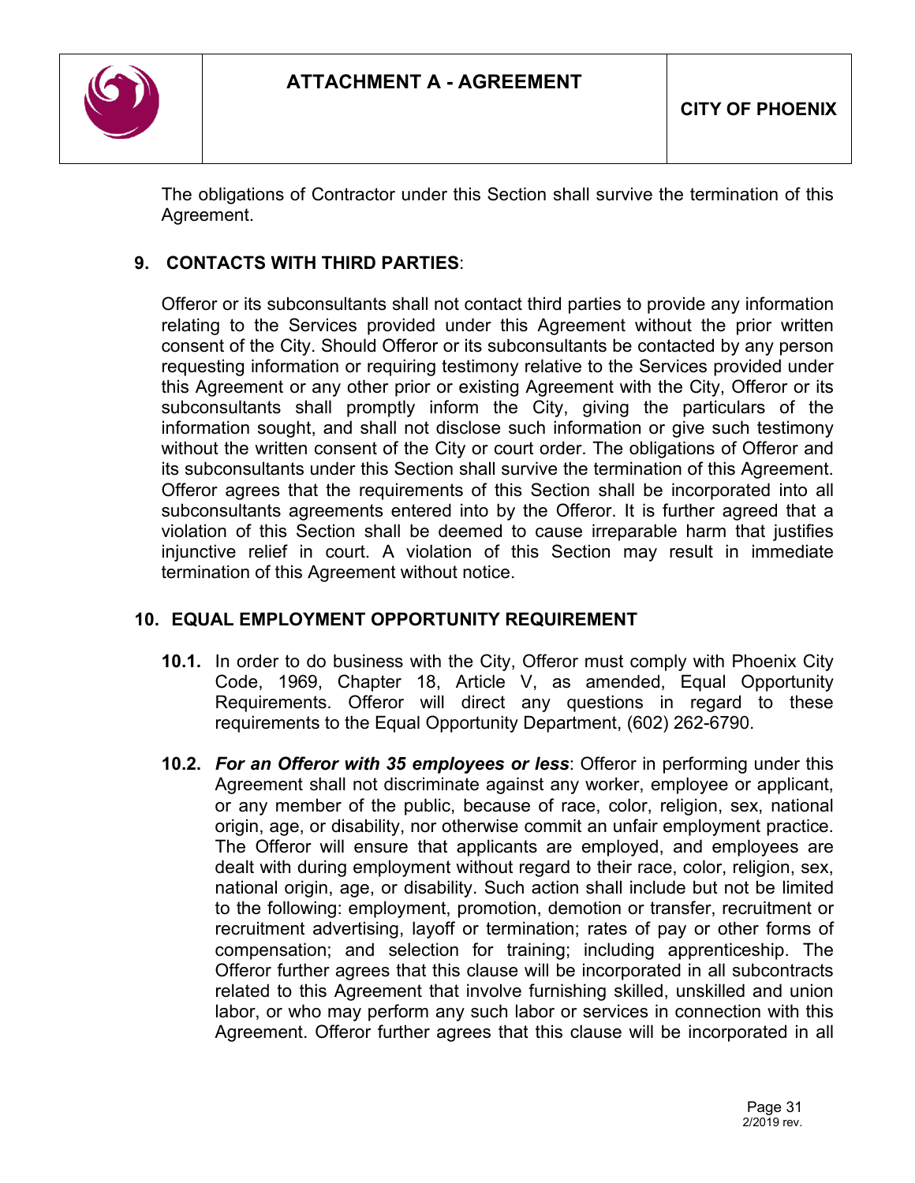The obligations of Contractor under this Section shall survive the termination of this Agreement.

## 9. CONTACTS WITH THIRD PARTIES:

Offeror or its subconsultants shall not contact third parties to provide any information relating to the Services provided under this Agreement without the prior written consent of the City. Should Offeror or its subconsultants be contacted by any person requesting information or requiring testimony relative to the Services provided under this Agreement or any other prior or existing Agreement with the City, Offeror or its subconsultants shall promptly inform the City, giving the particulars of the information sought, and shall not disclose such information or give such testimony without the written consent of the City or court order. The obligations of Offeror and its subconsultants under this Section shall survive the termination of this Agreement. Offeror agrees that the requirements of this Section shall be incorporated into all subconsultants agreements entered into by the Offeror. It is further agreed that a violation of this Section shall be deemed to cause irreparable harm that justifies injunctive relief in court. A violation of this Section may result in immediate termination of this Agreement without notice.

## 10. EQUAL EMPLOYMENT OPPORTUNITY REQUIREMENT

**10.1.** In order to do business with the City, Offeror must comply with Phoenix City Code, 1969, Chapter 18, Article V, as amended, Equal Opportunity Requirements. Offeror will direct any questions in regard to these requirements to the Equal Opportunity Department, (602) 262-6790.

**10.2.** ***For an Offeror with 35 employees or less***: Offeror in performing under this Agreement shall not discriminate against any worker, employee or applicant, or any member of the public, because of race, color, religion, sex, national origin, age, or disability, nor otherwise commit an unfair employment practice. The Offeror will ensure that applicants are employed, and employees are dealt with during employment without regard to their race, color, religion, sex, national origin, age, or disability. Such action shall include but not be limited to the following: employment, promotion, demotion or transfer, recruitment or recruitment advertising, layoff or termination; rates of pay or other forms of compensation; and selection for training; including apprenticeship. The Offeror further agrees that this clause will be incorporated in all subcontracts related to this Agreement that involve furnishing skilled, unskilled and union labor, or who may perform any such labor or services in connection with this Agreement. Offeror further agrees that this clause will be incorporated in all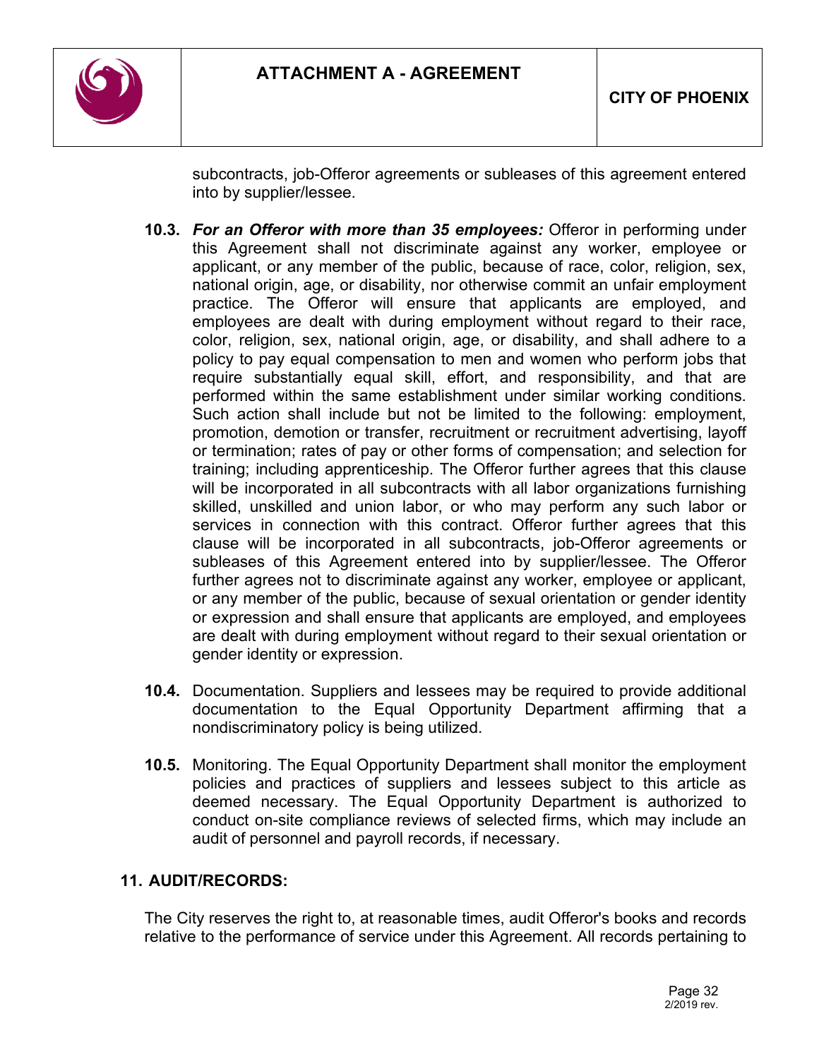subcontracts, job-Offeror agreements or subleases of this agreement entered into by supplier/lessee.

**10.3.** ***For an Offeror with more than 35 employees:*** Offeror in performing under this Agreement shall not discriminate against any worker, employee or applicant, or any member of the public, because of race, color, religion, sex, national origin, age, or disability, nor otherwise commit an unfair employment practice. The Offeror will ensure that applicants are employed, and employees are dealt with during employment without regard to their race, color, religion, sex, national origin, age, or disability, and shall adhere to a policy to pay equal compensation to men and women who perform jobs that require substantially equal skill, effort, and responsibility, and that are performed within the same establishment under similar working conditions. Such action shall include but not be limited to the following: employment, promotion, demotion or transfer, recruitment or recruitment advertising, layoff or termination; rates of pay or other forms of compensation; and selection for training; including apprenticeship. The Offeror further agrees that this clause will be incorporated in all subcontracts with all labor organizations furnishing skilled, unskilled and union labor, or who may perform any such labor or services in connection with this contract. Offeror further agrees that this clause will be incorporated in all subcontracts, job-Offeror agreements or subleases of this Agreement entered into by supplier/lessee. The Offeror further agrees not to discriminate against any worker, employee or applicant, or any member of the public, because of sexual orientation or gender identity or expression and shall ensure that applicants are employed, and employees are dealt with during employment without regard to their sexual orientation or gender identity or expression.

**10.4.** Documentation. Suppliers and lessees may be required to provide additional documentation to the Equal Opportunity Department affirming that a nondiscriminatory policy is being utilized.

**10.5.** Monitoring. The Equal Opportunity Department shall monitor the employment policies and practices of suppliers and lessees subject to this article as deemed necessary. The Equal Opportunity Department is authorized to conduct on-site compliance reviews of selected firms, which may include an audit of personnel and payroll records, if necessary.

## 11. AUDIT/RECORDS:

The City reserves the right to, at reasonable times, audit Offeror's books and records relative to the performance of service under this Agreement. All records pertaining to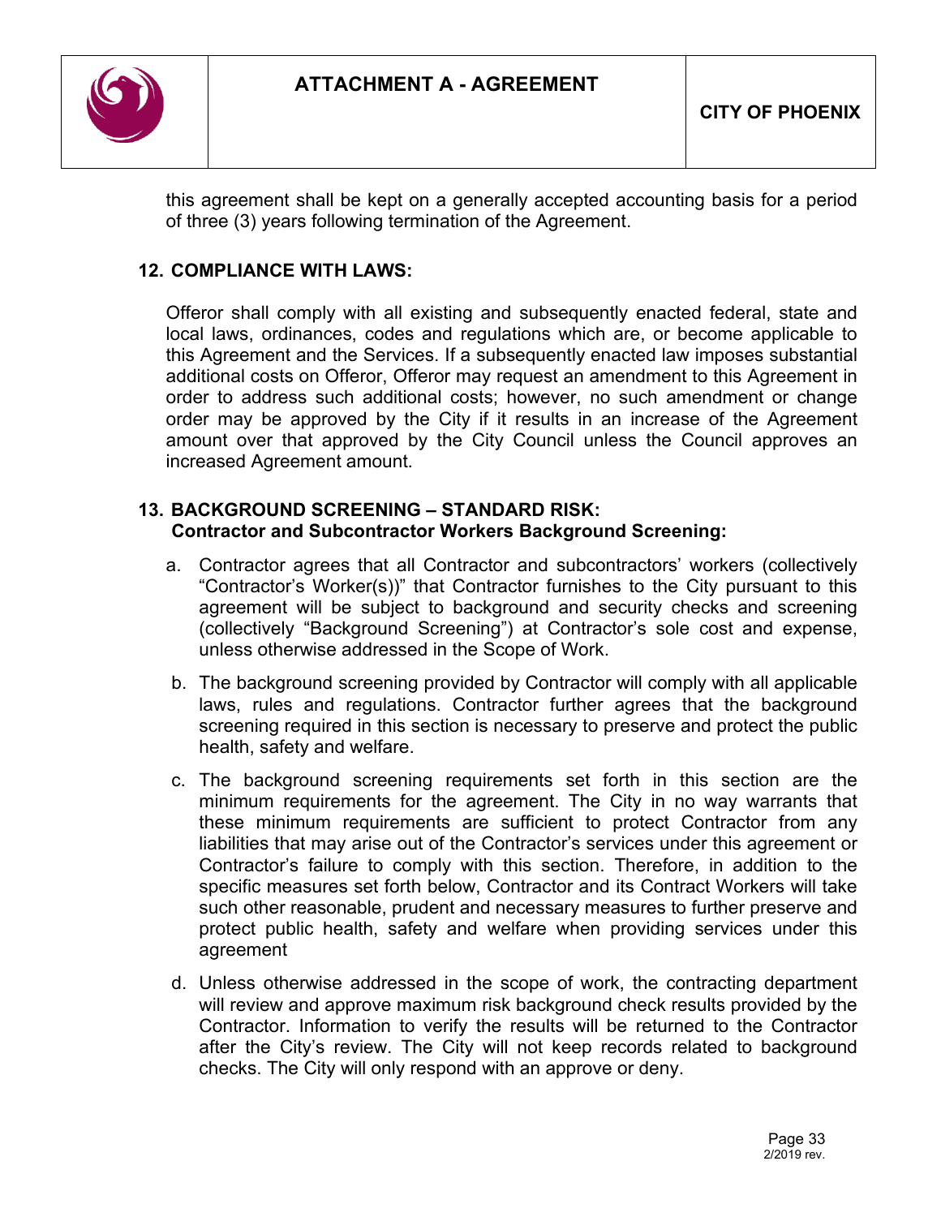this agreement shall be kept on a generally accepted accounting basis for a period of three (3) years following termination of the Agreement.

## 12. COMPLIANCE WITH LAWS:

Offeror shall comply with all existing and subsequently enacted federal, state and local laws, ordinances, codes and regulations which are, or become applicable to this Agreement and the Services. If a subsequently enacted law imposes substantial additional costs on Offeror, Offeror may request an amendment to this Agreement in order to address such additional costs; however, no such amendment or change order may be approved by the City if it results in an increase of the Agreement amount over that approved by the City Council unless the Council approves an increased Agreement amount.

## 13. BACKGROUND SCREENING – STANDARD RISK:
**Contractor and Subcontractor Workers Background Screening:**

a. Contractor agrees that all Contractor and subcontractors' workers (collectively "Contractor's Worker(s))" that Contractor furnishes to the City pursuant to this agreement will be subject to background and security checks and screening (collectively "Background Screening") at Contractor's sole cost and expense, unless otherwise addressed in the Scope of Work.

b. The background screening provided by Contractor will comply with all applicable laws, rules and regulations. Contractor further agrees that the background screening required in this section is necessary to preserve and protect the public health, safety and welfare.

c. The background screening requirements set forth in this section are the minimum requirements for the agreement. The City in no way warrants that these minimum requirements are sufficient to protect Contractor from any liabilities that may arise out of the Contractor's services under this agreement or Contractor's failure to comply with this section. Therefore, in addition to the specific measures set forth below, Contractor and its Contract Workers will take such other reasonable, prudent and necessary measures to further preserve and protect public health, safety and welfare when providing services under this agreement

d. Unless otherwise addressed in the scope of work, the contracting department will review and approve maximum risk background check results provided by the Contractor. Information to verify the results will be returned to the Contractor after the City's review. The City will not keep records related to background checks. The City will only respond with an approve or deny.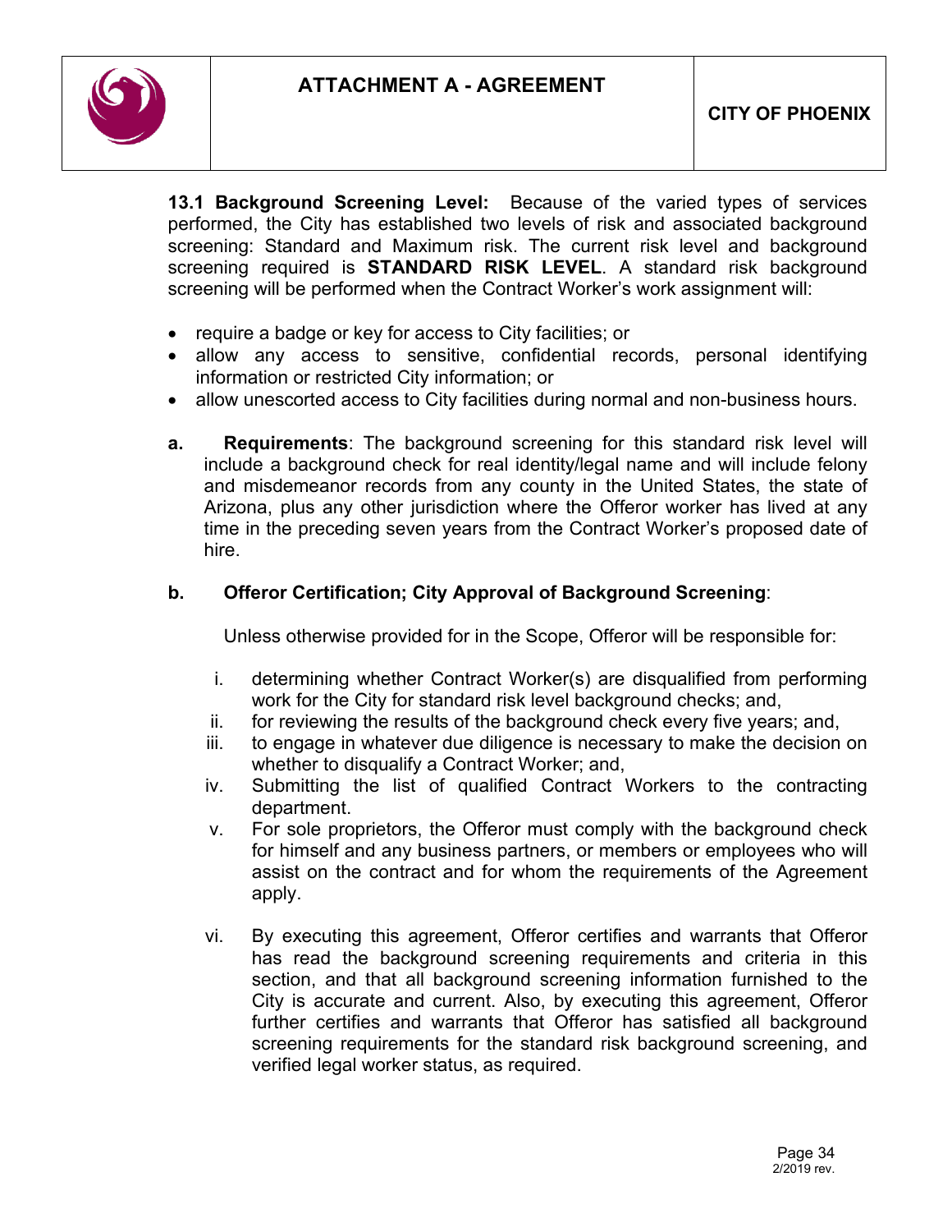**13.1 Background Screening Level:** Because of the varied types of services performed, the City has established two levels of risk and associated background screening: Standard and Maximum risk. The current risk level and background screening required is **STANDARD RISK LEVEL**. A standard risk background screening will be performed when the Contract Worker's work assignment will:

- require a badge or key for access to City facilities; or
- allow any access to sensitive, confidential records, personal identifying information or restricted City information; or
- allow unescorted access to City facilities during normal and non-business hours.

**a. Requirements**: The background screening for this standard risk level will include a background check for real identity/legal name and will include felony and misdemeanor records from any county in the United States, the state of Arizona, plus any other jurisdiction where the Offeror worker has lived at any time in the preceding seven years from the Contract Worker's proposed date of hire.

**b. Offeror Certification; City Approval of Background Screening**:

Unless otherwise provided for in the Scope, Offeror will be responsible for:

i. determining whether Contract Worker(s) are disqualified from performing work for the City for standard risk level background checks; and,

ii. for reviewing the results of the background check every five years; and,

iii. to engage in whatever due diligence is necessary to make the decision on whether to disqualify a Contract Worker; and,

iv. Submitting the list of qualified Contract Workers to the contracting department.

v. For sole proprietors, the Offeror must comply with the background check for himself and any business partners, or members or employees who will assist on the contract and for whom the requirements of the Agreement apply.

vi. By executing this agreement, Offeror certifies and warrants that Offeror has read the background screening requirements and criteria in this section, and that all background screening information furnished to the City is accurate and current. Also, by executing this agreement, Offeror further certifies and warrants that Offeror has satisfied all background screening requirements for the standard risk background screening, and verified legal worker status, as required.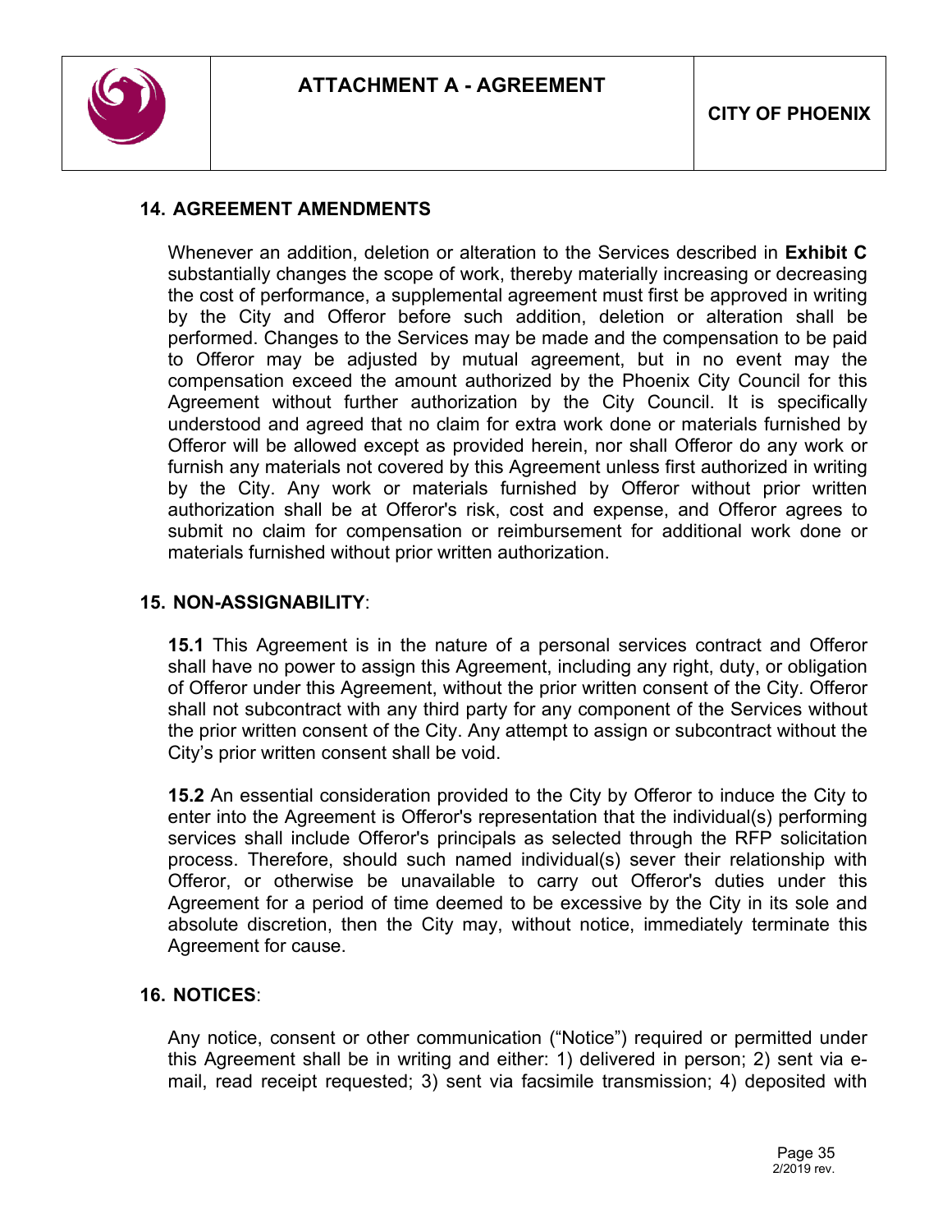## 14. AGREEMENT AMENDMENTS

Whenever an addition, deletion or alteration to the Services described in **Exhibit C** substantially changes the scope of work, thereby materially increasing or decreasing the cost of performance, a supplemental agreement must first be approved in writing by the City and Offeror before such addition, deletion or alteration shall be performed. Changes to the Services may be made and the compensation to be paid to Offeror may be adjusted by mutual agreement, but in no event may the compensation exceed the amount authorized by the Phoenix City Council for this Agreement without further authorization by the City Council. It is specifically understood and agreed that no claim for extra work done or materials furnished by Offeror will be allowed except as provided herein, nor shall Offeror do any work or furnish any materials not covered by this Agreement unless first authorized in writing by the City. Any work or materials furnished by Offeror without prior written authorization shall be at Offeror's risk, cost and expense, and Offeror agrees to submit no claim for compensation or reimbursement for additional work done or materials furnished without prior written authorization.

## 15. NON-ASSIGNABILITY:

**15.1** This Agreement is in the nature of a personal services contract and Offeror shall have no power to assign this Agreement, including any right, duty, or obligation of Offeror under this Agreement, without the prior written consent of the City. Offeror shall not subcontract with any third party for any component of the Services without the prior written consent of the City. Any attempt to assign or subcontract without the City's prior written consent shall be void.

**15.2** An essential consideration provided to the City by Offeror to induce the City to enter into the Agreement is Offeror's representation that the individual(s) performing services shall include Offeror's principals as selected through the RFP solicitation process. Therefore, should such named individual(s) sever their relationship with Offeror, or otherwise be unavailable to carry out Offeror's duties under this Agreement for a period of time deemed to be excessive by the City in its sole and absolute discretion, then the City may, without notice, immediately terminate this Agreement for cause.

## 16. NOTICES:

Any notice, consent or other communication ("Notice") required or permitted under this Agreement shall be in writing and either: 1) delivered in person; 2) sent via e-mail, read receipt requested; 3) sent via facsimile transmission; 4) deposited with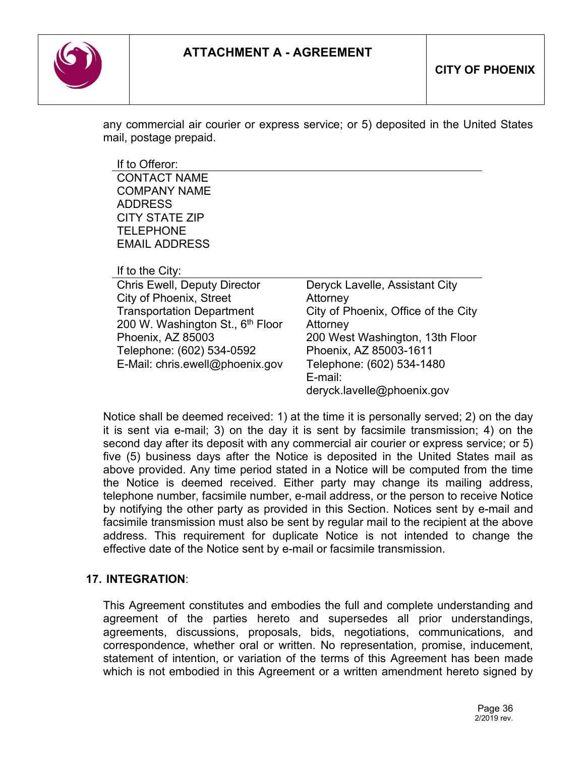any commercial air courier or express service; or 5) deposited in the United States mail, postage prepaid.

If to Offeror:

CONTACT NAME
COMPANY NAME
ADDRESS
CITY STATE ZIP
TELEPHONE
EMAIL ADDRESS

If to the City:

| | |
|---|---|
| Chris Ewell, Deputy Director<br>City of Phoenix, Street Transportation Department<br>200 W. Washington St., 6th Floor<br>Phoenix, AZ 85003<br>Telephone: (602) 534-0592<br>E-Mail: chris.ewell@phoenix.gov | Deryck Lavelle, Assistant City Attorney<br>City of Phoenix, Office of the City Attorney<br>200 West Washington, 13th Floor<br>Phoenix, AZ 85003-1611<br>Telephone: (602) 534-1480<br>E-mail: deryck.lavelle@phoenix.gov |

Notice shall be deemed received: 1) at the time it is personally served; 2) on the day it is sent via e-mail; 3) on the day it is sent by facsimile transmission; 4) on the second day after its deposit with any commercial air courier or express service; or 5) five (5) business days after the Notice is deposited in the United States mail as above provided. Any time period stated in a Notice will be computed from the time the Notice is deemed received. Either party may change its mailing address, telephone number, facsimile number, e-mail address, or the person to receive Notice by notifying the other party as provided in this Section. Notices sent by e-mail and facsimile transmission must also be sent by regular mail to the recipient at the above address. This requirement for duplicate Notice is not intended to change the effective date of the Notice sent by e-mail or facsimile transmission.

**17. INTEGRATION**:

This Agreement constitutes and embodies the full and complete understanding and agreement of the parties hereto and supersedes all prior understandings, agreements, discussions, proposals, bids, negotiations, communications, and correspondence, whether oral or written. No representation, promise, inducement, statement of intention, or variation of the terms of this Agreement has been made which is not embodied in this Agreement or a written amendment hereto signed by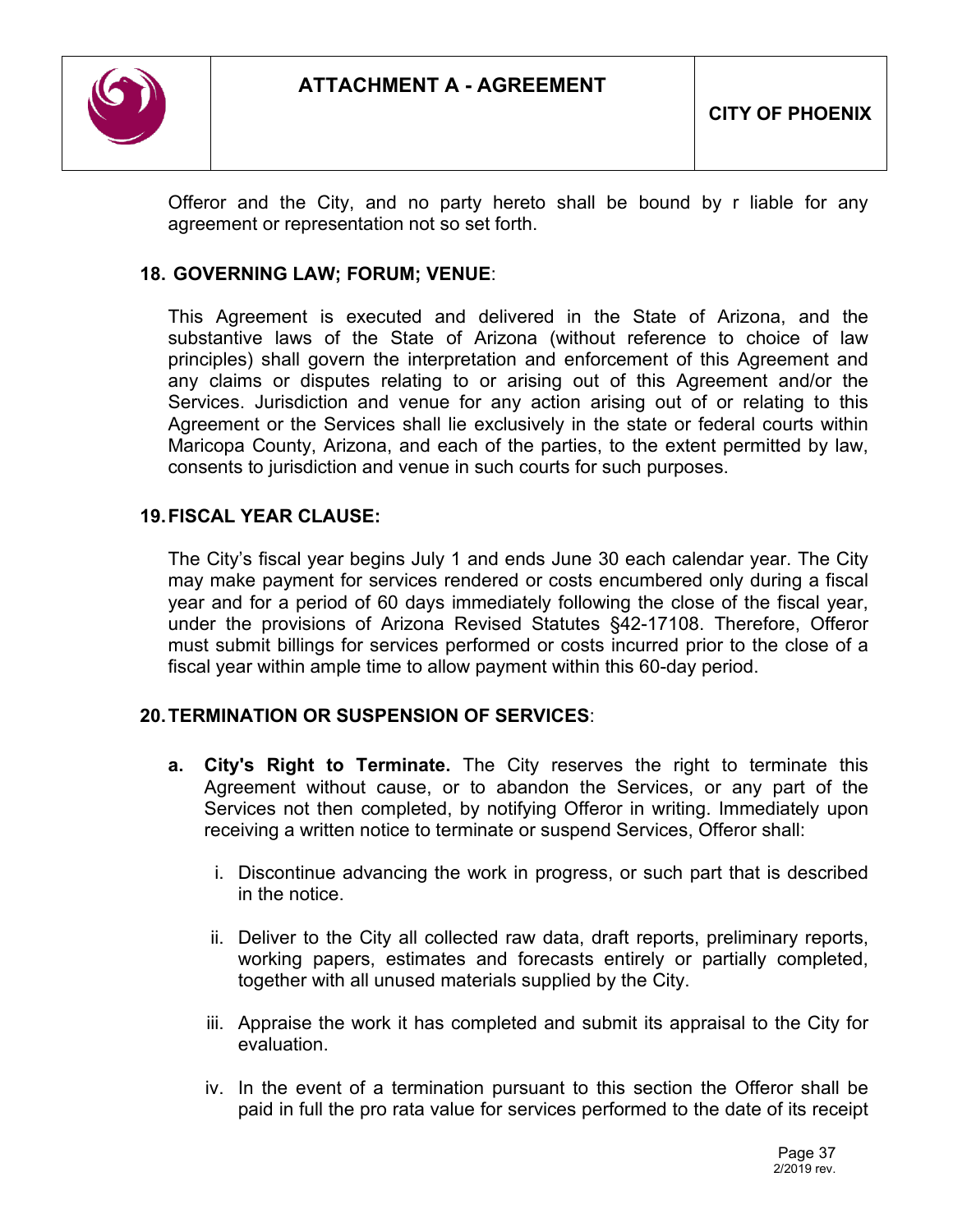Offeror and the City, and no party hereto shall be bound by r liable for any agreement or representation not so set forth.

## 18. GOVERNING LAW; FORUM; VENUE:

This Agreement is executed and delivered in the State of Arizona, and the substantive laws of the State of Arizona (without reference to choice of law principles) shall govern the interpretation and enforcement of this Agreement and any claims or disputes relating to or arising out of this Agreement and/or the Services. Jurisdiction and venue for any action arising out of or relating to this Agreement or the Services shall lie exclusively in the state or federal courts within Maricopa County, Arizona, and each of the parties, to the extent permitted by law, consents to jurisdiction and venue in such courts for such purposes.

## 19. FISCAL YEAR CLAUSE:

The City's fiscal year begins July 1 and ends June 30 each calendar year. The City may make payment for services rendered or costs encumbered only during a fiscal year and for a period of 60 days immediately following the close of the fiscal year, under the provisions of Arizona Revised Statutes §42-17108. Therefore, Offeror must submit billings for services performed or costs incurred prior to the close of a fiscal year within ample time to allow payment within this 60-day period.

## 20. TERMINATION OR SUSPENSION OF SERVICES:

**a. City's Right to Terminate.** The City reserves the right to terminate this Agreement without cause, or to abandon the Services, or any part of the Services not then completed, by notifying Offeror in writing. Immediately upon receiving a written notice to terminate or suspend Services, Offeror shall:

i. Discontinue advancing the work in progress, or such part that is described in the notice.

ii. Deliver to the City all collected raw data, draft reports, preliminary reports, working papers, estimates and forecasts entirely or partially completed, together with all unused materials supplied by the City.

iii. Appraise the work it has completed and submit its appraisal to the City for evaluation.

iv. In the event of a termination pursuant to this section the Offeror shall be paid in full the pro rata value for services performed to the date of its receipt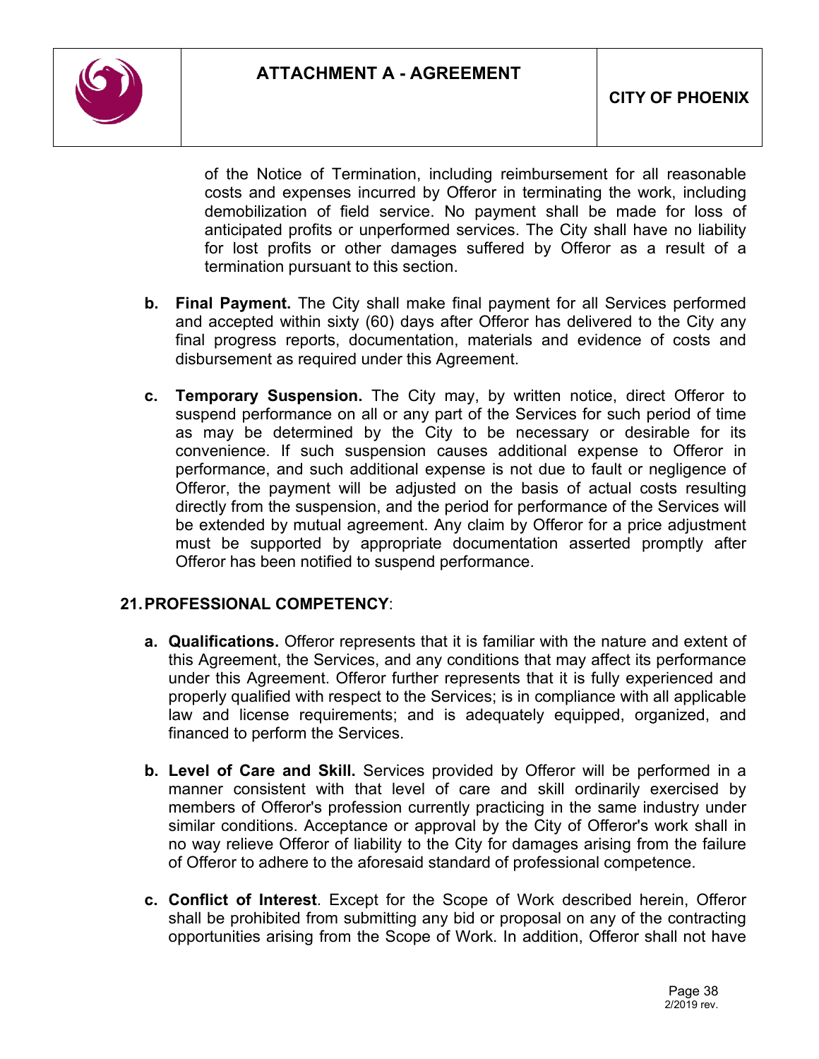of the Notice of Termination, including reimbursement for all reasonable costs and expenses incurred by Offeror in terminating the work, including demobilization of field service. No payment shall be made for loss of anticipated profits or unperformed services. The City shall have no liability for lost profits or other damages suffered by Offeror as a result of a termination pursuant to this section.

**b. Final Payment.** The City shall make final payment for all Services performed and accepted within sixty (60) days after Offeror has delivered to the City any final progress reports, documentation, materials and evidence of costs and disbursement as required under this Agreement.

**c. Temporary Suspension.** The City may, by written notice, direct Offeror to suspend performance on all or any part of the Services for such period of time as may be determined by the City to be necessary or desirable for its convenience. If such suspension causes additional expense to Offeror in performance, and such additional expense is not due to fault or negligence of Offeror, the payment will be adjusted on the basis of actual costs resulting directly from the suspension, and the period for performance of the Services will be extended by mutual agreement. Any claim by Offeror for a price adjustment must be supported by appropriate documentation asserted promptly after Offeror has been notified to suspend performance.

## 21. PROFESSIONAL COMPETENCY:

**a. Qualifications.** Offeror represents that it is familiar with the nature and extent of this Agreement, the Services, and any conditions that may affect its performance under this Agreement. Offeror further represents that it is fully experienced and properly qualified with respect to the Services; is in compliance with all applicable law and license requirements; and is adequately equipped, organized, and financed to perform the Services.

**b. Level of Care and Skill.** Services provided by Offeror will be performed in a manner consistent with that level of care and skill ordinarily exercised by members of Offeror's profession currently practicing in the same industry under similar conditions. Acceptance or approval by the City of Offeror's work shall in no way relieve Offeror of liability to the City for damages arising from the failure of Offeror to adhere to the aforesaid standard of professional competence.

**c. Conflict of Interest**. Except for the Scope of Work described herein, Offeror shall be prohibited from submitting any bid or proposal on any of the contracting opportunities arising from the Scope of Work. In addition, Offeror shall not have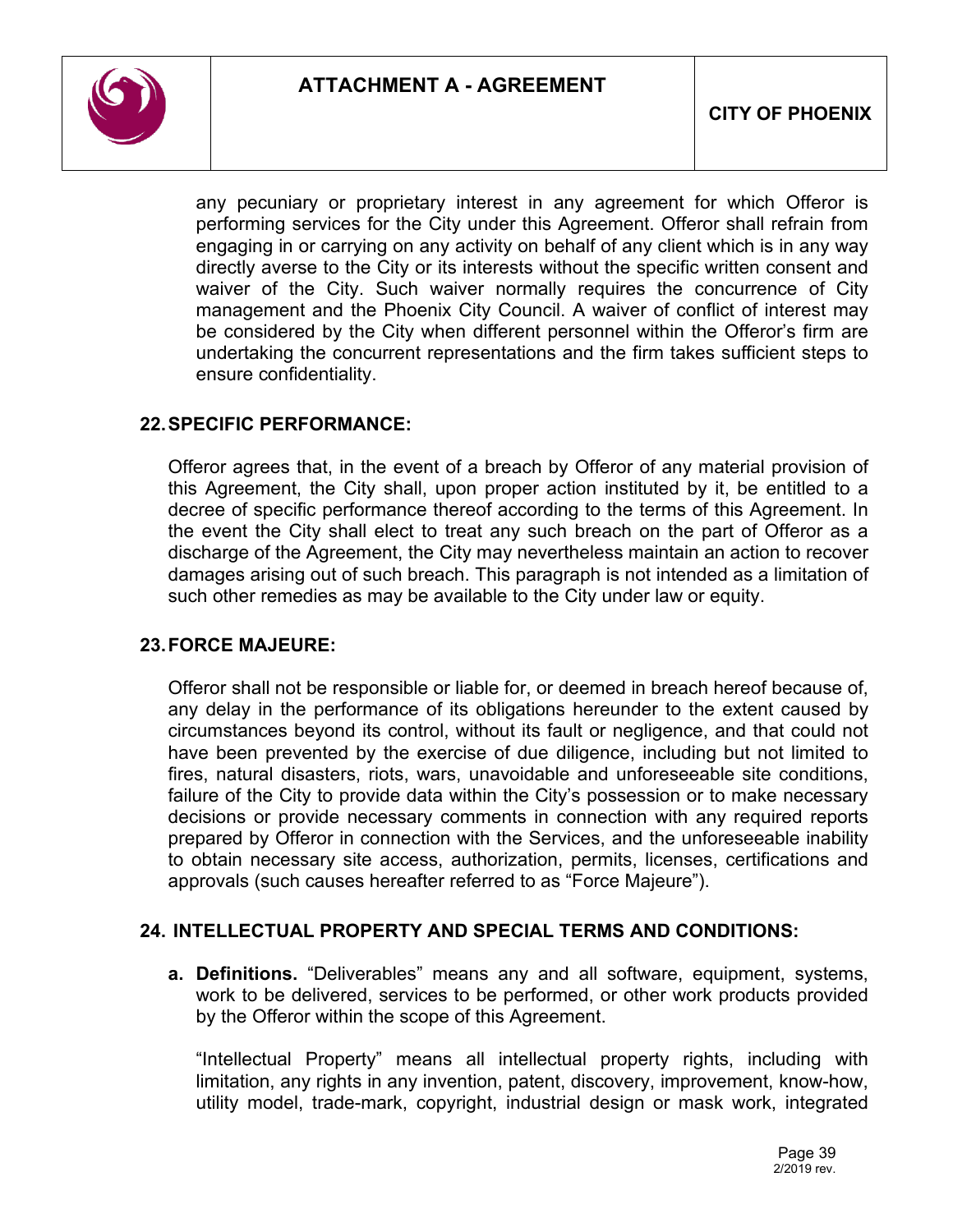any pecuniary or proprietary interest in any agreement for which Offeror is performing services for the City under this Agreement. Offeror shall refrain from engaging in or carrying on any activity on behalf of any client which is in any way directly averse to the City or its interests without the specific written consent and waiver of the City. Such waiver normally requires the concurrence of City management and the Phoenix City Council. A waiver of conflict of interest may be considered by the City when different personnel within the Offeror's firm are undertaking the concurrent representations and the firm takes sufficient steps to ensure confidentiality.

## 22. SPECIFIC PERFORMANCE:

Offeror agrees that, in the event of a breach by Offeror of any material provision of this Agreement, the City shall, upon proper action instituted by it, be entitled to a decree of specific performance thereof according to the terms of this Agreement. In the event the City shall elect to treat any such breach on the part of Offeror as a discharge of the Agreement, the City may nevertheless maintain an action to recover damages arising out of such breach. This paragraph is not intended as a limitation of such other remedies as may be available to the City under law or equity.

## 23. FORCE MAJEURE:

Offeror shall not be responsible or liable for, or deemed in breach hereof because of, any delay in the performance of its obligations hereunder to the extent caused by circumstances beyond its control, without its fault or negligence, and that could not have been prevented by the exercise of due diligence, including but not limited to fires, natural disasters, riots, wars, unavoidable and unforeseeable site conditions, failure of the City to provide data within the City's possession or to make necessary decisions or provide necessary comments in connection with any required reports prepared by Offeror in connection with the Services, and the unforeseeable inability to obtain necessary site access, authorization, permits, licenses, certifications and approvals (such causes hereafter referred to as "Force Majeure").

## 24. INTELLECTUAL PROPERTY AND SPECIAL TERMS AND CONDITIONS:

**a. Definitions.** "Deliverables" means any and all software, equipment, systems, work to be delivered, services to be performed, or other work products provided by the Offeror within the scope of this Agreement.

"Intellectual Property" means all intellectual property rights, including with limitation, any rights in any invention, patent, discovery, improvement, know-how, utility model, trade-mark, copyright, industrial design or mask work, integrated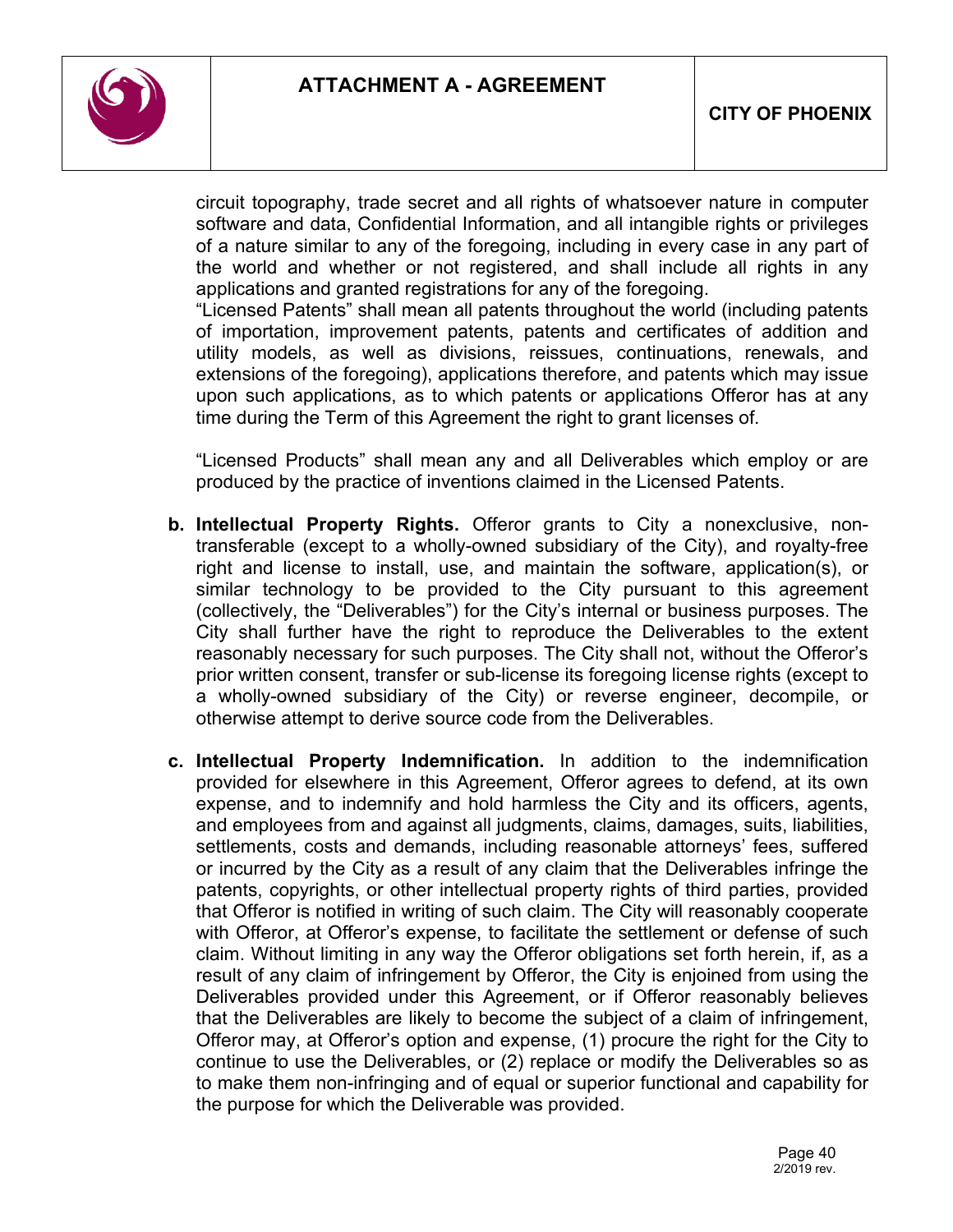circuit topography, trade secret and all rights of whatsoever nature in computer software and data, Confidential Information, and all intangible rights or privileges of a nature similar to any of the foregoing, including in every case in any part of the world and whether or not registered, and shall include all rights in any applications and granted registrations for any of the foregoing.

"Licensed Patents" shall mean all patents throughout the world (including patents of importation, improvement patents, patents and certificates of addition and utility models, as well as divisions, reissues, continuations, renewals, and extensions of the foregoing), applications therefore, and patents which may issue upon such applications, as to which patents or applications Offeror has at any time during the Term of this Agreement the right to grant licenses of.

"Licensed Products" shall mean any and all Deliverables which employ or are produced by the practice of inventions claimed in the Licensed Patents.

**b. Intellectual Property Rights.** Offeror grants to City a nonexclusive, non-transferable (except to a wholly-owned subsidiary of the City), and royalty-free right and license to install, use, and maintain the software, application(s), or similar technology to be provided to the City pursuant to this agreement (collectively, the "Deliverables") for the City's internal or business purposes. The City shall further have the right to reproduce the Deliverables to the extent reasonably necessary for such purposes. The City shall not, without the Offeror's prior written consent, transfer or sub-license its foregoing license rights (except to a wholly-owned subsidiary of the City) or reverse engineer, decompile, or otherwise attempt to derive source code from the Deliverables.

**c. Intellectual Property Indemnification.** In addition to the indemnification provided for elsewhere in this Agreement, Offeror agrees to defend, at its own expense, and to indemnify and hold harmless the City and its officers, agents, and employees from and against all judgments, claims, damages, suits, liabilities, settlements, costs and demands, including reasonable attorneys' fees, suffered or incurred by the City as a result of any claim that the Deliverables infringe the patents, copyrights, or other intellectual property rights of third parties, provided that Offeror is notified in writing of such claim. The City will reasonably cooperate with Offeror, at Offeror's expense, to facilitate the settlement or defense of such claim. Without limiting in any way the Offeror obligations set forth herein, if, as a result of any claim of infringement by Offeror, the City is enjoined from using the Deliverables provided under this Agreement, or if Offeror reasonably believes that the Deliverables are likely to become the subject of a claim of infringement, Offeror may, at Offeror's option and expense, (1) procure the right for the City to continue to use the Deliverables, or (2) replace or modify the Deliverables so as to make them non-infringing and of equal or superior functional and capability for the purpose for which the Deliverable was provided.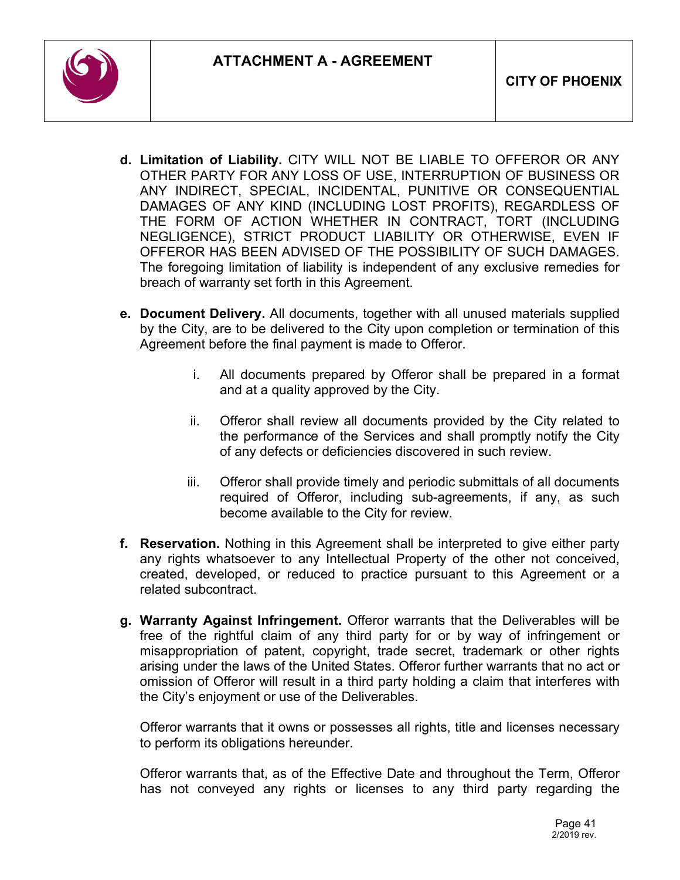**d. Limitation of Liability.** CITY WILL NOT BE LIABLE TO OFFEROR OR ANY OTHER PARTY FOR ANY LOSS OF USE, INTERRUPTION OF BUSINESS OR ANY INDIRECT, SPECIAL, INCIDENTAL, PUNITIVE OR CONSEQUENTIAL DAMAGES OF ANY KIND (INCLUDING LOST PROFITS), REGARDLESS OF THE FORM OF ACTION WHETHER IN CONTRACT, TORT (INCLUDING NEGLIGENCE), STRICT PRODUCT LIABILITY OR OTHERWISE, EVEN IF OFFEROR HAS BEEN ADVISED OF THE POSSIBILITY OF SUCH DAMAGES. The foregoing limitation of liability is independent of any exclusive remedies for breach of warranty set forth in this Agreement.

**e. Document Delivery.** All documents, together with all unused materials supplied by the City, are to be delivered to the City upon completion or termination of this Agreement before the final payment is made to Offeror.

i. All documents prepared by Offeror shall be prepared in a format and at a quality approved by the City.

ii. Offeror shall review all documents provided by the City related to the performance of the Services and shall promptly notify the City of any defects or deficiencies discovered in such review.

iii. Offeror shall provide timely and periodic submittals of all documents required of Offeror, including sub-agreements, if any, as such become available to the City for review.

**f. Reservation.** Nothing in this Agreement shall be interpreted to give either party any rights whatsoever to any Intellectual Property of the other not conceived, created, developed, or reduced to practice pursuant to this Agreement or a related subcontract.

**g. Warranty Against Infringement.** Offeror warrants that the Deliverables will be free of the rightful claim of any third party for or by way of infringement or misappropriation of patent, copyright, trade secret, trademark or other rights arising under the laws of the United States. Offeror further warrants that no act or omission of Offeror will result in a third party holding a claim that interferes with the City's enjoyment or use of the Deliverables.

Offeror warrants that it owns or possesses all rights, title and licenses necessary to perform its obligations hereunder.

Offeror warrants that, as of the Effective Date and throughout the Term, Offeror has not conveyed any rights or licenses to any third party regarding the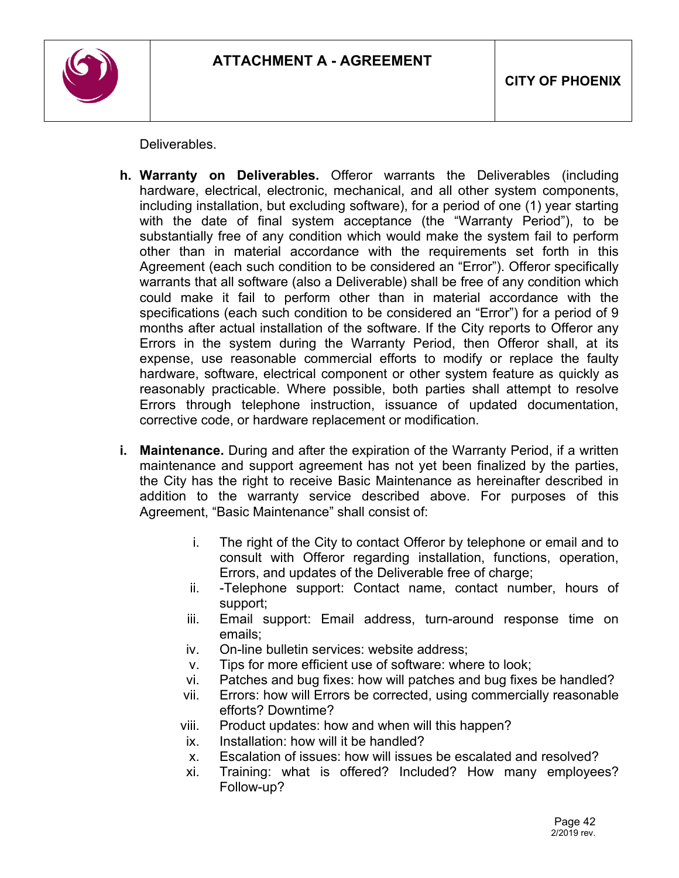Deliverables.

**h. Warranty on Deliverables.** Offeror warrants the Deliverables (including hardware, electrical, electronic, mechanical, and all other system components, including installation, but excluding software), for a period of one (1) year starting with the date of final system acceptance (the "Warranty Period"), to be substantially free of any condition which would make the system fail to perform other than in material accordance with the requirements set forth in this Agreement (each such condition to be considered an "Error"). Offeror specifically warrants that all software (also a Deliverable) shall be free of any condition which could make it fail to perform other than in material accordance with the specifications (each such condition to be considered an "Error") for a period of 9 months after actual installation of the software. If the City reports to Offeror any Errors in the system during the Warranty Period, then Offeror shall, at its expense, use reasonable commercial efforts to modify or replace the faulty hardware, software, electrical component or other system feature as quickly as reasonably practicable. Where possible, both parties shall attempt to resolve Errors through telephone instruction, issuance of updated documentation, corrective code, or hardware replacement or modification.

**i. Maintenance.** During and after the expiration of the Warranty Period, if a written maintenance and support agreement has not yet been finalized by the parties, the City has the right to receive Basic Maintenance as hereinafter described in addition to the warranty service described above. For purposes of this Agreement, "Basic Maintenance" shall consist of:

i. The right of the City to contact Offeror by telephone or email and to consult with Offeror regarding installation, functions, operation, Errors, and updates of the Deliverable free of charge;

ii. -Telephone support: Contact name, contact number, hours of support;

iii. Email support: Email address, turn-around response time on emails;

iv. On-line bulletin services: website address;

v. Tips for more efficient use of software: where to look;

vi. Patches and bug fixes: how will patches and bug fixes be handled?

vii. Errors: how will Errors be corrected, using commercially reasonable efforts? Downtime?

viii. Product updates: how and when will this happen?

ix. Installation: how will it be handled?

x. Escalation of issues: how will issues be escalated and resolved?

xi. Training: what is offered? Included? How many employees? Follow-up?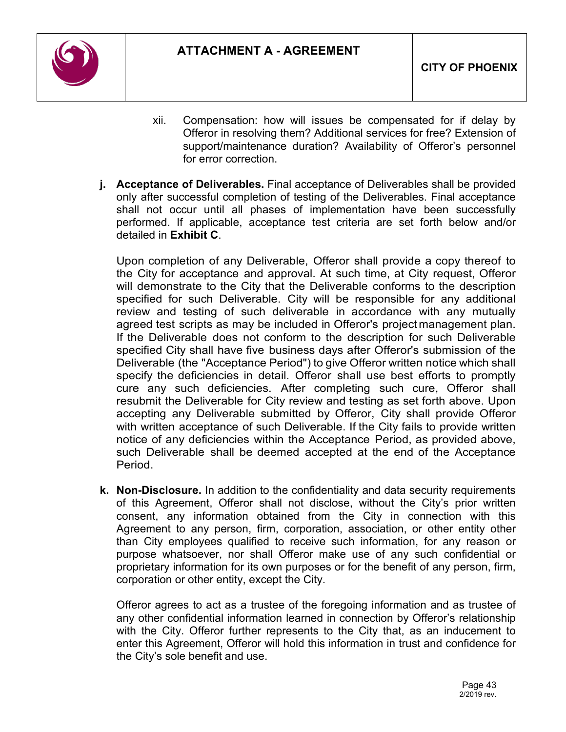xii. Compensation: how will issues be compensated for if delay by Offeror in resolving them? Additional services for free? Extension of support/maintenance duration? Availability of Offeror's personnel for error correction.

**j. Acceptance of Deliverables.** Final acceptance of Deliverables shall be provided only after successful completion of testing of the Deliverables. Final acceptance shall not occur until all phases of implementation have been successfully performed. If applicable, acceptance test criteria are set forth below and/or detailed in **Exhibit C**.

Upon completion of any Deliverable, Offeror shall provide a copy thereof to the City for acceptance and approval. At such time, at City request, Offeror will demonstrate to the City that the Deliverable conforms to the description specified for such Deliverable. City will be responsible for any additional review and testing of such deliverable in accordance with any mutually agreed test scripts as may be included in Offeror's project management plan. If the Deliverable does not conform to the description for such Deliverable specified City shall have five business days after Offeror's submission of the Deliverable (the "Acceptance Period") to give Offeror written notice which shall specify the deficiencies in detail. Offeror shall use best efforts to promptly cure any such deficiencies. After completing such cure, Offeror shall resubmit the Deliverable for City review and testing as set forth above. Upon accepting any Deliverable submitted by Offeror, City shall provide Offeror with written acceptance of such Deliverable. If the City fails to provide written notice of any deficiencies within the Acceptance Period, as provided above, such Deliverable shall be deemed accepted at the end of the Acceptance Period.

**k. Non-Disclosure.** In addition to the confidentiality and data security requirements of this Agreement, Offeror shall not disclose, without the City's prior written consent, any information obtained from the City in connection with this Agreement to any person, firm, corporation, association, or other entity other than City employees qualified to receive such information, for any reason or purpose whatsoever, nor shall Offeror make use of any such confidential or proprietary information for its own purposes or for the benefit of any person, firm, corporation or other entity, except the City.

Offeror agrees to act as a trustee of the foregoing information and as trustee of any other confidential information learned in connection by Offeror's relationship with the City. Offeror further represents to the City that, as an inducement to enter this Agreement, Offeror will hold this information in trust and confidence for the City's sole benefit and use.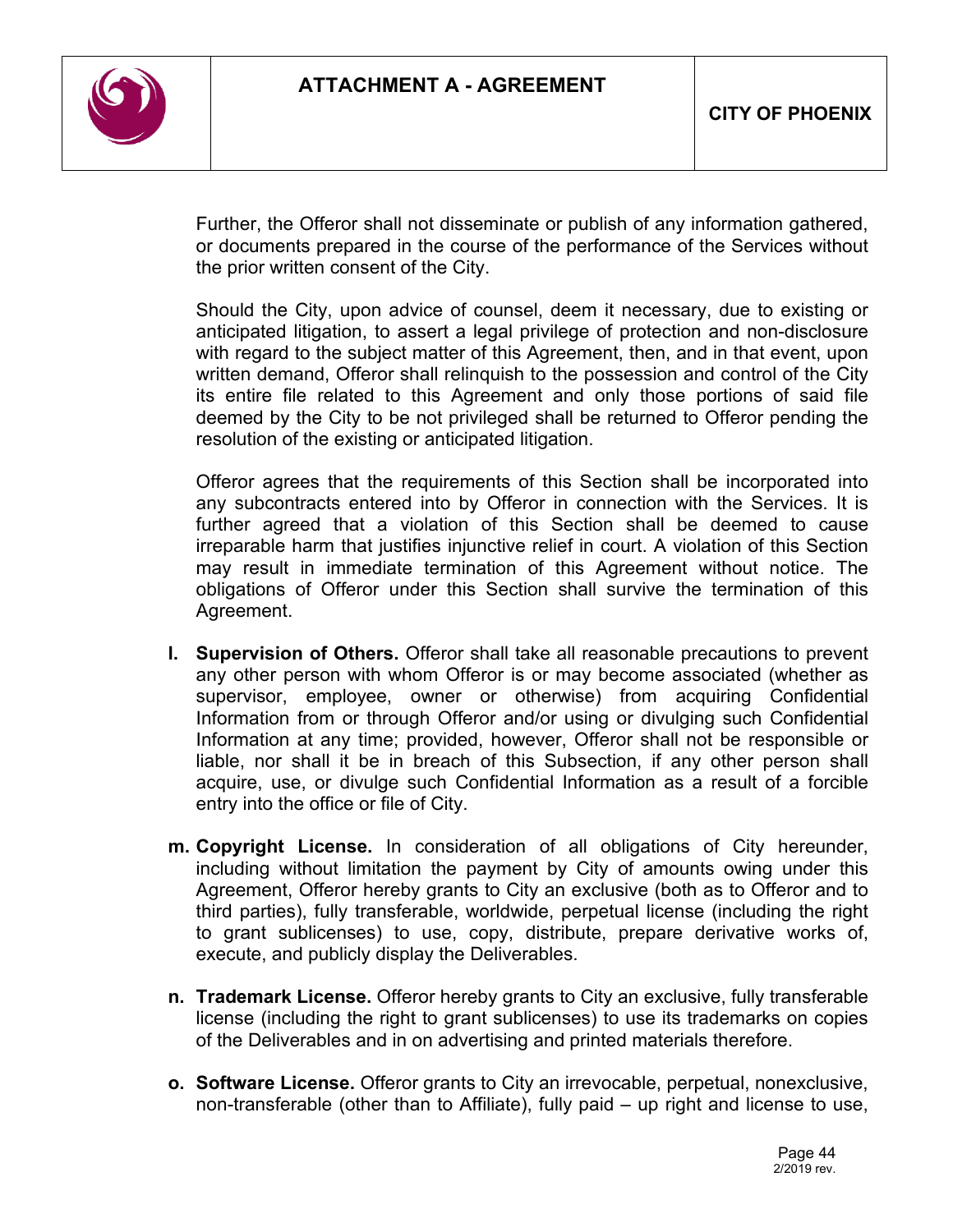Further, the Offeror shall not disseminate or publish of any information gathered, or documents prepared in the course of the performance of the Services without the prior written consent of the City.

Should the City, upon advice of counsel, deem it necessary, due to existing or anticipated litigation, to assert a legal privilege of protection and non-disclosure with regard to the subject matter of this Agreement, then, and in that event, upon written demand, Offeror shall relinquish to the possession and control of the City its entire file related to this Agreement and only those portions of said file deemed by the City to be not privileged shall be returned to Offeror pending the resolution of the existing or anticipated litigation.

Offeror agrees that the requirements of this Section shall be incorporated into any subcontracts entered into by Offeror in connection with the Services. It is further agreed that a violation of this Section shall be deemed to cause irreparable harm that justifies injunctive relief in court. A violation of this Section may result in immediate termination of this Agreement without notice. The obligations of Offeror under this Section shall survive the termination of this Agreement.

**l. Supervision of Others.** Offeror shall take all reasonable precautions to prevent any other person with whom Offeror is or may become associated (whether as supervisor, employee, owner or otherwise) from acquiring Confidential Information from or through Offeror and/or using or divulging such Confidential Information at any time; provided, however, Offeror shall not be responsible or liable, nor shall it be in breach of this Subsection, if any other person shall acquire, use, or divulge such Confidential Information as a result of a forcible entry into the office or file of City.

**m. Copyright License.** In consideration of all obligations of City hereunder, including without limitation the payment by City of amounts owing under this Agreement, Offeror hereby grants to City an exclusive (both as to Offeror and to third parties), fully transferable, worldwide, perpetual license (including the right to grant sublicenses) to use, copy, distribute, prepare derivative works of, execute, and publicly display the Deliverables.

**n. Trademark License.** Offeror hereby grants to City an exclusive, fully transferable license (including the right to grant sublicenses) to use its trademarks on copies of the Deliverables and in on advertising and printed materials therefore.

**o. Software License.** Offeror grants to City an irrevocable, perpetual, nonexclusive, non-transferable (other than to Affiliate), fully paid – up right and license to use,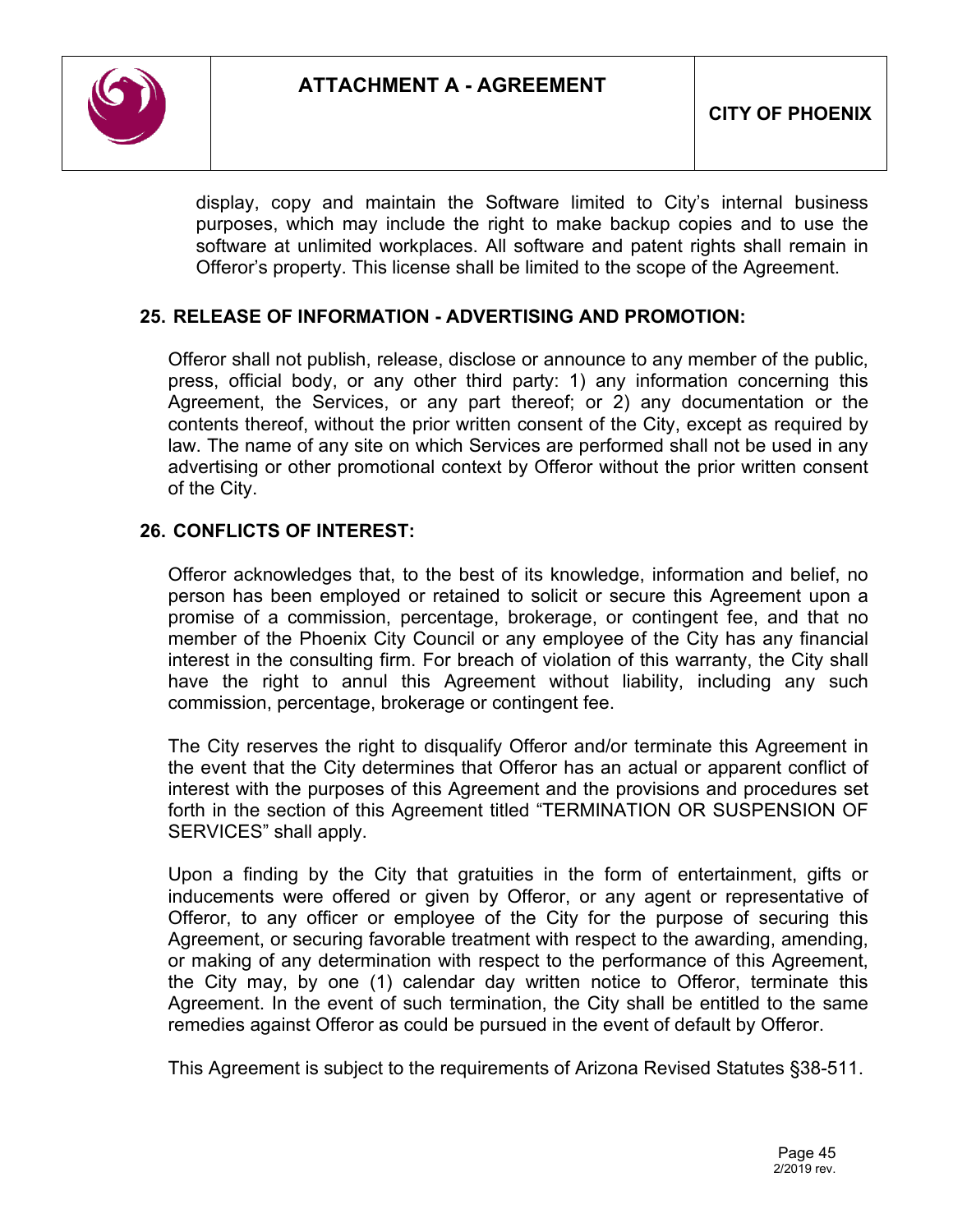display, copy and maintain the Software limited to City's internal business purposes, which may include the right to make backup copies and to use the software at unlimited workplaces. All software and patent rights shall remain in Offeror's property. This license shall be limited to the scope of the Agreement.

## 25. RELEASE OF INFORMATION - ADVERTISING AND PROMOTION:

Offeror shall not publish, release, disclose or announce to any member of the public, press, official body, or any other third party: 1) any information concerning this Agreement, the Services, or any part thereof; or 2) any documentation or the contents thereof, without the prior written consent of the City, except as required by law. The name of any site on which Services are performed shall not be used in any advertising or other promotional context by Offeror without the prior written consent of the City.

## 26. CONFLICTS OF INTEREST:

Offeror acknowledges that, to the best of its knowledge, information and belief, no person has been employed or retained to solicit or secure this Agreement upon a promise of a commission, percentage, brokerage, or contingent fee, and that no member of the Phoenix City Council or any employee of the City has any financial interest in the consulting firm. For breach of violation of this warranty, the City shall have the right to annul this Agreement without liability, including any such commission, percentage, brokerage or contingent fee.

The City reserves the right to disqualify Offeror and/or terminate this Agreement in the event that the City determines that Offeror has an actual or apparent conflict of interest with the purposes of this Agreement and the provisions and procedures set forth in the section of this Agreement titled "TERMINATION OR SUSPENSION OF SERVICES" shall apply.

Upon a finding by the City that gratuities in the form of entertainment, gifts or inducements were offered or given by Offeror, or any agent or representative of Offeror, to any officer or employee of the City for the purpose of securing this Agreement, or securing favorable treatment with respect to the awarding, amending, or making of any determination with respect to the performance of this Agreement, the City may, by one (1) calendar day written notice to Offeror, terminate this Agreement. In the event of such termination, the City shall be entitled to the same remedies against Offeror as could be pursued in the event of default by Offeror.

This Agreement is subject to the requirements of Arizona Revised Statutes §38-511.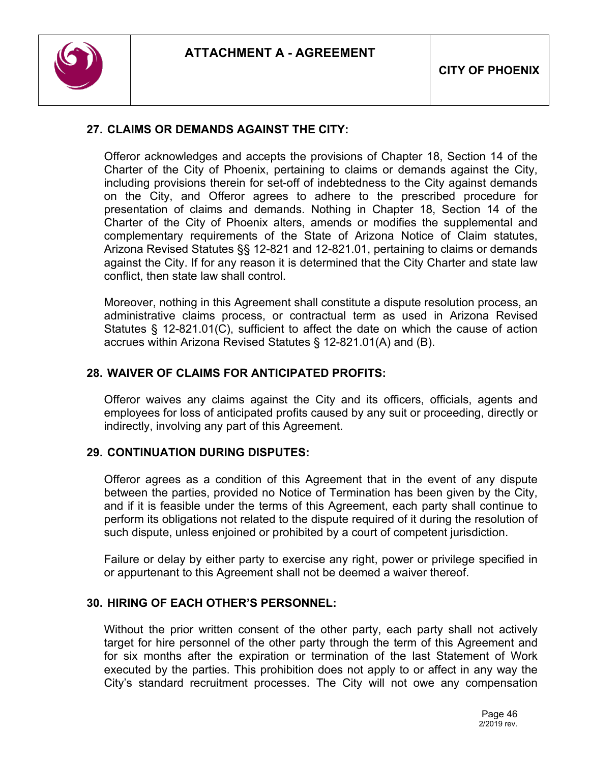## 27. CLAIMS OR DEMANDS AGAINST THE CITY:

Offeror acknowledges and accepts the provisions of Chapter 18, Section 14 of the Charter of the City of Phoenix, pertaining to claims or demands against the City, including provisions therein for set-off of indebtedness to the City against demands on the City, and Offeror agrees to adhere to the prescribed procedure for presentation of claims and demands. Nothing in Chapter 18, Section 14 of the Charter of the City of Phoenix alters, amends or modifies the supplemental and complementary requirements of the State of Arizona Notice of Claim statutes, Arizona Revised Statutes §§ 12-821 and 12-821.01, pertaining to claims or demands against the City. If for any reason it is determined that the City Charter and state law conflict, then state law shall control.

Moreover, nothing in this Agreement shall constitute a dispute resolution process, an administrative claims process, or contractual term as used in Arizona Revised Statutes § 12-821.01(C), sufficient to affect the date on which the cause of action accrues within Arizona Revised Statutes § 12-821.01(A) and (B).

## 28. WAIVER OF CLAIMS FOR ANTICIPATED PROFITS:

Offeror waives any claims against the City and its officers, officials, agents and employees for loss of anticipated profits caused by any suit or proceeding, directly or indirectly, involving any part of this Agreement.

## 29. CONTINUATION DURING DISPUTES:

Offeror agrees as a condition of this Agreement that in the event of any dispute between the parties, provided no Notice of Termination has been given by the City, and if it is feasible under the terms of this Agreement, each party shall continue to perform its obligations not related to the dispute required of it during the resolution of such dispute, unless enjoined or prohibited by a court of competent jurisdiction.

Failure or delay by either party to exercise any right, power or privilege specified in or appurtenant to this Agreement shall not be deemed a waiver thereof.

## 30. HIRING OF EACH OTHER'S PERSONNEL:

Without the prior written consent of the other party, each party shall not actively target for hire personnel of the other party through the term of this Agreement and for six months after the expiration or termination of the last Statement of Work executed by the parties. This prohibition does not apply to or affect in any way the City's standard recruitment processes. The City will not owe any compensation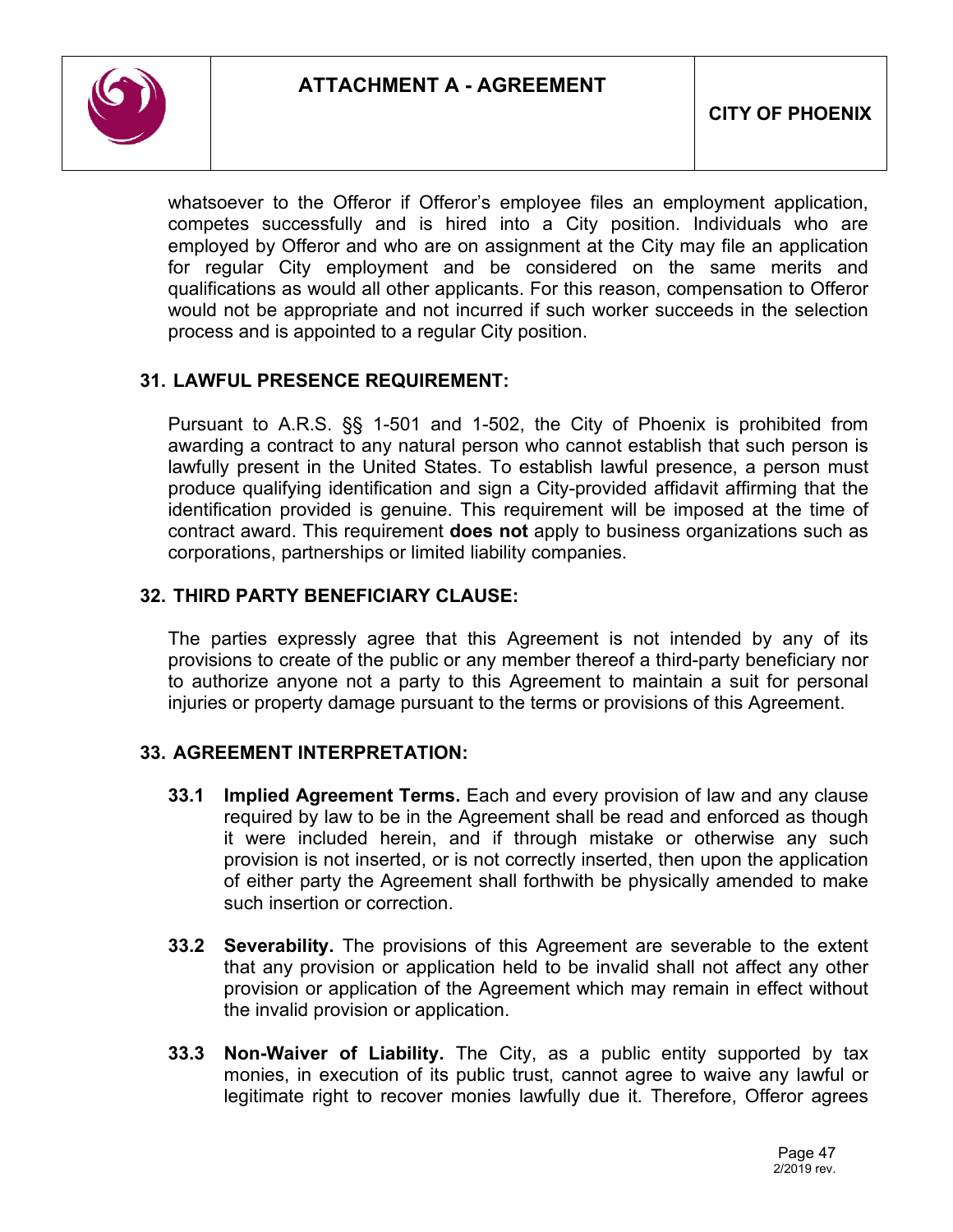whatsoever to the Offeror if Offeror's employee files an employment application, competes successfully and is hired into a City position. Individuals who are employed by Offeror and who are on assignment at the City may file an application for regular City employment and be considered on the same merits and qualifications as would all other applicants. For this reason, compensation to Offeror would not be appropriate and not incurred if such worker succeeds in the selection process and is appointed to a regular City position.

## 31. LAWFUL PRESENCE REQUIREMENT:

Pursuant to A.R.S. §§ 1-501 and 1-502, the City of Phoenix is prohibited from awarding a contract to any natural person who cannot establish that such person is lawfully present in the United States. To establish lawful presence, a person must produce qualifying identification and sign a City-provided affidavit affirming that the identification provided is genuine. This requirement will be imposed at the time of contract award. This requirement **does not** apply to business organizations such as corporations, partnerships or limited liability companies.

## 32. THIRD PARTY BENEFICIARY CLAUSE:

The parties expressly agree that this Agreement is not intended by any of its provisions to create of the public or any member thereof a third-party beneficiary nor to authorize anyone not a party to this Agreement to maintain a suit for personal injuries or property damage pursuant to the terms or provisions of this Agreement.

## 33. AGREEMENT INTERPRETATION:

**33.1 Implied Agreement Terms.** Each and every provision of law and any clause required by law to be in the Agreement shall be read and enforced as though it were included herein, and if through mistake or otherwise any such provision is not inserted, or is not correctly inserted, then upon the application of either party the Agreement shall forthwith be physically amended to make such insertion or correction.

**33.2 Severability.** The provisions of this Agreement are severable to the extent that any provision or application held to be invalid shall not affect any other provision or application of the Agreement which may remain in effect without the invalid provision or application.

**33.3 Non-Waiver of Liability.** The City, as a public entity supported by tax monies, in execution of its public trust, cannot agree to waive any lawful or legitimate right to recover monies lawfully due it. Therefore, Offeror agrees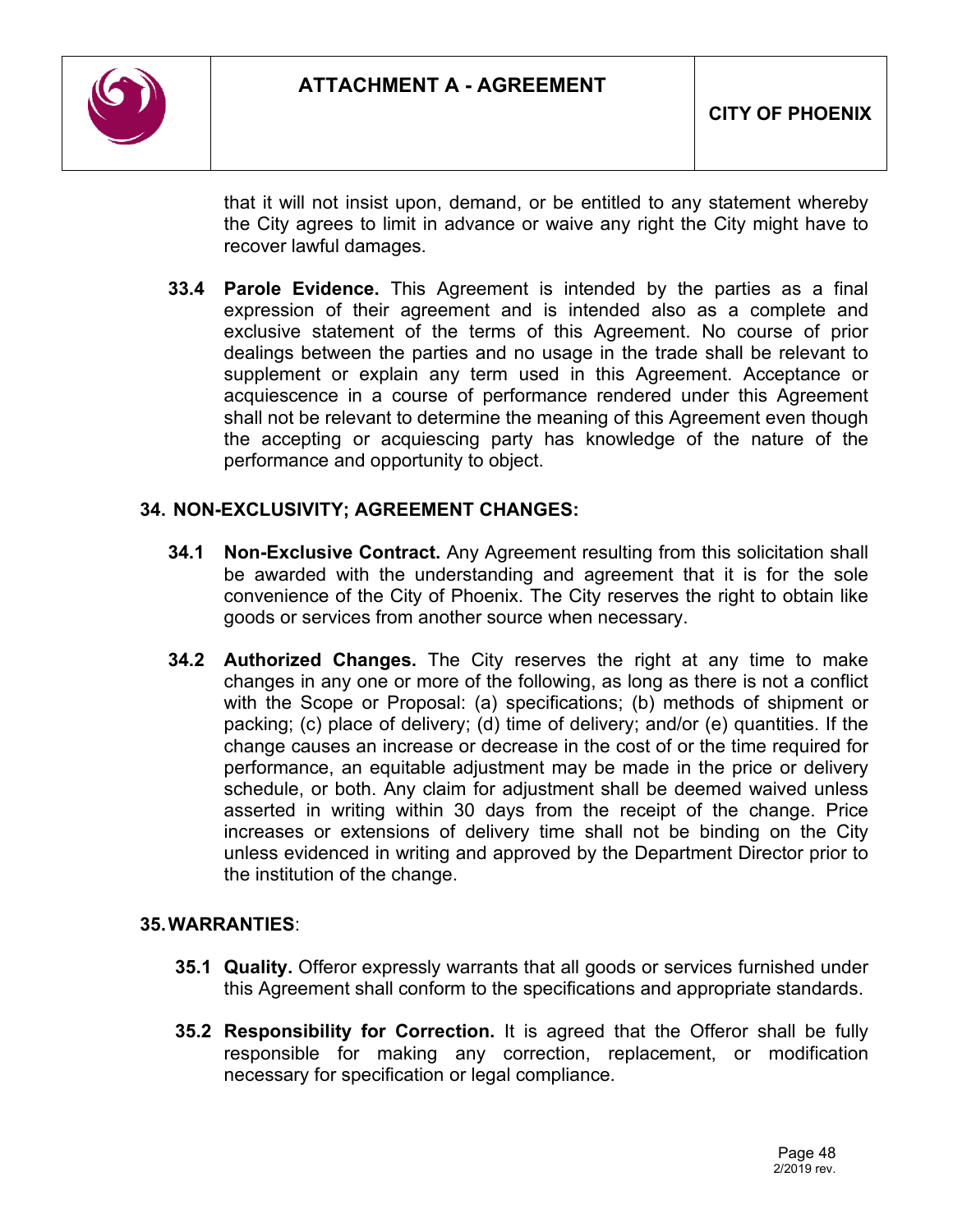that it will not insist upon, demand, or be entitled to any statement whereby the City agrees to limit in advance or waive any right the City might have to recover lawful damages.

**33.4 Parole Evidence.** This Agreement is intended by the parties as a final expression of their agreement and is intended also as a complete and exclusive statement of the terms of this Agreement. No course of prior dealings between the parties and no usage in the trade shall be relevant to supplement or explain any term used in this Agreement. Acceptance or acquiescence in a course of performance rendered under this Agreement shall not be relevant to determine the meaning of this Agreement even though the accepting or acquiescing party has knowledge of the nature of the performance and opportunity to object.

## 34. NON-EXCLUSIVITY; AGREEMENT CHANGES:

**34.1 Non-Exclusive Contract.** Any Agreement resulting from this solicitation shall be awarded with the understanding and agreement that it is for the sole convenience of the City of Phoenix. The City reserves the right to obtain like goods or services from another source when necessary.

**34.2 Authorized Changes.** The City reserves the right at any time to make changes in any one or more of the following, as long as there is not a conflict with the Scope or Proposal: (a) specifications; (b) methods of shipment or packing; (c) place of delivery; (d) time of delivery; and/or (e) quantities. If the change causes an increase or decrease in the cost of or the time required for performance, an equitable adjustment may be made in the price or delivery schedule, or both. Any claim for adjustment shall be deemed waived unless asserted in writing within 30 days from the receipt of the change. Price increases or extensions of delivery time shall not be binding on the City unless evidenced in writing and approved by the Department Director prior to the institution of the change.

## 35. WARRANTIES:

**35.1 Quality.** Offeror expressly warrants that all goods or services furnished under this Agreement shall conform to the specifications and appropriate standards.

**35.2 Responsibility for Correction.** It is agreed that the Offeror shall be fully responsible for making any correction, replacement, or modification necessary for specification or legal compliance.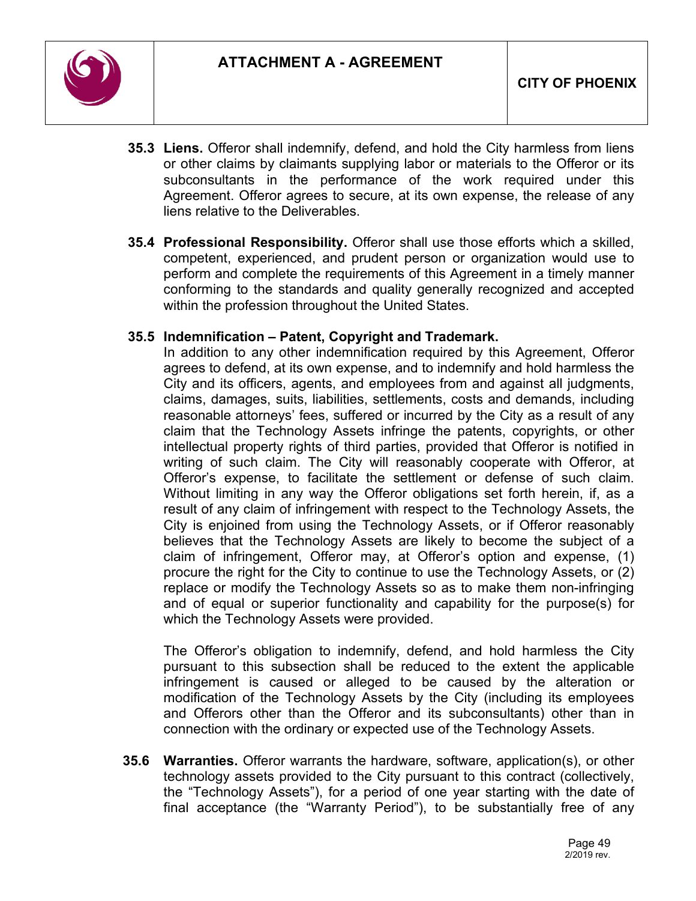**35.3 Liens.** Offeror shall indemnify, defend, and hold the City harmless from liens or other claims by claimants supplying labor or materials to the Offeror or its subconsultants in the performance of the work required under this Agreement. Offeror agrees to secure, at its own expense, the release of any liens relative to the Deliverables.

**35.4 Professional Responsibility.** Offeror shall use those efforts which a skilled, competent, experienced, and prudent person or organization would use to perform and complete the requirements of this Agreement in a timely manner conforming to the standards and quality generally recognized and accepted within the profession throughout the United States.

**35.5 Indemnification – Patent, Copyright and Trademark.**

In addition to any other indemnification required by this Agreement, Offeror agrees to defend, at its own expense, and to indemnify and hold harmless the City and its officers, agents, and employees from and against all judgments, claims, damages, suits, liabilities, settlements, costs and demands, including reasonable attorneys' fees, suffered or incurred by the City as a result of any claim that the Technology Assets infringe the patents, copyrights, or other intellectual property rights of third parties, provided that Offeror is notified in writing of such claim. The City will reasonably cooperate with Offeror, at Offeror's expense, to facilitate the settlement or defense of such claim. Without limiting in any way the Offeror obligations set forth herein, if, as a result of any claim of infringement with respect to the Technology Assets, the City is enjoined from using the Technology Assets, or if Offeror reasonably believes that the Technology Assets are likely to become the subject of a claim of infringement, Offeror may, at Offeror's option and expense, (1) procure the right for the City to continue to use the Technology Assets, or (2) replace or modify the Technology Assets so as to make them non-infringing and of equal or superior functionality and capability for the purpose(s) for which the Technology Assets were provided.

The Offeror's obligation to indemnify, defend, and hold harmless the City pursuant to this subsection shall be reduced to the extent the applicable infringement is caused or alleged to be caused by the alteration or modification of the Technology Assets by the City (including its employees and Offerors other than the Offeror and its subconsultants) other than in connection with the ordinary or expected use of the Technology Assets.

**35.6 Warranties.** Offeror warrants the hardware, software, application(s), or other technology assets provided to the City pursuant to this contract (collectively, the "Technology Assets"), for a period of one year starting with the date of final acceptance (the "Warranty Period"), to be substantially free of any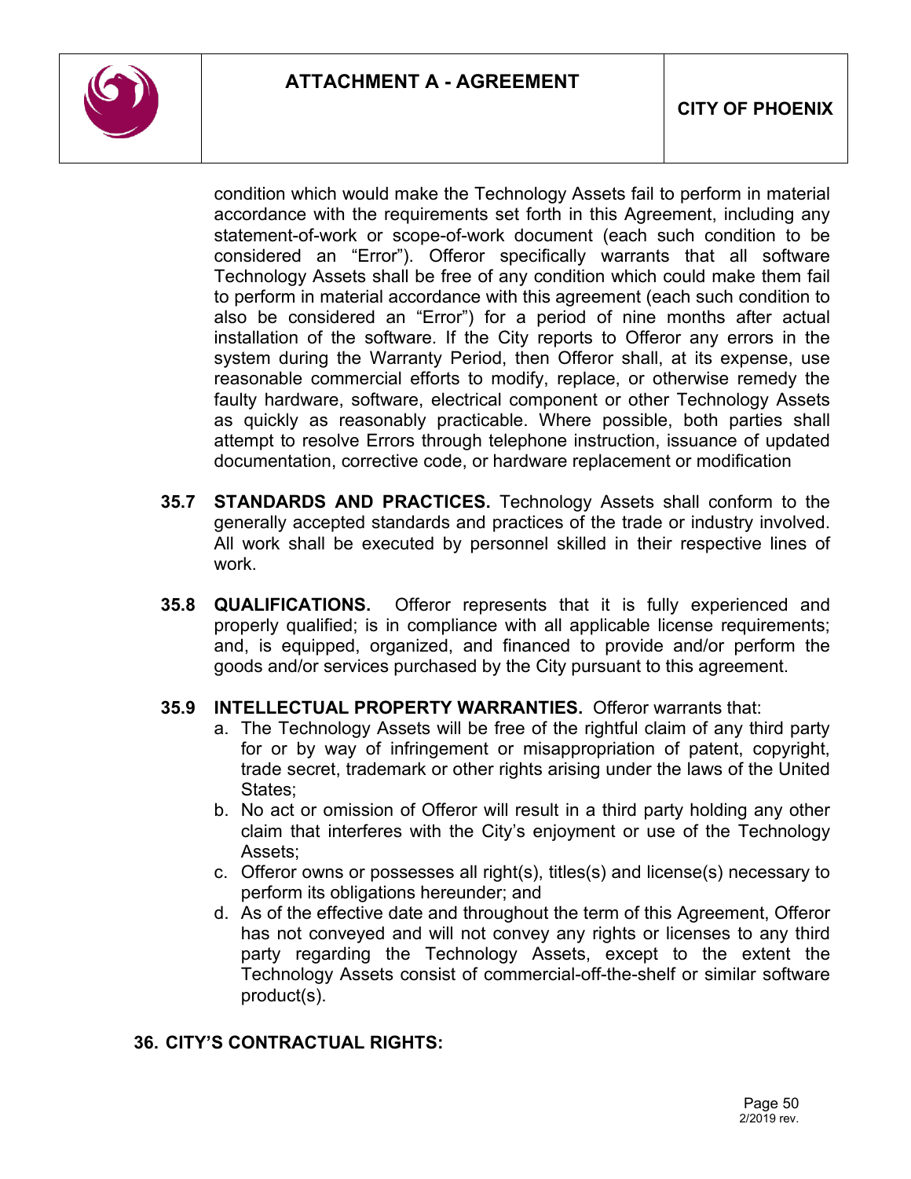condition which would make the Technology Assets fail to perform in material accordance with the requirements set forth in this Agreement, including any statement-of-work or scope-of-work document (each such condition to be considered an "Error"). Offeror specifically warrants that all software Technology Assets shall be free of any condition which could make them fail to perform in material accordance with this agreement (each such condition to also be considered an "Error") for a period of nine months after actual installation of the software. If the City reports to Offeror any errors in the system during the Warranty Period, then Offeror shall, at its expense, use reasonable commercial efforts to modify, replace, or otherwise remedy the faulty hardware, software, electrical component or other Technology Assets as quickly as reasonably practicable. Where possible, both parties shall attempt to resolve Errors through telephone instruction, issuance of updated documentation, corrective code, or hardware replacement or modification

**35.7 STANDARDS AND PRACTICES.** Technology Assets shall conform to the generally accepted standards and practices of the trade or industry involved. All work shall be executed by personnel skilled in their respective lines of work.

**35.8 QUALIFICATIONS.** Offeror represents that it is fully experienced and properly qualified; is in compliance with all applicable license requirements; and, is equipped, organized, and financed to provide and/or perform the goods and/or services purchased by the City pursuant to this agreement.

**35.9 INTELLECTUAL PROPERTY WARRANTIES.** Offeror warrants that:

a. The Technology Assets will be free of the rightful claim of any third party for or by way of infringement or misappropriation of patent, copyright, trade secret, trademark or other rights arising under the laws of the United States;
b. No act or omission of Offeror will result in a third party holding any other claim that interferes with the City's enjoyment or use of the Technology Assets;
c. Offeror owns or possesses all right(s), titles(s) and license(s) necessary to perform its obligations hereunder; and
d. As of the effective date and throughout the term of this Agreement, Offeror has not conveyed and will not convey any rights or licenses to any third party regarding the Technology Assets, except to the extent the Technology Assets consist of commercial-off-the-shelf or similar software product(s).

## 36. CITY'S CONTRACTUAL RIGHTS: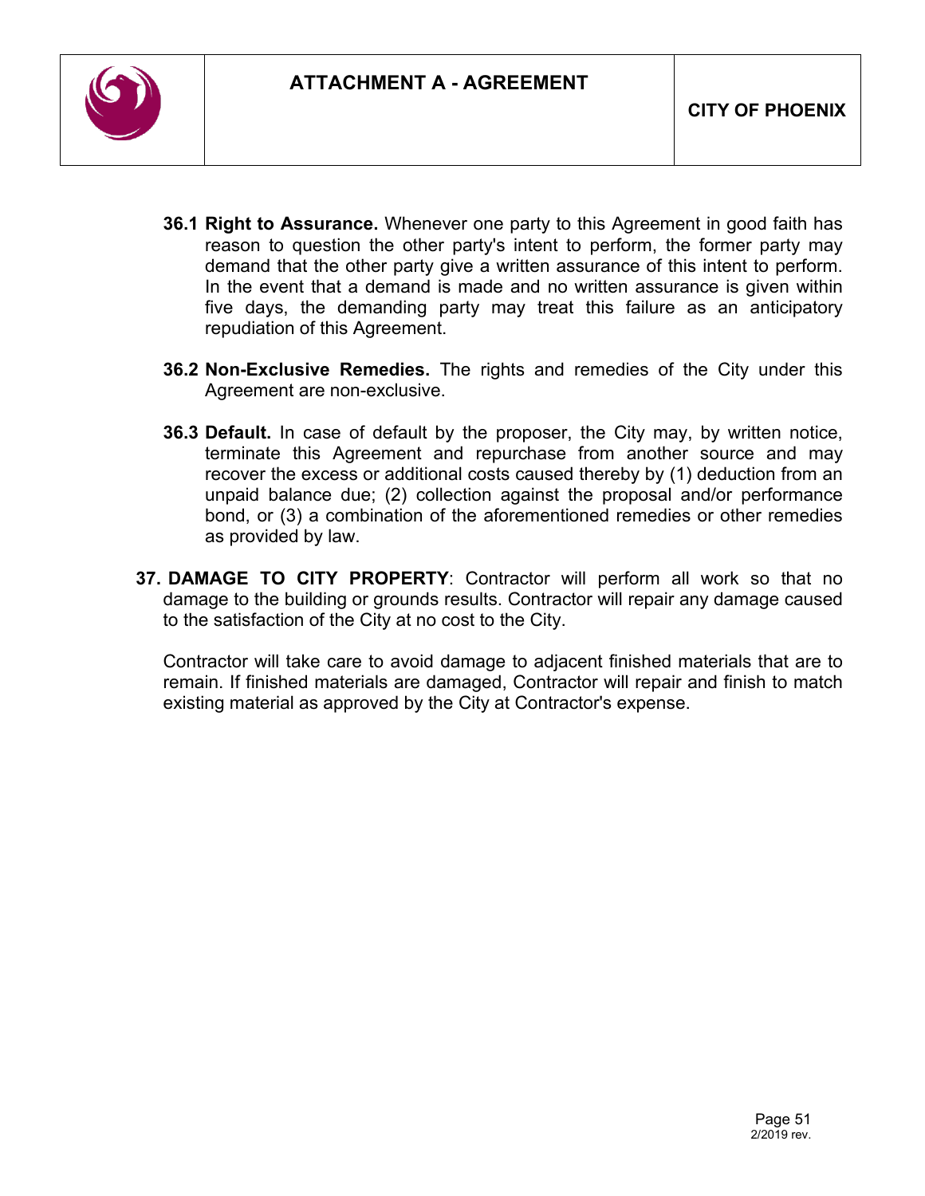**36.1 Right to Assurance.** Whenever one party to this Agreement in good faith has reason to question the other party's intent to perform, the former party may demand that the other party give a written assurance of this intent to perform. In the event that a demand is made and no written assurance is given within five days, the demanding party may treat this failure as an anticipatory repudiation of this Agreement.

**36.2 Non-Exclusive Remedies.** The rights and remedies of the City under this Agreement are non-exclusive.

**36.3 Default.** In case of default by the proposer, the City may, by written notice, terminate this Agreement and repurchase from another source and may recover the excess or additional costs caused thereby by (1) deduction from an unpaid balance due; (2) collection against the proposal and/or performance bond, or (3) a combination of the aforementioned remedies or other remedies as provided by law.

**37. DAMAGE TO CITY PROPERTY**: Contractor will perform all work so that no damage to the building or grounds results. Contractor will repair any damage caused to the satisfaction of the City at no cost to the City.

Contractor will take care to avoid damage to adjacent finished materials that are to remain. If finished materials are damaged, Contractor will repair and finish to match existing material as approved by the City at Contractor's expense.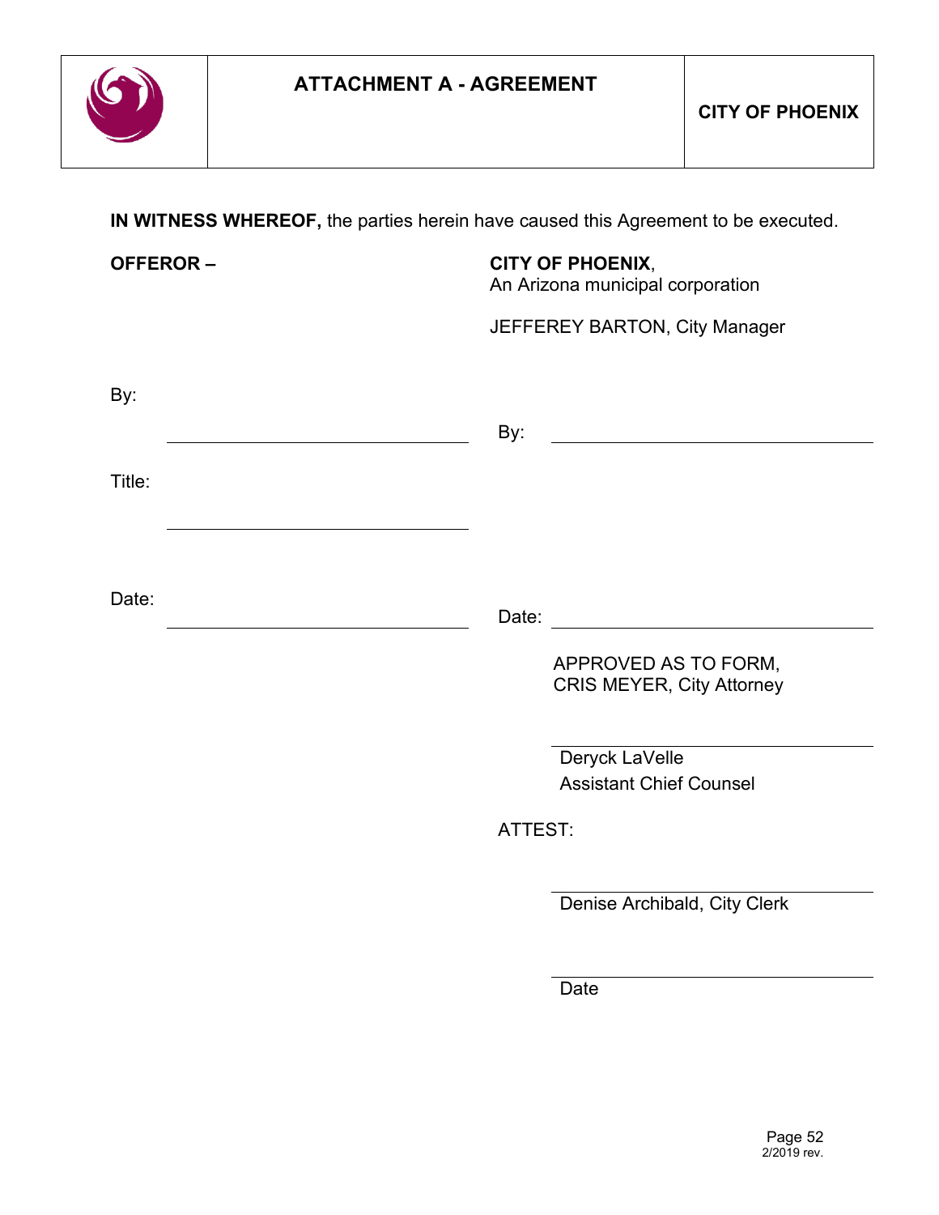# ATTACHMENT A - AGREEMENT

**CITY OF PHOENIX**

**IN WITNESS WHEREOF,** the parties herein have caused this Agreement to be executed.

**OFFEROR –**

By: ______________________________

Title: ______________________________

Date: ______________________________

**CITY OF PHOENIX**,
An Arizona municipal corporation

JEFFEREY BARTON, City Manager

By: ______________________________

Date: ______________________________

APPROVED AS TO FORM,
CRIS MEYER, City Attorney

______________________________
Deryck LaVelle
Assistant Chief Counsel

ATTEST:

______________________________
Denise Archibald, City Clerk

______________________________
Date

2/2019 rev.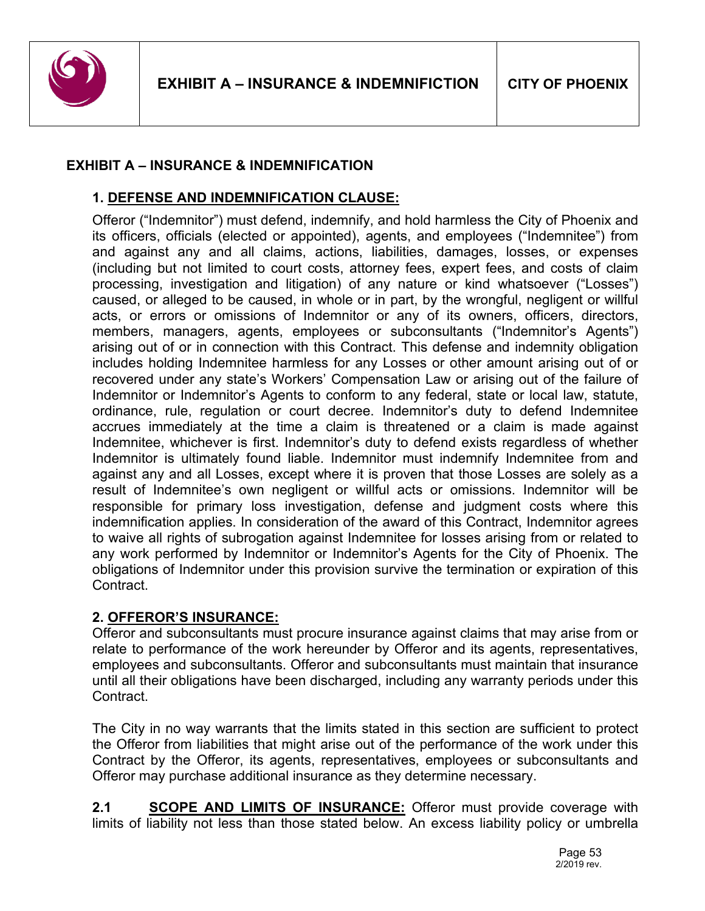# EXHIBIT A – INSURANCE & INDEMNIFICATION

## 1. DEFENSE AND INDEMNIFICATION CLAUSE:

Offeror ("Indemnitor") must defend, indemnify, and hold harmless the City of Phoenix and its officers, officials (elected or appointed), agents, and employees ("Indemnitee") from and against any and all claims, actions, liabilities, damages, losses, or expenses (including but not limited to court costs, attorney fees, expert fees, and costs of claim processing, investigation and litigation) of any nature or kind whatsoever ("Losses") caused, or alleged to be caused, in whole or in part, by the wrongful, negligent or willful acts, or errors or omissions of Indemnitor or any of its owners, officers, directors, members, managers, agents, employees or subconsultants ("Indemnitor's Agents") arising out of or in connection with this Contract. This defense and indemnity obligation includes holding Indemnitee harmless for any Losses or other amount arising out of or recovered under any state's Workers' Compensation Law or arising out of the failure of Indemnitor or Indemnitor's Agents to conform to any federal, state or local law, statute, ordinance, rule, regulation or court decree. Indemnitor's duty to defend Indemnitee accrues immediately at the time a claim is threatened or a claim is made against Indemnitee, whichever is first. Indemnitor's duty to defend exists regardless of whether Indemnitor is ultimately found liable. Indemnitor must indemnify Indemnitee from and against any and all Losses, except where it is proven that those Losses are solely as a result of Indemnitee's own negligent or willful acts or omissions. Indemnitor will be responsible for primary loss investigation, defense and judgment costs where this indemnification applies. In consideration of the award of this Contract, Indemnitor agrees to waive all rights of subrogation against Indemnitee for losses arising from or related to any work performed by Indemnitor or Indemnitor's Agents for the City of Phoenix. The obligations of Indemnitor under this provision survive the termination or expiration of this Contract.

## 2. OFFEROR'S INSURANCE:

Offeror and subconsultants must procure insurance against claims that may arise from or relate to performance of the work hereunder by Offeror and its agents, representatives, employees and subconsultants. Offeror and subconsultants must maintain that insurance until all their obligations have been discharged, including any warranty periods under this Contract.

The City in no way warrants that the limits stated in this section are sufficient to protect the Offeror from liabilities that might arise out of the performance of the work under this Contract by the Offeror, its agents, representatives, employees or subconsultants and Offeror may purchase additional insurance as they determine necessary.

**2.1 SCOPE AND LIMITS OF INSURANCE:** Offeror must provide coverage with limits of liability not less than those stated below. An excess liability policy or umbrella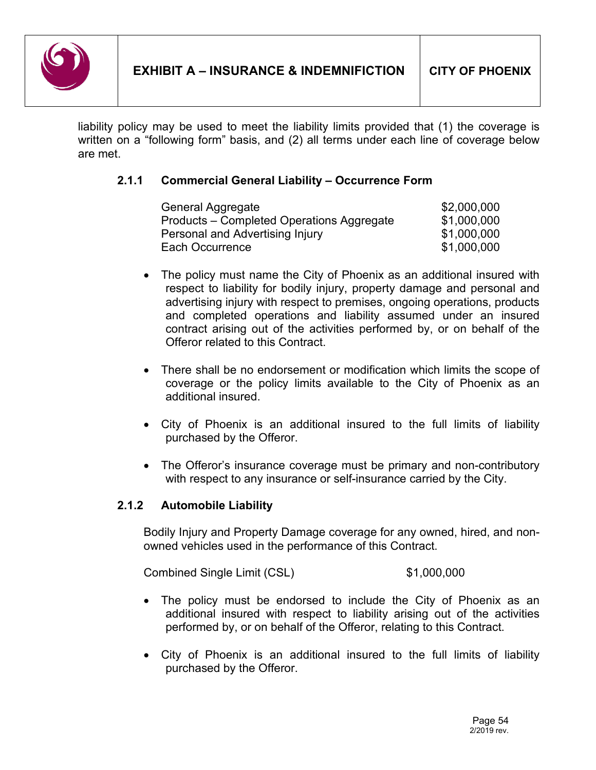liability policy may be used to meet the liability limits provided that (1) the coverage is written on a "following form" basis, and (2) all terms under each line of coverage below are met.

### 2.1.1 Commercial General Liability – Occurrence Form

| | |
|---|---|
| General Aggregate | $2,000,000 |
| Products – Completed Operations Aggregate | $1,000,000 |
| Personal and Advertising Injury | $1,000,000 |
| Each Occurrence | $1,000,000 |

- The policy must name the City of Phoenix as an additional insured with respect to liability for bodily injury, property damage and personal and advertising injury with respect to premises, ongoing operations, products and completed operations and liability assumed under an insured contract arising out of the activities performed by, or on behalf of the Offeror related to this Contract.

- There shall be no endorsement or modification which limits the scope of coverage or the policy limits available to the City of Phoenix as an additional insured.

- City of Phoenix is an additional insured to the full limits of liability purchased by the Offeror.

- The Offeror's insurance coverage must be primary and non-contributory with respect to any insurance or self-insurance carried by the City.

### 2.1.2 Automobile Liability

Bodily Injury and Property Damage coverage for any owned, hired, and non-owned vehicles used in the performance of this Contract.

| | |
|---|---|
| Combined Single Limit (CSL) | $1,000,000 |

- The policy must be endorsed to include the City of Phoenix as an additional insured with respect to liability arising out of the activities performed by, or on behalf of the Offeror, relating to this Contract.

- City of Phoenix is an additional insured to the full limits of liability purchased by the Offeror.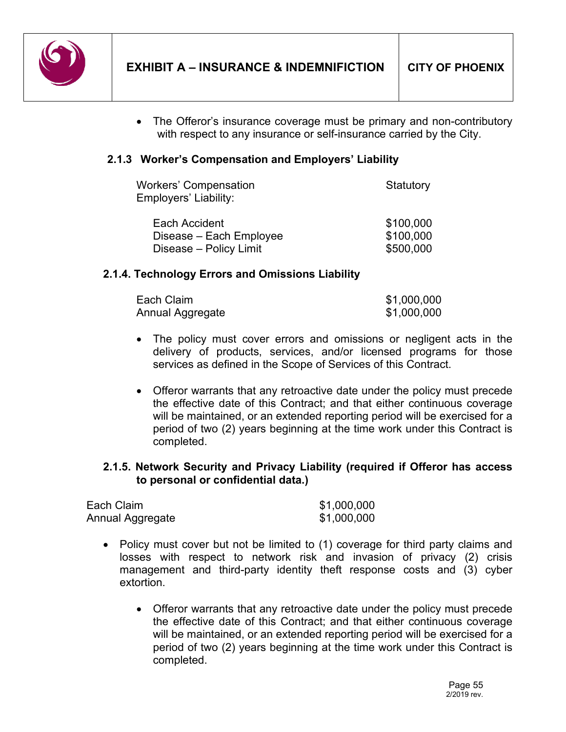- The Offeror's insurance coverage must be primary and non-contributory with respect to any insurance or self-insurance carried by the City.

### 2.1.3 Worker's Compensation and Employers' Liability

| | |
|---|---|
| Workers' Compensation | Statutory |
| Employers' Liability: | |
| Each Accident | $100,000 |
| Disease – Each Employee | $100,000 |
| Disease – Policy Limit | $500,000 |

### 2.1.4. Technology Errors and Omissions Liability

| | |
|---|---|
| Each Claim | $1,000,000 |
| Annual Aggregate | $1,000,000 |

- The policy must cover errors and omissions or negligent acts in the delivery of products, services, and/or licensed programs for those services as defined in the Scope of Services of this Contract.

- Offeror warrants that any retroactive date under the policy must precede the effective date of this Contract; and that either continuous coverage will be maintained, or an extended reporting period will be exercised for a period of two (2) years beginning at the time work under this Contract is completed.

### 2.1.5. Network Security and Privacy Liability (required if Offeror has access to personal or confidential data.)

| | |
|---|---|
| Each Claim | $1,000,000 |
| Annual Aggregate | $1,000,000 |

- Policy must cover but not be limited to (1) coverage for third party claims and losses with respect to network risk and invasion of privacy (2) crisis management and third-party identity theft response costs and (3) cyber extortion.

  - Offeror warrants that any retroactive date under the policy must precede the effective date of this Contract; and that either continuous coverage will be maintained, or an extended reporting period will be exercised for a period of two (2) years beginning at the time work under this Contract is completed.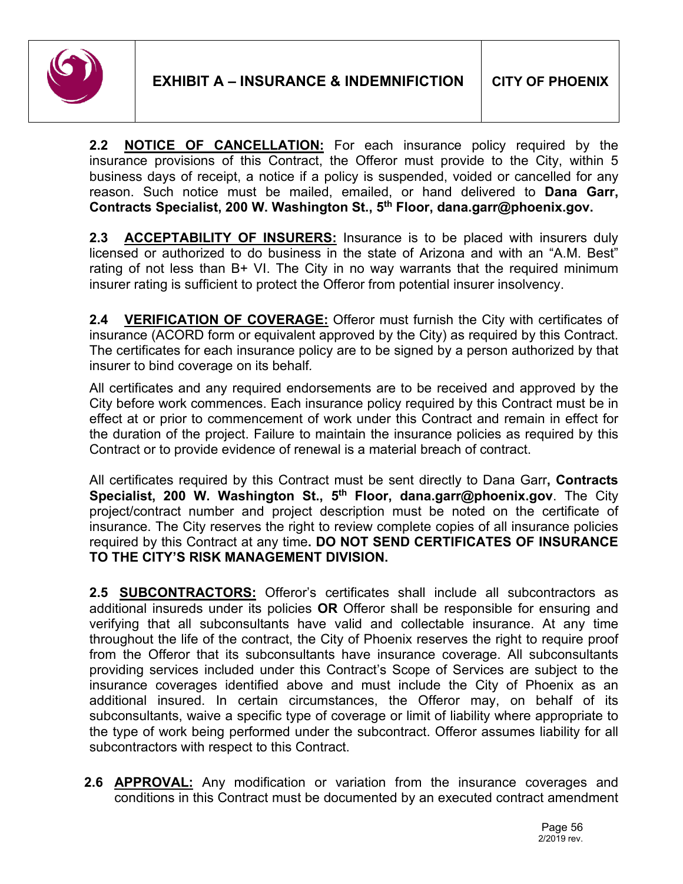**2.2 NOTICE OF CANCELLATION:** For each insurance policy required by the insurance provisions of this Contract, the Offeror must provide to the City, within 5 business days of receipt, a notice if a policy is suspended, voided or cancelled for any reason. Such notice must be mailed, emailed, or hand delivered to **Dana Garr, Contracts Specialist, 200 W. Washington St., 5th Floor, dana.garr@phoenix.gov.**

**2.3 ACCEPTABILITY OF INSURERS:** Insurance is to be placed with insurers duly licensed or authorized to do business in the state of Arizona and with an "A.M. Best" rating of not less than B+ VI. The City in no way warrants that the required minimum insurer rating is sufficient to protect the Offeror from potential insurer insolvency.

**2.4 VERIFICATION OF COVERAGE:** Offeror must furnish the City with certificates of insurance (ACORD form or equivalent approved by the City) as required by this Contract. The certificates for each insurance policy are to be signed by a person authorized by that insurer to bind coverage on its behalf.

All certificates and any required endorsements are to be received and approved by the City before work commences. Each insurance policy required by this Contract must be in effect at or prior to commencement of work under this Contract and remain in effect for the duration of the project. Failure to maintain the insurance policies as required by this Contract or to provide evidence of renewal is a material breach of contract.

All certificates required by this Contract must be sent directly to Dana Garr**, Contracts Specialist, 200 W. Washington St., 5th Floor, dana.garr@phoenix.gov**. The City project/contract number and project description must be noted on the certificate of insurance. The City reserves the right to review complete copies of all insurance policies required by this Contract at any time**. DO NOT SEND CERTIFICATES OF INSURANCE TO THE CITY'S RISK MANAGEMENT DIVISION.**

**2.5 SUBCONTRACTORS:** Offeror's certificates shall include all subcontractors as additional insureds under its policies **OR** Offeror shall be responsible for ensuring and verifying that all subconsultants have valid and collectable insurance. At any time throughout the life of the contract, the City of Phoenix reserves the right to require proof from the Offeror that its subconsultants have insurance coverage. All subconsultants providing services included under this Contract's Scope of Services are subject to the insurance coverages identified above and must include the City of Phoenix as an additional insured. In certain circumstances, the Offeror may, on behalf of its subconsultants, waive a specific type of coverage or limit of liability where appropriate to the type of work being performed under the subcontract. Offeror assumes liability for all subcontractors with respect to this Contract.

**2.6 APPROVAL:** Any modification or variation from the insurance coverages and conditions in this Contract must be documented by an executed contract amendment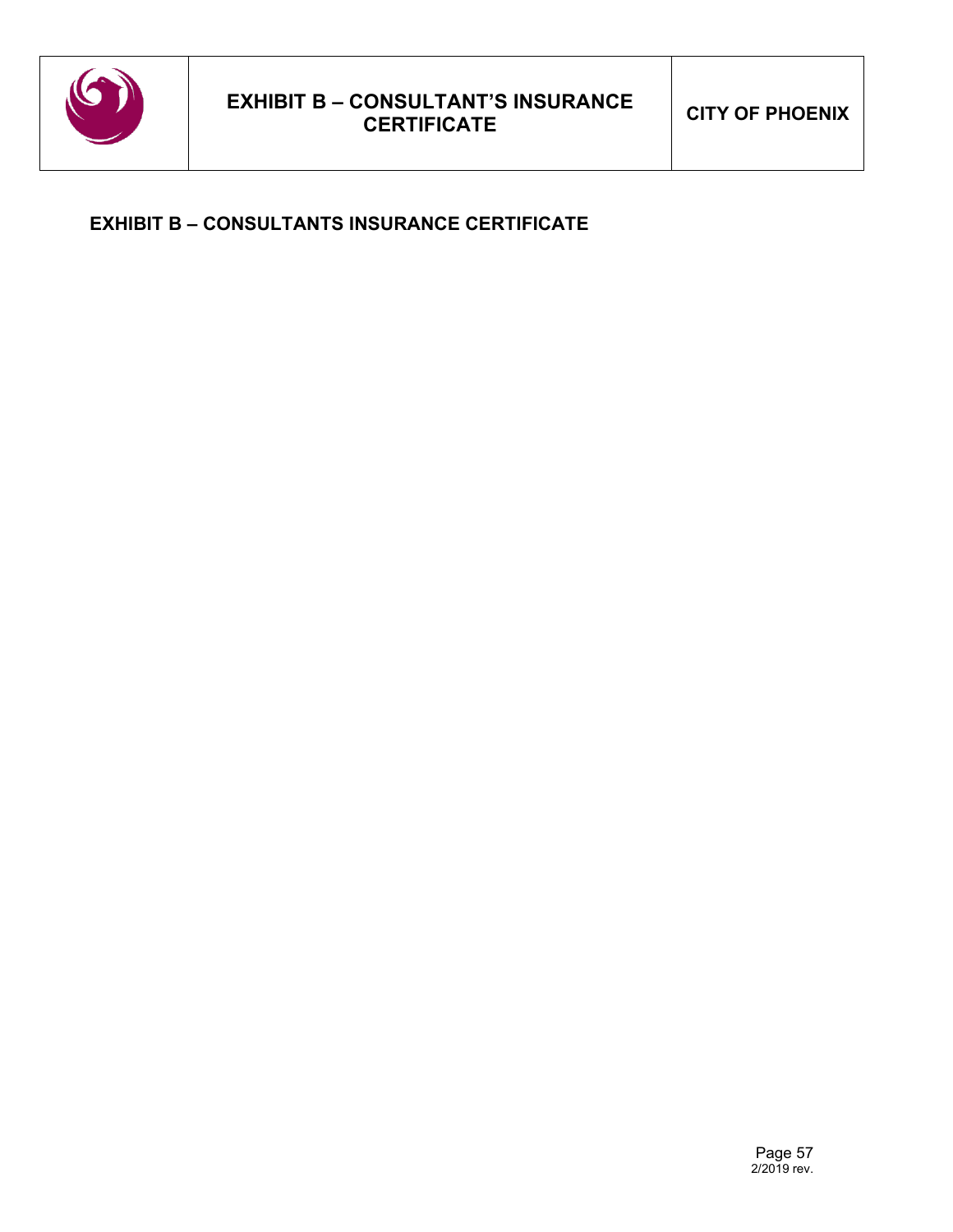## EXHIBIT B – CONSULTANTS INSURANCE CERTIFICATE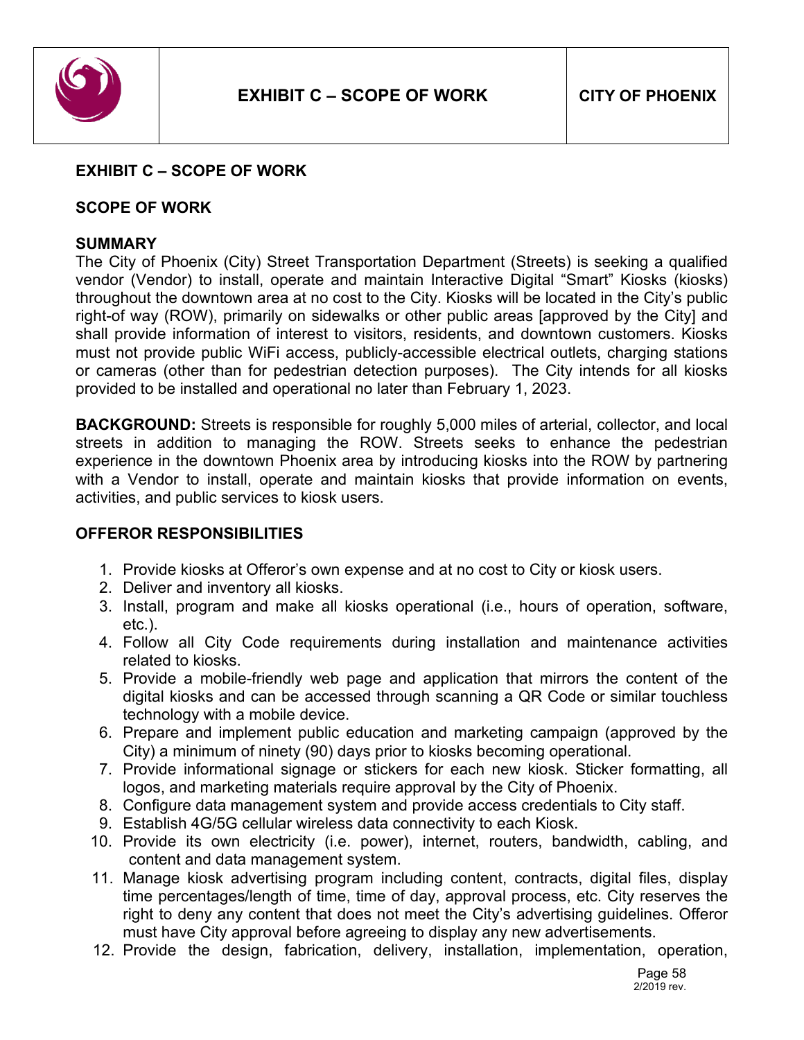**EXHIBIT C – SCOPE OF WORK**

**SCOPE OF WORK**

**SUMMARY**
The City of Phoenix (City) Street Transportation Department (Streets) is seeking a qualified vendor (Vendor) to install, operate and maintain Interactive Digital "Smart" Kiosks (kiosks) throughout the downtown area at no cost to the City. Kiosks will be located in the City's public right-of way (ROW), primarily on sidewalks or other public areas [approved by the City] and shall provide information of interest to visitors, residents, and downtown customers. Kiosks must not provide public WiFi access, publicly-accessible electrical outlets, charging stations or cameras (other than for pedestrian detection purposes). The City intends for all kiosks provided to be installed and operational no later than February 1, 2023.

**BACKGROUND:** Streets is responsible for roughly 5,000 miles of arterial, collector, and local streets in addition to managing the ROW. Streets seeks to enhance the pedestrian experience in the downtown Phoenix area by introducing kiosks into the ROW by partnering with a Vendor to install, operate and maintain kiosks that provide information on events, activities, and public services to kiosk users.

**OFFEROR RESPONSIBILITIES**

1. Provide kiosks at Offeror's own expense and at no cost to City or kiosk users.
2. Deliver and inventory all kiosks.
3. Install, program and make all kiosks operational (i.e., hours of operation, software, etc.).
4. Follow all City Code requirements during installation and maintenance activities related to kiosks.
5. Provide a mobile-friendly web page and application that mirrors the content of the digital kiosks and can be accessed through scanning a QR Code or similar touchless technology with a mobile device.
6. Prepare and implement public education and marketing campaign (approved by the City) a minimum of ninety (90) days prior to kiosks becoming operational.
7. Provide informational signage or stickers for each new kiosk. Sticker formatting, all logos, and marketing materials require approval by the City of Phoenix.
8. Configure data management system and provide access credentials to City staff.
9. Establish 4G/5G cellular wireless data connectivity to each Kiosk.
10. Provide its own electricity (i.e. power), internet, routers, bandwidth, cabling, and content and data management system.
11. Manage kiosk advertising program including content, contracts, digital files, display time percentages/length of time, time of day, approval process, etc. City reserves the right to deny any content that does not meet the City's advertising guidelines. Offeror must have City approval before agreeing to display any new advertisements.
12. Provide the design, fabrication, delivery, installation, implementation, operation,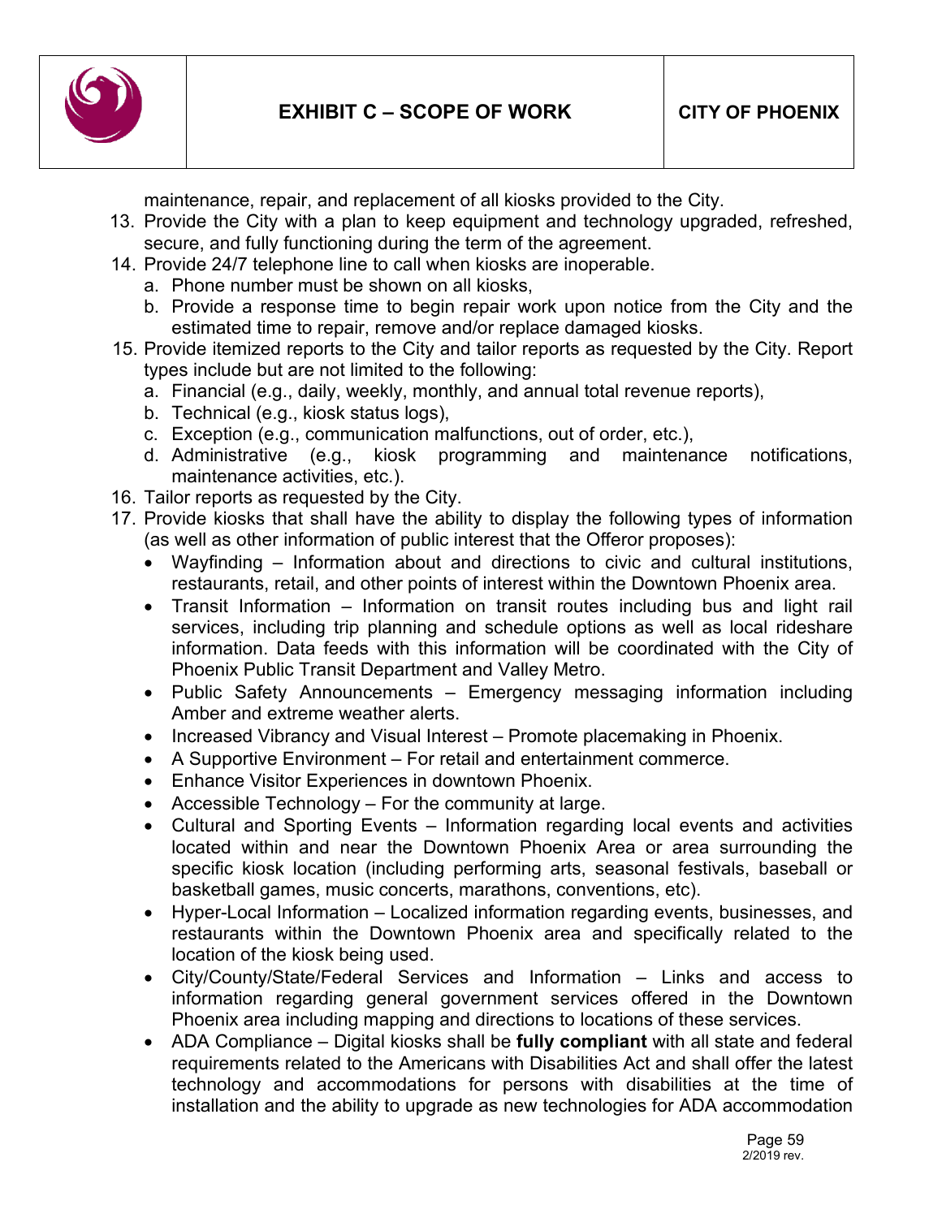maintenance, repair, and replacement of all kiosks provided to the City.

13. Provide the City with a plan to keep equipment and technology upgraded, refreshed, secure, and fully functioning during the term of the agreement.
14. Provide 24/7 telephone line to call when kiosks are inoperable.
    a. Phone number must be shown on all kiosks,
    b. Provide a response time to begin repair work upon notice from the City and the estimated time to repair, remove and/or replace damaged kiosks.
15. Provide itemized reports to the City and tailor reports as requested by the City. Report types include but are not limited to the following:
    a. Financial (e.g., daily, weekly, monthly, and annual total revenue reports),
    b. Technical (e.g., kiosk status logs),
    c. Exception (e.g., communication malfunctions, out of order, etc.),
    d. Administrative (e.g., kiosk programming and maintenance notifications, maintenance activities, etc.).
16. Tailor reports as requested by the City.
17. Provide kiosks that shall have the ability to display the following types of information (as well as other information of public interest that the Offeror proposes):
    - Wayfinding – Information about and directions to civic and cultural institutions, restaurants, retail, and other points of interest within the Downtown Phoenix area.
    - Transit Information – Information on transit routes including bus and light rail services, including trip planning and schedule options as well as local rideshare information. Data feeds with this information will be coordinated with the City of Phoenix Public Transit Department and Valley Metro.
    - Public Safety Announcements – Emergency messaging information including Amber and extreme weather alerts.
    - Increased Vibrancy and Visual Interest – Promote placemaking in Phoenix.
    - A Supportive Environment – For retail and entertainment commerce.
    - Enhance Visitor Experiences in downtown Phoenix.
    - Accessible Technology – For the community at large.
    - Cultural and Sporting Events – Information regarding local events and activities located within and near the Downtown Phoenix Area or area surrounding the specific kiosk location (including performing arts, seasonal festivals, baseball or basketball games, music concerts, marathons, conventions, etc).
    - Hyper-Local Information – Localized information regarding events, businesses, and restaurants within the Downtown Phoenix area and specifically related to the location of the kiosk being used.
    - City/County/State/Federal Services and Information – Links and access to information regarding general government services offered in the Downtown Phoenix area including mapping and directions to locations of these services.
    - ADA Compliance – Digital kiosks shall be **fully compliant** with all state and federal requirements related to the Americans with Disabilities Act and shall offer the latest technology and accommodations for persons with disabilities at the time of installation and the ability to upgrade as new technologies for ADA accommodation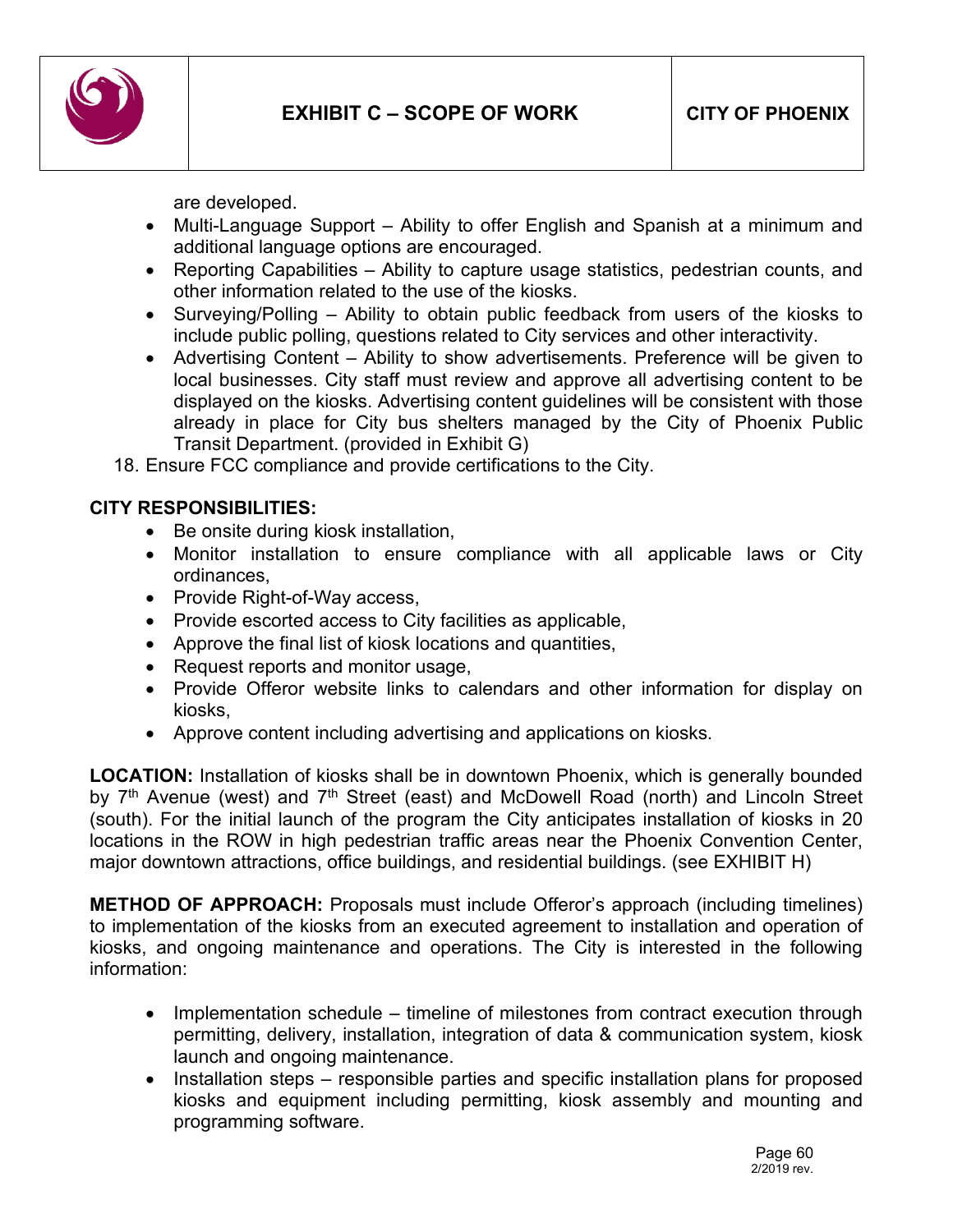are developed.

- Multi-Language Support – Ability to offer English and Spanish at a minimum and additional language options are encouraged.
- Reporting Capabilities – Ability to capture usage statistics, pedestrian counts, and other information related to the use of the kiosks.
- Surveying/Polling – Ability to obtain public feedback from users of the kiosks to include public polling, questions related to City services and other interactivity.
- Advertising Content – Ability to show advertisements. Preference will be given to local businesses. City staff must review and approve all advertising content to be displayed on the kiosks. Advertising content guidelines will be consistent with those already in place for City bus shelters managed by the City of Phoenix Public Transit Department. (provided in Exhibit G)

18. Ensure FCC compliance and provide certifications to the City.

**CITY RESPONSIBILITIES:**

- Be onsite during kiosk installation,
- Monitor installation to ensure compliance with all applicable laws or City ordinances,
- Provide Right-of-Way access,
- Provide escorted access to City facilities as applicable,
- Approve the final list of kiosk locations and quantities,
- Request reports and monitor usage,
- Provide Offeror website links to calendars and other information for display on kiosks,
- Approve content including advertising and applications on kiosks.

**LOCATION:** Installation of kiosks shall be in downtown Phoenix, which is generally bounded by 7th Avenue (west) and 7th Street (east) and McDowell Road (north) and Lincoln Street (south). For the initial launch of the program the City anticipates installation of kiosks in 20 locations in the ROW in high pedestrian traffic areas near the Phoenix Convention Center, major downtown attractions, office buildings, and residential buildings. (see EXHIBIT H)

**METHOD OF APPROACH:** Proposals must include Offeror's approach (including timelines) to implementation of the kiosks from an executed agreement to installation and operation of kiosks, and ongoing maintenance and operations. The City is interested in the following information:

- Implementation schedule – timeline of milestones from contract execution through permitting, delivery, installation, integration of data & communication system, kiosk launch and ongoing maintenance.
- Installation steps – responsible parties and specific installation plans for proposed kiosks and equipment including permitting, kiosk assembly and mounting and programming software.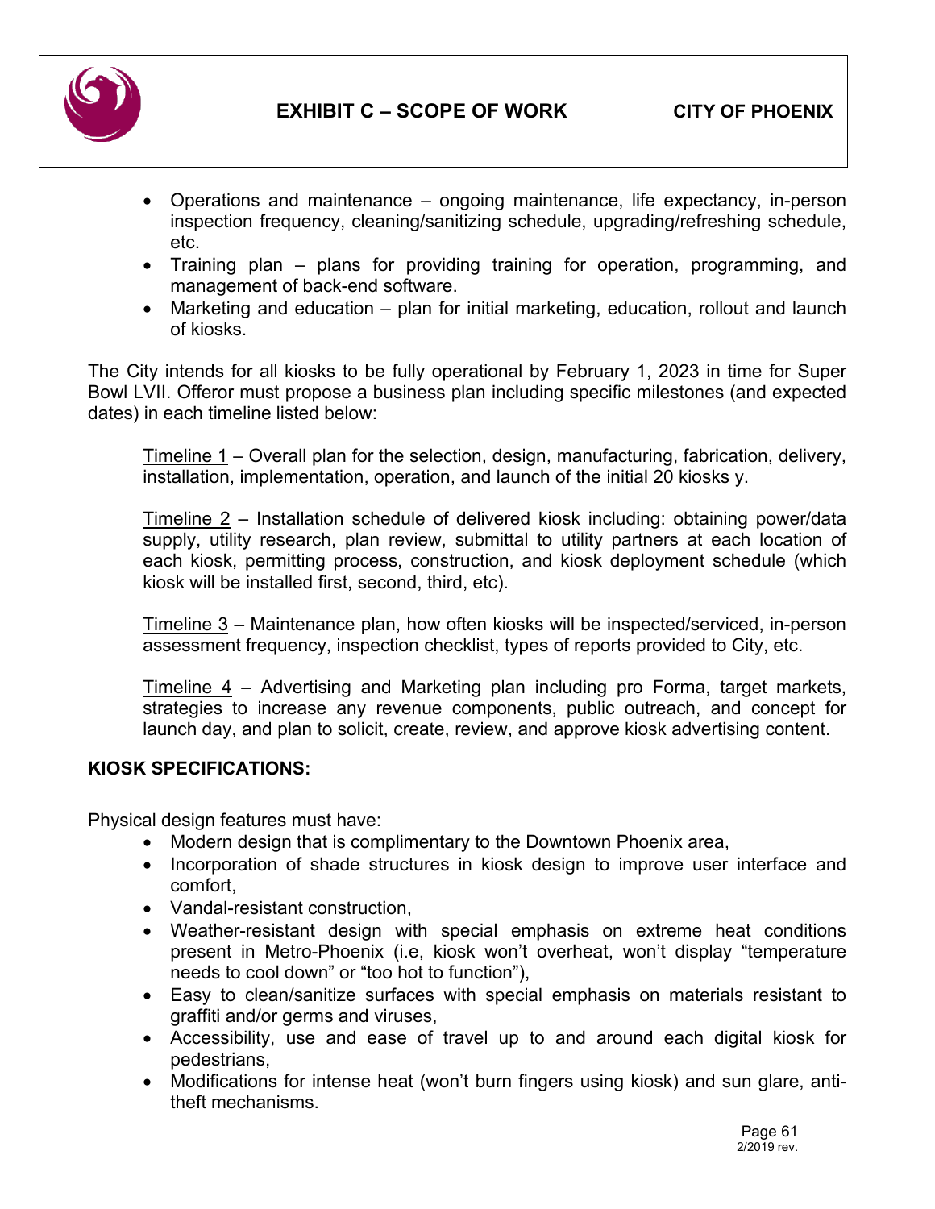- Operations and maintenance – ongoing maintenance, life expectancy, in-person inspection frequency, cleaning/sanitizing schedule, upgrading/refreshing schedule, etc.
- Training plan – plans for providing training for operation, programming, and management of back-end software.
- Marketing and education – plan for initial marketing, education, rollout and launch of kiosks.

The City intends for all kiosks to be fully operational by February 1, 2023 in time for Super Bowl LVII. Offeror must propose a business plan including specific milestones (and expected dates) in each timeline listed below:

Timeline 1 – Overall plan for the selection, design, manufacturing, fabrication, delivery, installation, implementation, operation, and launch of the initial 20 kiosks y.

Timeline 2 – Installation schedule of delivered kiosk including: obtaining power/data supply, utility research, plan review, submittal to utility partners at each location of each kiosk, permitting process, construction, and kiosk deployment schedule (which kiosk will be installed first, second, third, etc).

Timeline 3 – Maintenance plan, how often kiosks will be inspected/serviced, in-person assessment frequency, inspection checklist, types of reports provided to City, etc.

Timeline 4 – Advertising and Marketing plan including pro Forma, target markets, strategies to increase any revenue components, public outreach, and concept for launch day, and plan to solicit, create, review, and approve kiosk advertising content.

**KIOSK SPECIFICATIONS:**

Physical design features must have:

- Modern design that is complimentary to the Downtown Phoenix area,
- Incorporation of shade structures in kiosk design to improve user interface and comfort,
- Vandal-resistant construction,
- Weather-resistant design with special emphasis on extreme heat conditions present in Metro-Phoenix (i.e, kiosk won't overheat, won't display "temperature needs to cool down" or "too hot to function"),
- Easy to clean/sanitize surfaces with special emphasis on materials resistant to graffiti and/or germs and viruses,
- Accessibility, use and ease of travel up to and around each digital kiosk for pedestrians,
- Modifications for intense heat (won't burn fingers using kiosk) and sun glare, anti-theft mechanisms.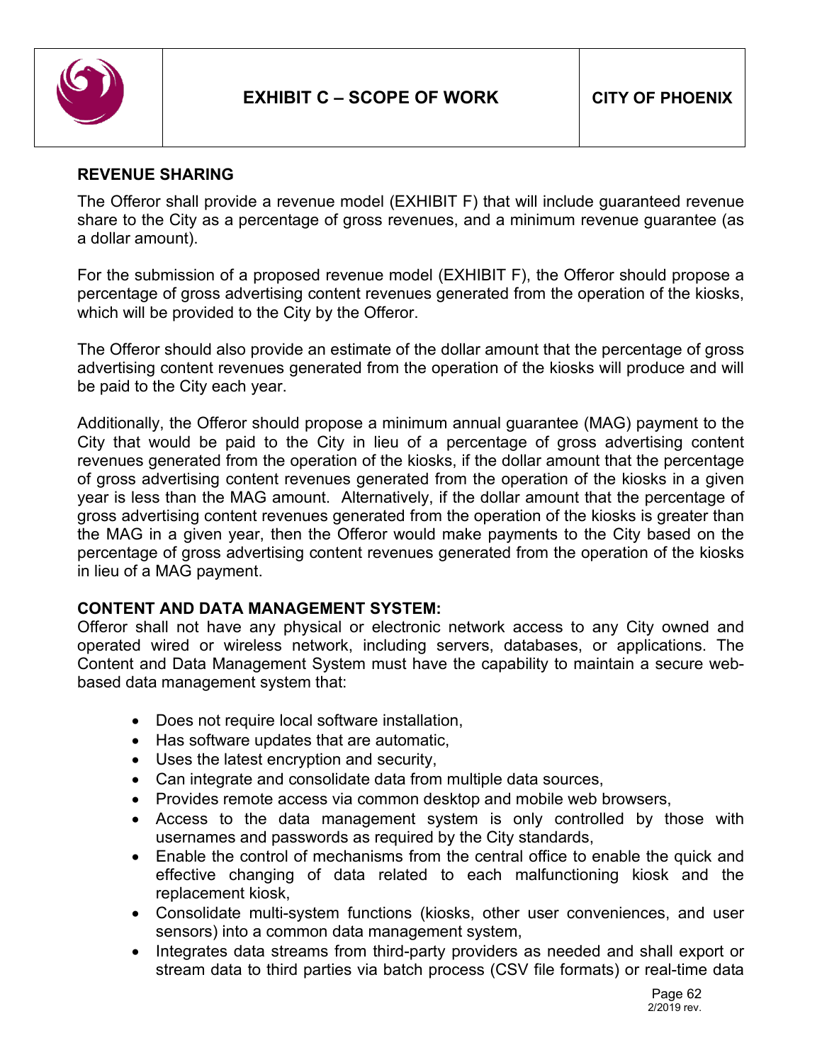## REVENUE SHARING

The Offeror shall provide a revenue model (EXHIBIT F) that will include guaranteed revenue share to the City as a percentage of gross revenues, and a minimum revenue guarantee (as a dollar amount).

For the submission of a proposed revenue model (EXHIBIT F), the Offeror should propose a percentage of gross advertising content revenues generated from the operation of the kiosks, which will be provided to the City by the Offeror.

The Offeror should also provide an estimate of the dollar amount that the percentage of gross advertising content revenues generated from the operation of the kiosks will produce and will be paid to the City each year.

Additionally, the Offeror should propose a minimum annual guarantee (MAG) payment to the City that would be paid to the City in lieu of a percentage of gross advertising content revenues generated from the operation of the kiosks, if the dollar amount that the percentage of gross advertising content revenues generated from the operation of the kiosks in a given year is less than the MAG amount. Alternatively, if the dollar amount that the percentage of gross advertising content revenues generated from the operation of the kiosks is greater than the MAG in a given year, then the Offeror would make payments to the City based on the percentage of gross advertising content revenues generated from the operation of the kiosks in lieu of a MAG payment.

## CONTENT AND DATA MANAGEMENT SYSTEM:

Offeror shall not have any physical or electronic network access to any City owned and operated wired or wireless network, including servers, databases, or applications. The Content and Data Management System must have the capability to maintain a secure web-based data management system that:

- Does not require local software installation,
- Has software updates that are automatic,
- Uses the latest encryption and security,
- Can integrate and consolidate data from multiple data sources,
- Provides remote access via common desktop and mobile web browsers,
- Access to the data management system is only controlled by those with usernames and passwords as required by the City standards,
- Enable the control of mechanisms from the central office to enable the quick and effective changing of data related to each malfunctioning kiosk and the replacement kiosk,
- Consolidate multi-system functions (kiosks, other user conveniences, and user sensors) into a common data management system,
- Integrates data streams from third-party providers as needed and shall export or stream data to third parties via batch process (CSV file formats) or real-time data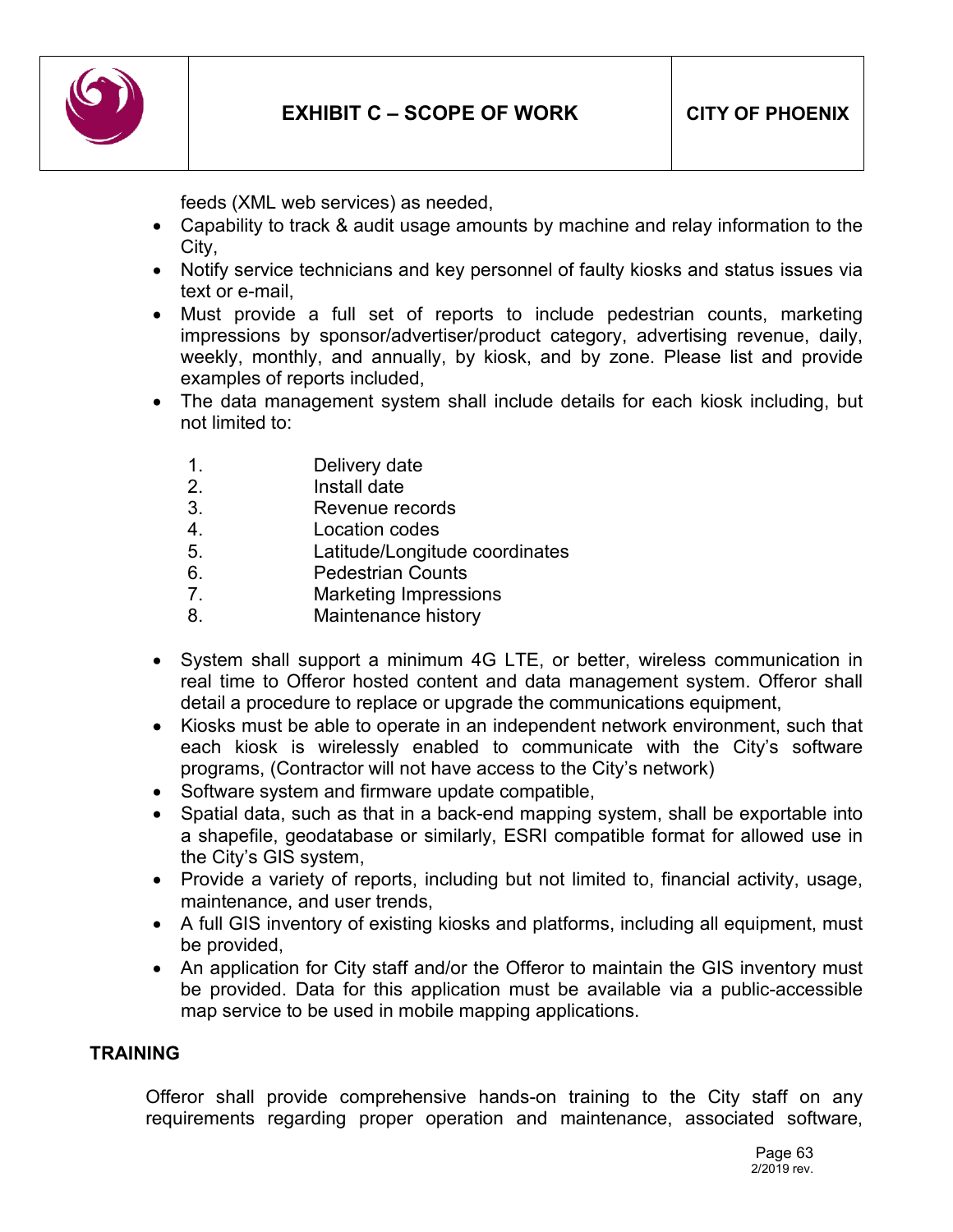feeds (XML web services) as needed,

- Capability to track & audit usage amounts by machine and relay information to the City,
- Notify service technicians and key personnel of faulty kiosks and status issues via text or e-mail,
- Must provide a full set of reports to include pedestrian counts, marketing impressions by sponsor/advertiser/product category, advertising revenue, daily, weekly, monthly, and annually, by kiosk, and by zone. Please list and provide examples of reports included,
- The data management system shall include details for each kiosk including, but not limited to:

  1. Delivery date
  2. Install date
  3. Revenue records
  4. Location codes
  5. Latitude/Longitude coordinates
  6. Pedestrian Counts
  7. Marketing Impressions
  8. Maintenance history

- System shall support a minimum 4G LTE, or better, wireless communication in real time to Offeror hosted content and data management system. Offeror shall detail a procedure to replace or upgrade the communications equipment,
- Kiosks must be able to operate in an independent network environment, such that each kiosk is wirelessly enabled to communicate with the City's software programs, (Contractor will not have access to the City's network)
- Software system and firmware update compatible,
- Spatial data, such as that in a back-end mapping system, shall be exportable into a shapefile, geodatabase or similarly, ESRI compatible format for allowed use in the City's GIS system,
- Provide a variety of reports, including but not limited to, financial activity, usage, maintenance, and user trends,
- A full GIS inventory of existing kiosks and platforms, including all equipment, must be provided,
- An application for City staff and/or the Offeror to maintain the GIS inventory must be provided. Data for this application must be available via a public-accessible map service to be used in mobile mapping applications.

## TRAINING

Offeror shall provide comprehensive hands-on training to the City staff on any requirements regarding proper operation and maintenance, associated software,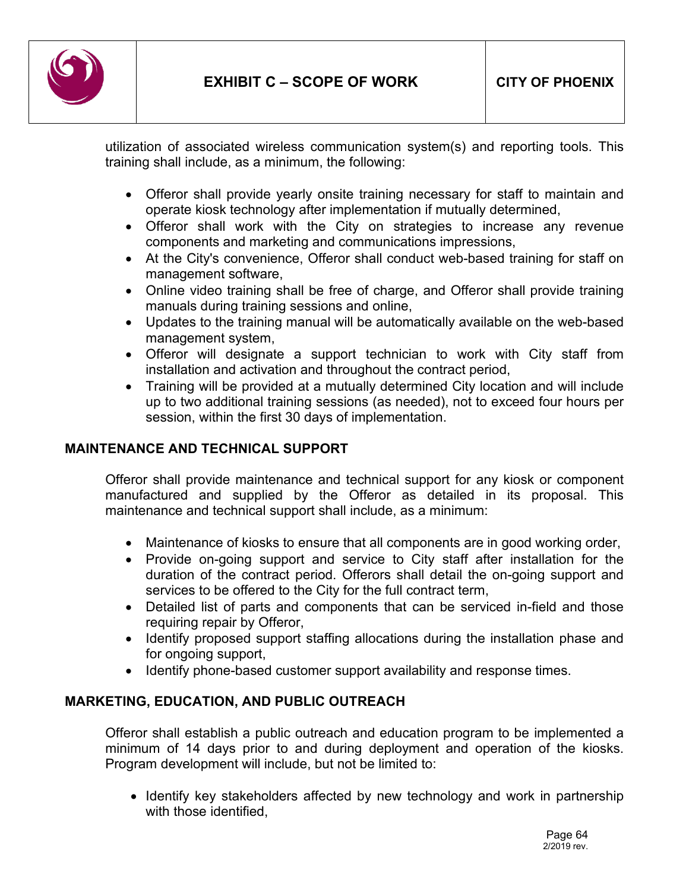utilization of associated wireless communication system(s) and reporting tools. This training shall include, as a minimum, the following:

- Offeror shall provide yearly onsite training necessary for staff to maintain and operate kiosk technology after implementation if mutually determined,
- Offeror shall work with the City on strategies to increase any revenue components and marketing and communications impressions,
- At the City's convenience, Offeror shall conduct web-based training for staff on management software,
- Online video training shall be free of charge, and Offeror shall provide training manuals during training sessions and online,
- Updates to the training manual will be automatically available on the web-based management system,
- Offeror will designate a support technician to work with City staff from installation and activation and throughout the contract period,
- Training will be provided at a mutually determined City location and will include up to two additional training sessions (as needed), not to exceed four hours per session, within the first 30 days of implementation.

## MAINTENANCE AND TECHNICAL SUPPORT

Offeror shall provide maintenance and technical support for any kiosk or component manufactured and supplied by the Offeror as detailed in its proposal. This maintenance and technical support shall include, as a minimum:

- Maintenance of kiosks to ensure that all components are in good working order,
- Provide on-going support and service to City staff after installation for the duration of the contract period. Offerors shall detail the on-going support and services to be offered to the City for the full contract term,
- Detailed list of parts and components that can be serviced in-field and those requiring repair by Offeror,
- Identify proposed support staffing allocations during the installation phase and for ongoing support,
- Identify phone-based customer support availability and response times.

## MARKETING, EDUCATION, AND PUBLIC OUTREACH

Offeror shall establish a public outreach and education program to be implemented a minimum of 14 days prior to and during deployment and operation of the kiosks. Program development will include, but not be limited to:

- Identify key stakeholders affected by new technology and work in partnership with those identified,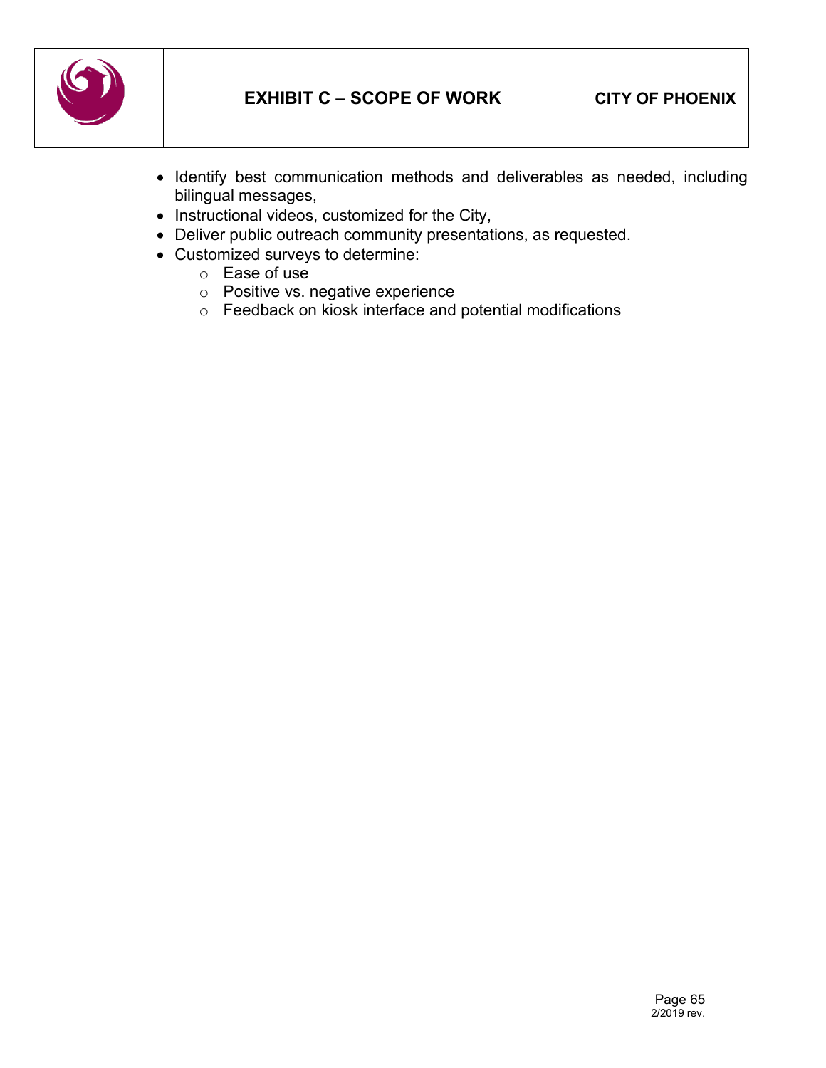- Identify best communication methods and deliverables as needed, including bilingual messages,
- Instructional videos, customized for the City,
- Deliver public outreach community presentations, as requested.
- Customized surveys to determine:
  - Ease of use
  - Positive vs. negative experience
  - Feedback on kiosk interface and potential modifications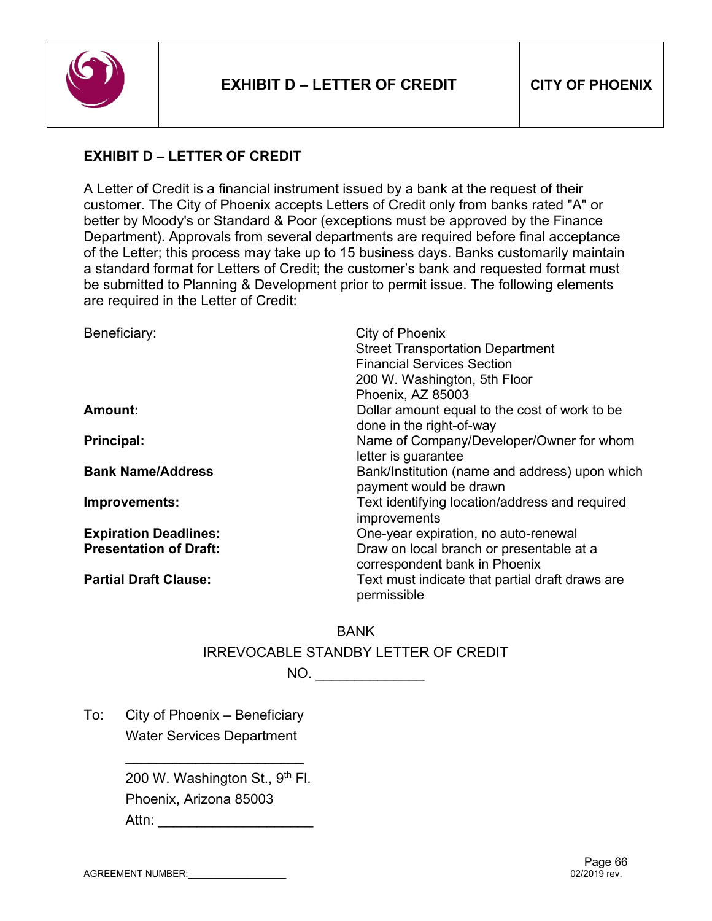## EXHIBIT D – LETTER OF CREDIT

A Letter of Credit is a financial instrument issued by a bank at the request of their customer. The City of Phoenix accepts Letters of Credit only from banks rated "A" or better by Moody's or Standard & Poor (exceptions must be approved by the Finance Department). Approvals from several departments are required before final acceptance of the Letter; this process may take up to 15 business days. Banks customarily maintain a standard format for Letters of Credit; the customer's bank and requested format must be submitted to Planning & Development prior to permit issue. The following elements are required in the Letter of Credit:

| | |
|---|---|
| Beneficiary: | City of Phoenix<br>Street Transportation Department<br>Financial Services Section<br>200 W. Washington, 5th Floor<br>Phoenix, AZ 85003 |
| **Amount:** | Dollar amount equal to the cost of work to be done in the right-of-way |
| **Principal:** | Name of Company/Developer/Owner for whom letter is guarantee |
| **Bank Name/Address** | Bank/Institution (name and address) upon which payment would be drawn |
| **Improvements:** | Text identifying location/address and required improvements |
| **Expiration Deadlines:** | One-year expiration, no auto-renewal |
| **Presentation of Draft:** | Draw on local branch or presentable at a correspondent bank in Phoenix |
| **Partial Draft Clause:** | Text must indicate that partial draft draws are permissible |

BANK

IRREVOCABLE STANDBY LETTER OF CREDIT

NO. ______________

To: City of Phoenix – Beneficiary
Water Services Department
________________________
200 W. Washington St., 9th Fl.
Phoenix, Arizona 85003
Attn: ____________________

AGREEMENT NUMBER:__________________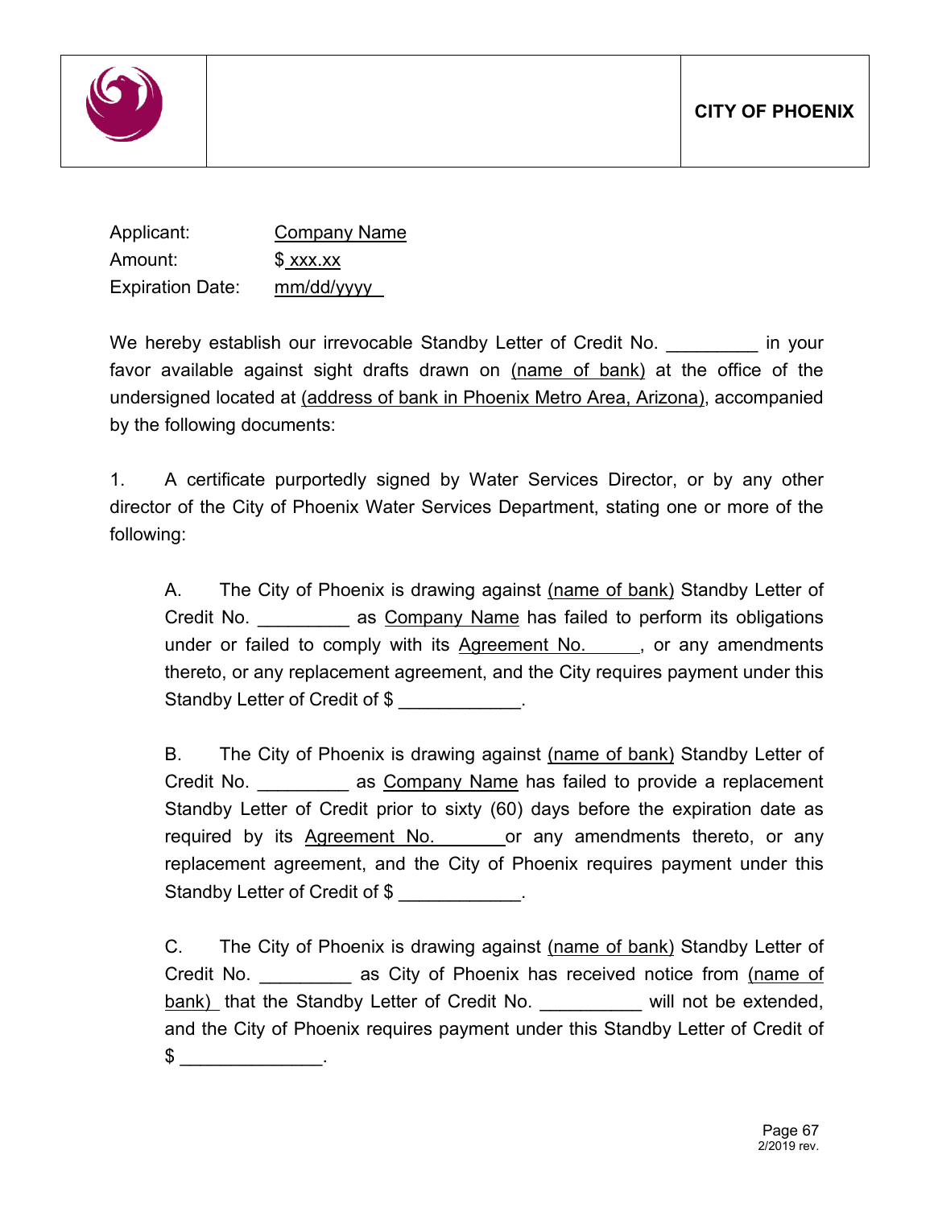**CITY OF PHOENIX**

Applicant: Company Name
Amount: $ xxx.xx
Expiration Date: mm/dd/yyyy

We hereby establish our irrevocable Standby Letter of Credit No. _________ in your favor available against sight drafts drawn on (name of bank) at the office of the undersigned located at (address of bank in Phoenix Metro Area, Arizona), accompanied by the following documents:

1. A certificate purportedly signed by Water Services Director, or by any other director of the City of Phoenix Water Services Department, stating one or more of the following:

   A. The City of Phoenix is drawing against (name of bank) Standby Letter of Credit No. _________ as Company Name has failed to perform its obligations under or failed to comply with its Agreement No. ______, or any amendments thereto, or any replacement agreement, and the City requires payment under this Standby Letter of Credit of $ ____________.

   B. The City of Phoenix is drawing against (name of bank) Standby Letter of Credit No. _________ as Company Name has failed to provide a replacement Standby Letter of Credit prior to sixty (60) days before the expiration date as required by its Agreement No. _______ or any amendments thereto, or any replacement agreement, and the City of Phoenix requires payment under this Standby Letter of Credit of $ ____________.

   C. The City of Phoenix is drawing against (name of bank) Standby Letter of Credit No. _________ as City of Phoenix has received notice from (name of bank) that the Standby Letter of Credit No. __________ will not be extended, and the City of Phoenix requires payment under this Standby Letter of Credit of $ ______________.

2/2019 rev.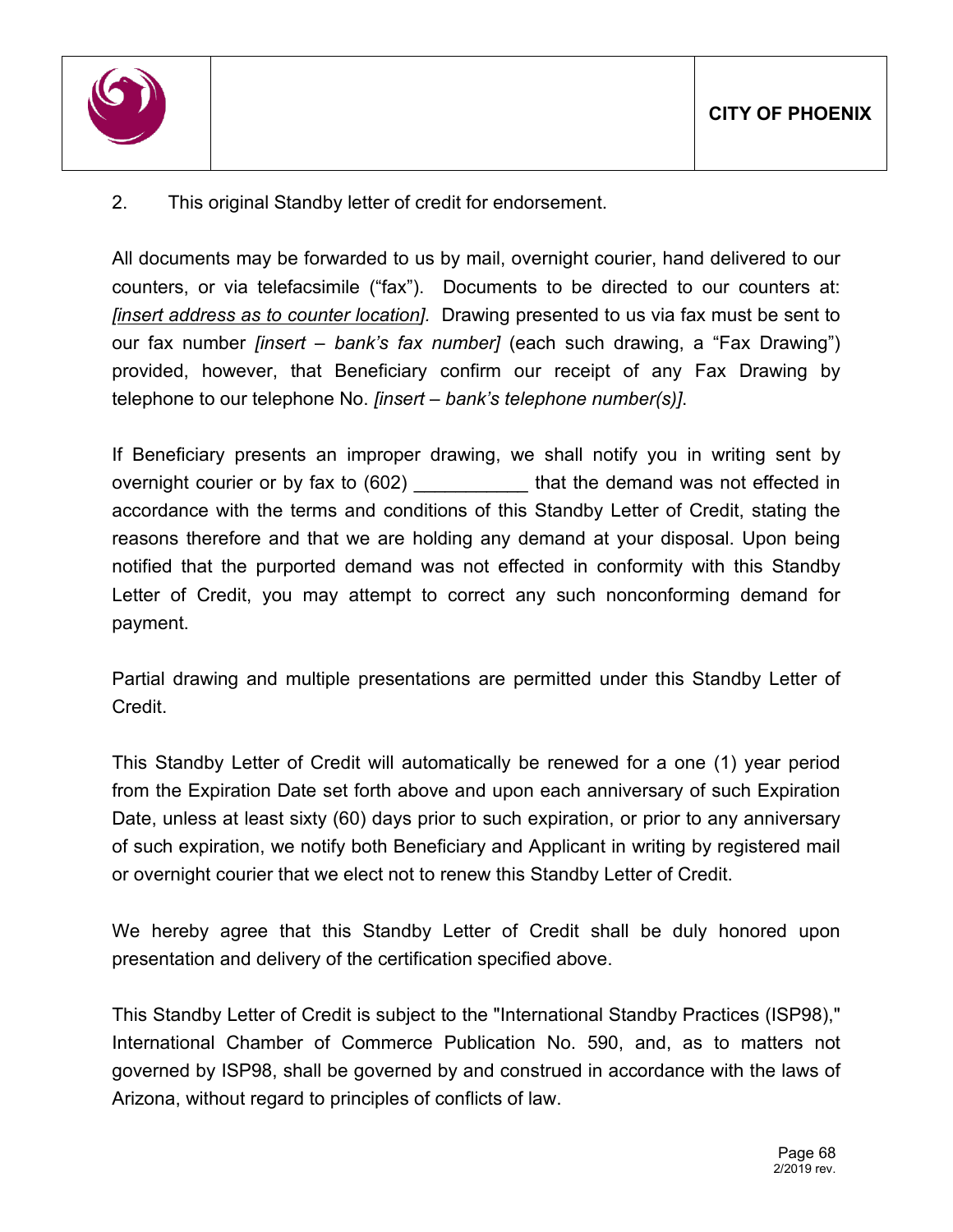2. This original Standby letter of credit for endorsement.

All documents may be forwarded to us by mail, overnight courier, hand delivered to our counters, or via telefacsimile ("fax"). Documents to be directed to our counters at: *[insert address as to counter location]*. Drawing presented to us via fax must be sent to our fax number *[insert – bank's fax number]* (each such drawing, a "Fax Drawing") provided, however, that Beneficiary confirm our receipt of any Fax Drawing by telephone to our telephone No. *[insert – bank's telephone number(s)]*.

If Beneficiary presents an improper drawing, we shall notify you in writing sent by overnight courier or by fax to (602) ___________ that the demand was not effected in accordance with the terms and conditions of this Standby Letter of Credit, stating the reasons therefore and that we are holding any demand at your disposal. Upon being notified that the purported demand was not effected in conformity with this Standby Letter of Credit, you may attempt to correct any such nonconforming demand for payment.

Partial drawing and multiple presentations are permitted under this Standby Letter of Credit.

This Standby Letter of Credit will automatically be renewed for a one (1) year period from the Expiration Date set forth above and upon each anniversary of such Expiration Date, unless at least sixty (60) days prior to such expiration, or prior to any anniversary of such expiration, we notify both Beneficiary and Applicant in writing by registered mail or overnight courier that we elect not to renew this Standby Letter of Credit.

We hereby agree that this Standby Letter of Credit shall be duly honored upon presentation and delivery of the certification specified above.

This Standby Letter of Credit is subject to the "International Standby Practices (ISP98)," International Chamber of Commerce Publication No. 590, and, as to matters not governed by ISP98, shall be governed by and construed in accordance with the laws of Arizona, without regard to principles of conflicts of law.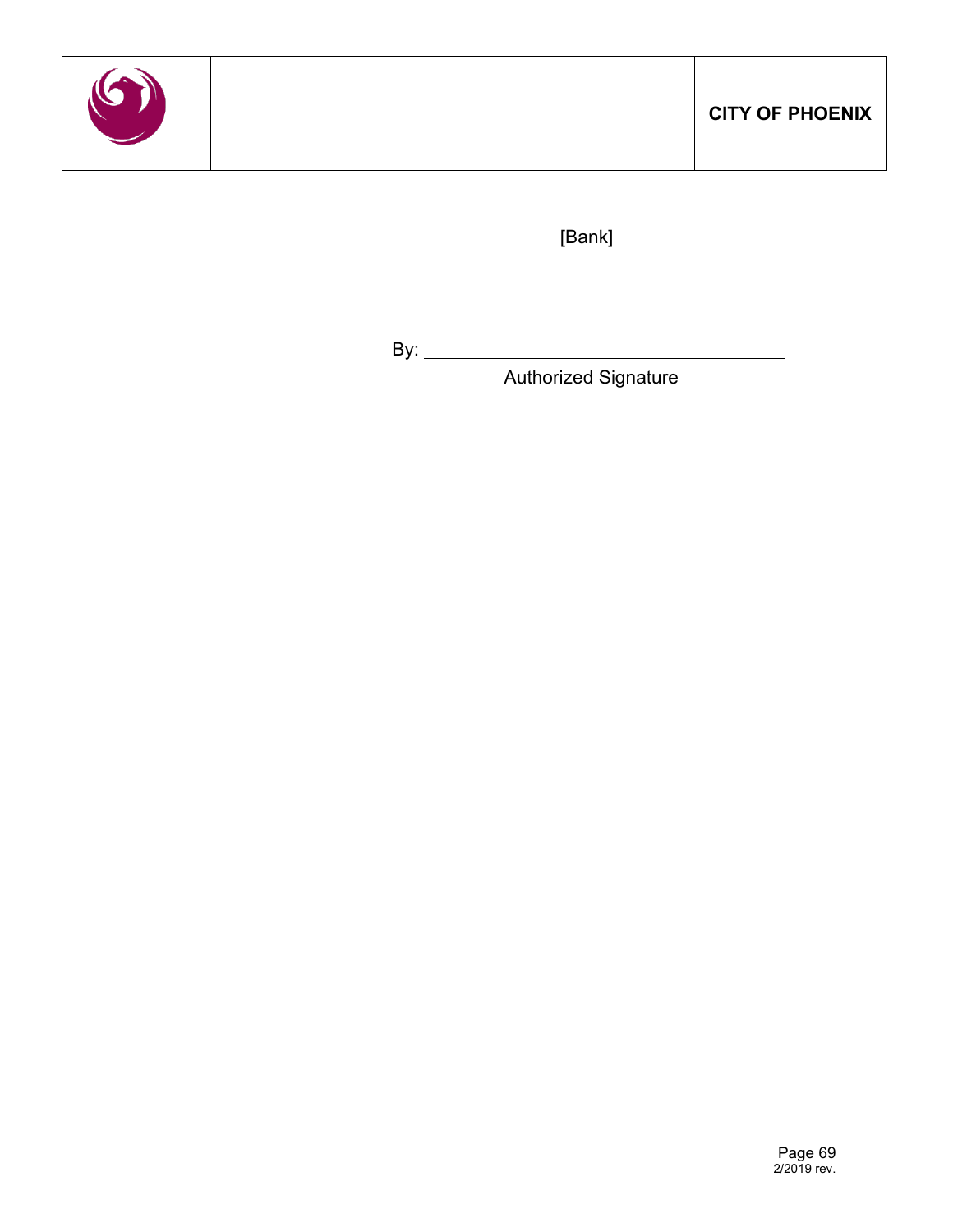[Bank]

By: ______________________________________

Authorized Signature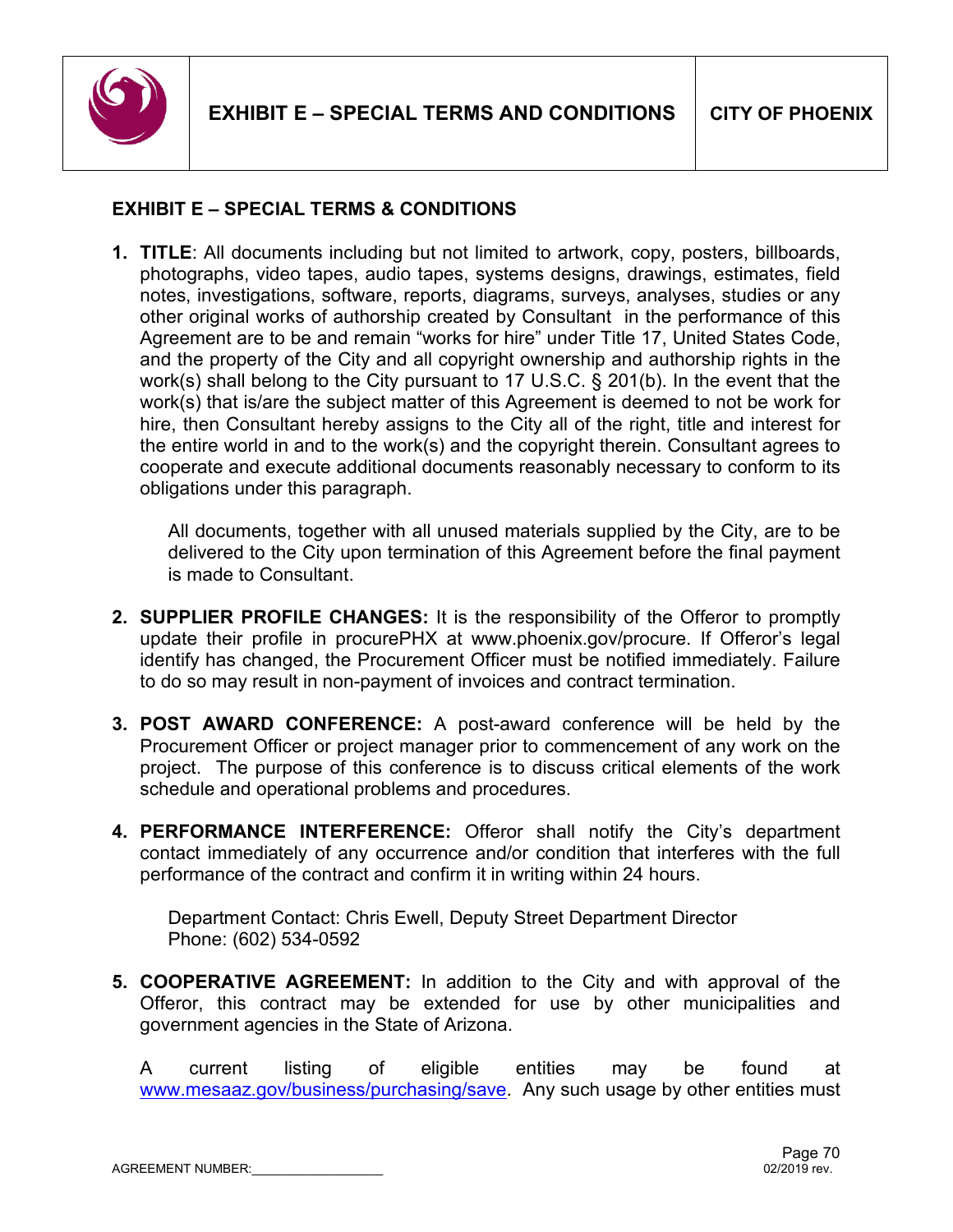## EXHIBIT E – SPECIAL TERMS & CONDITIONS

1. **TITLE**: All documents including but not limited to artwork, copy, posters, billboards, photographs, video tapes, audio tapes, systems designs, drawings, estimates, field notes, investigations, software, reports, diagrams, surveys, analyses, studies or any other original works of authorship created by Consultant in the performance of this Agreement are to be and remain "works for hire" under Title 17, United States Code, and the property of the City and all copyright ownership and authorship rights in the work(s) shall belong to the City pursuant to 17 U.S.C. § 201(b). In the event that the work(s) that is/are the subject matter of this Agreement is deemed to not be work for hire, then Consultant hereby assigns to the City all of the right, title and interest for the entire world in and to the work(s) and the copyright therein. Consultant agrees to cooperate and execute additional documents reasonably necessary to conform to its obligations under this paragraph.

   All documents, together with all unused materials supplied by the City, are to be delivered to the City upon termination of this Agreement before the final payment is made to Consultant.

2. **SUPPLIER PROFILE CHANGES:** It is the responsibility of the Offeror to promptly update their profile in procurePHX at www.phoenix.gov/procure. If Offeror's legal identify has changed, the Procurement Officer must be notified immediately. Failure to do so may result in non-payment of invoices and contract termination.

3. **POST AWARD CONFERENCE:** A post-award conference will be held by the Procurement Officer or project manager prior to commencement of any work on the project. The purpose of this conference is to discuss critical elements of the work schedule and operational problems and procedures.

4. **PERFORMANCE INTERFERENCE:** Offeror shall notify the City's department contact immediately of any occurrence and/or condition that interferes with the full performance of the contract and confirm it in writing within 24 hours.

   Department Contact: Chris Ewell, Deputy Street Department Director
   Phone: (602) 534-0592

5. **COOPERATIVE AGREEMENT:** In addition to the City and with approval of the Offeror, this contract may be extended for use by other municipalities and government agencies in the State of Arizona.

   A current listing of eligible entities may be found at www.mesaaz.gov/business/purchasing/save. Any such usage by other entities must

AGREEMENT NUMBER:__________________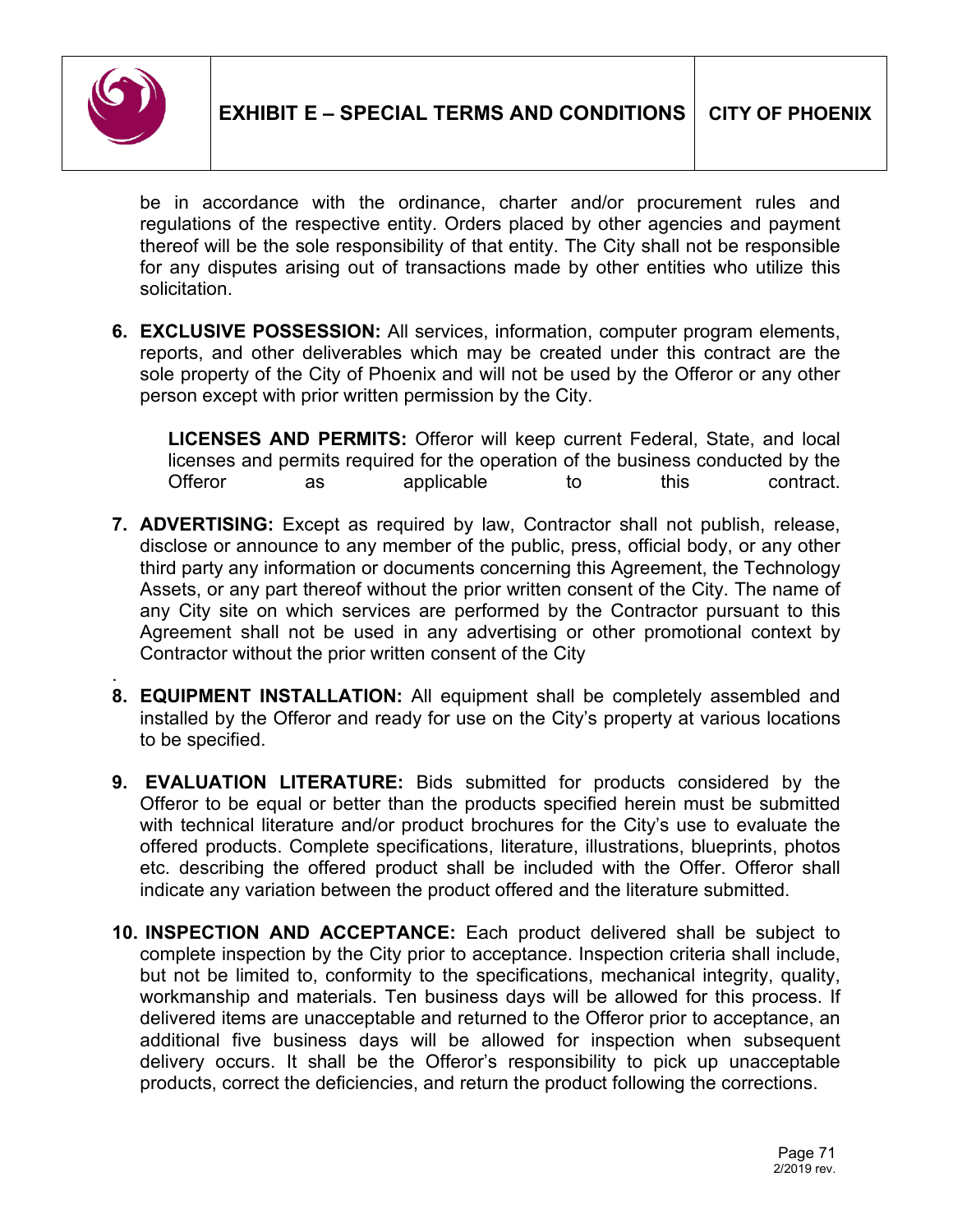be in accordance with the ordinance, charter and/or procurement rules and regulations of the respective entity. Orders placed by other agencies and payment thereof will be the sole responsibility of that entity. The City shall not be responsible for any disputes arising out of transactions made by other entities who utilize this solicitation.

6. **EXCLUSIVE POSSESSION:** All services, information, computer program elements, reports, and other deliverables which may be created under this contract are the sole property of the City of Phoenix and will not be used by the Offeror or any other person except with prior written permission by the City.

   **LICENSES AND PERMITS:** Offeror will keep current Federal, State, and local licenses and permits required for the operation of the business conducted by the Offeror as applicable to this contract.

7. **ADVERTISING:** Except as required by law, Contractor shall not publish, release, disclose or announce to any member of the public, press, official body, or any other third party any information or documents concerning this Agreement, the Technology Assets, or any part thereof without the prior written consent of the City. The name of any City site on which services are performed by the Contractor pursuant to this Agreement shall not be used in any advertising or other promotional context by Contractor without the prior written consent of the City
.
8. **EQUIPMENT INSTALLATION:** All equipment shall be completely assembled and installed by the Offeror and ready for use on the City's property at various locations to be specified.

9. **EVALUATION LITERATURE:** Bids submitted for products considered by the Offeror to be equal or better than the products specified herein must be submitted with technical literature and/or product brochures for the City's use to evaluate the offered products. Complete specifications, literature, illustrations, blueprints, photos etc. describing the offered product shall be included with the Offer. Offeror shall indicate any variation between the product offered and the literature submitted.

10. **INSPECTION AND ACCEPTANCE:** Each product delivered shall be subject to complete inspection by the City prior to acceptance. Inspection criteria shall include, but not be limited to, conformity to the specifications, mechanical integrity, quality, workmanship and materials. Ten business days will be allowed for this process. If delivered items are unacceptable and returned to the Offeror prior to acceptance, an additional five business days will be allowed for inspection when subsequent delivery occurs. It shall be the Offeror's responsibility to pick up unacceptable products, correct the deficiencies, and return the product following the corrections.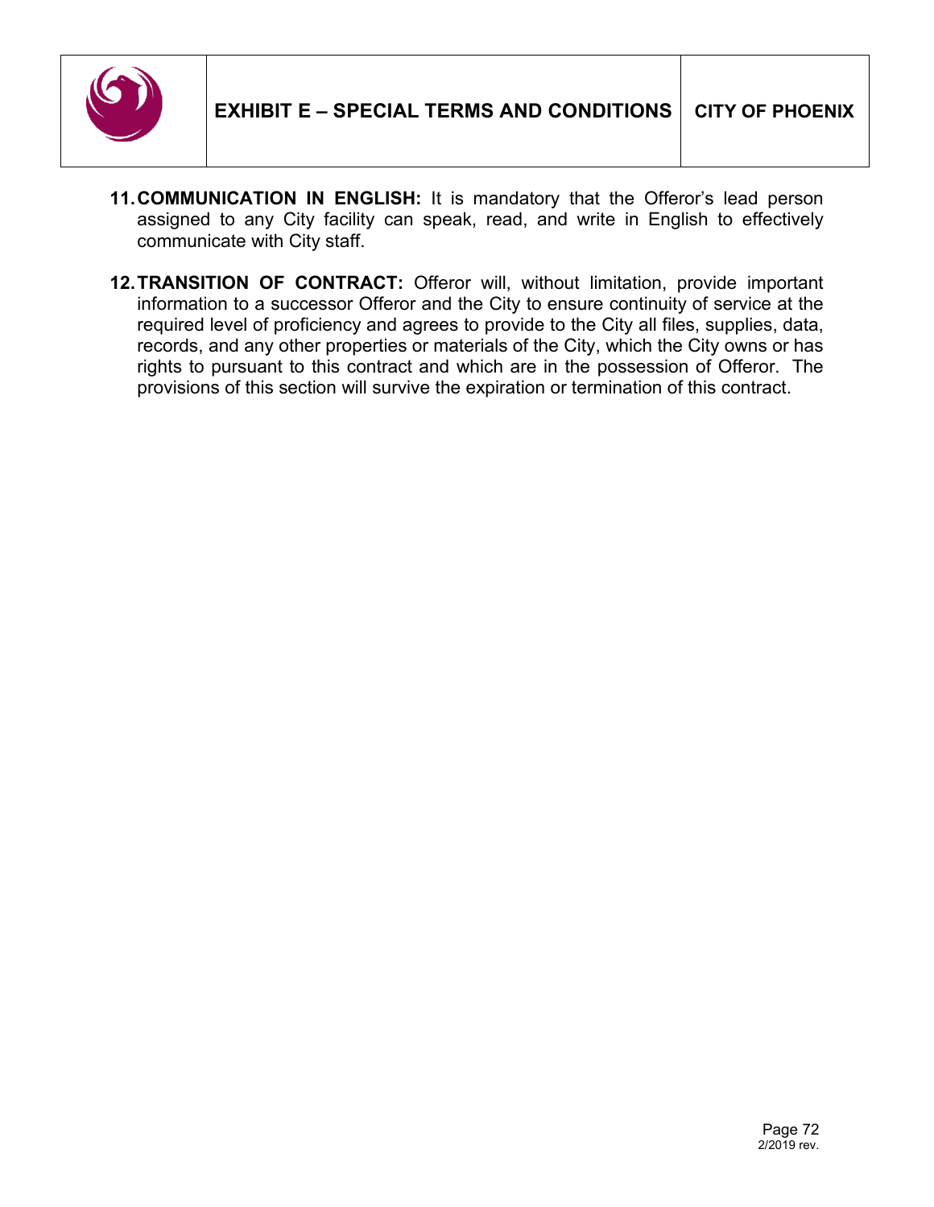11. **COMMUNICATION IN ENGLISH:** It is mandatory that the Offeror's lead person assigned to any City facility can speak, read, and write in English to effectively communicate with City staff.

12. **TRANSITION OF CONTRACT:** Offeror will, without limitation, provide important information to a successor Offeror and the City to ensure continuity of service at the required level of proficiency and agrees to provide to the City all files, supplies, data, records, and any other properties or materials of the City, which the City owns or has rights to pursuant to this contract and which are in the possession of Offeror. The provisions of this section will survive the expiration or termination of this contract.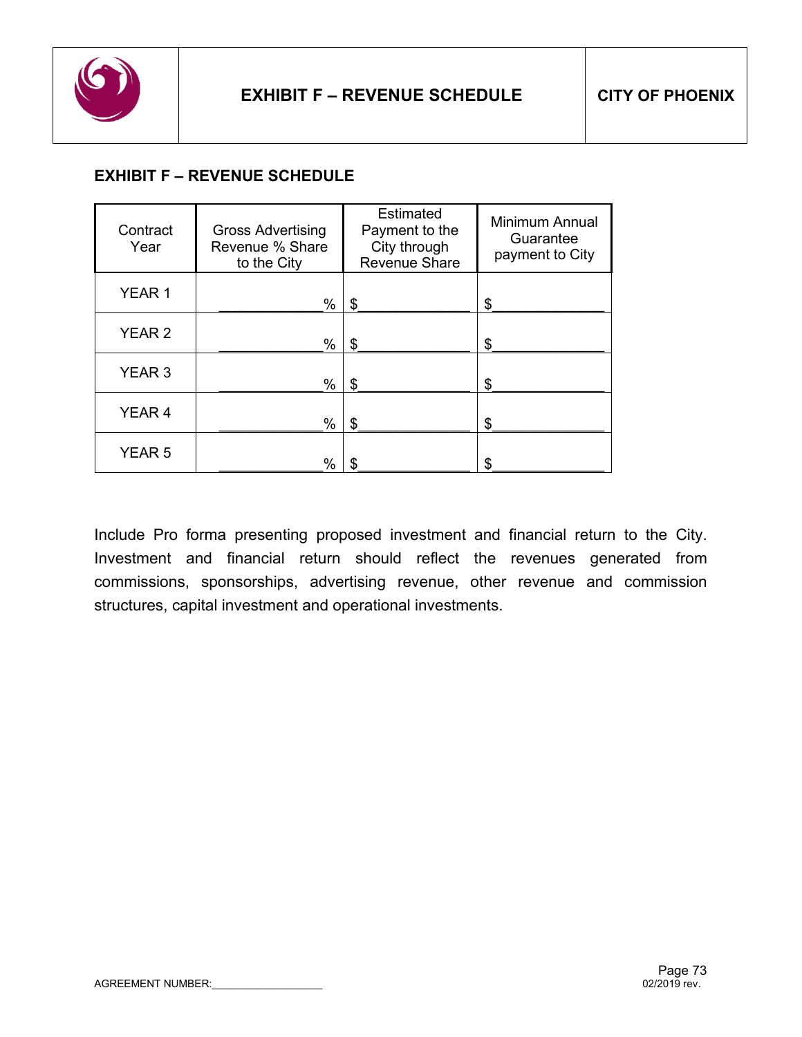## EXHIBIT F – REVENUE SCHEDULE

| Contract Year | Gross Advertising Revenue % Share to the City | Estimated Payment to the City through Revenue Share | Minimum Annual Guarantee payment to City |
|---|---|---|---|
| YEAR 1 | ____________% | $______________ | $______________ |
| YEAR 2 | ____________% | $______________ | $______________ |
| YEAR 3 | ____________% | $______________ | $______________ |
| YEAR 4 | ____________% | $______________ | $______________ |
| YEAR 5 | ____________% | $______________ | $______________ |

Include Pro forma presenting proposed investment and financial return to the City. Investment and financial return should reflect the revenues generated from commissions, sponsorships, advertising revenue, other revenue and commission structures, capital investment and operational investments.

AGREEMENT NUMBER:__________________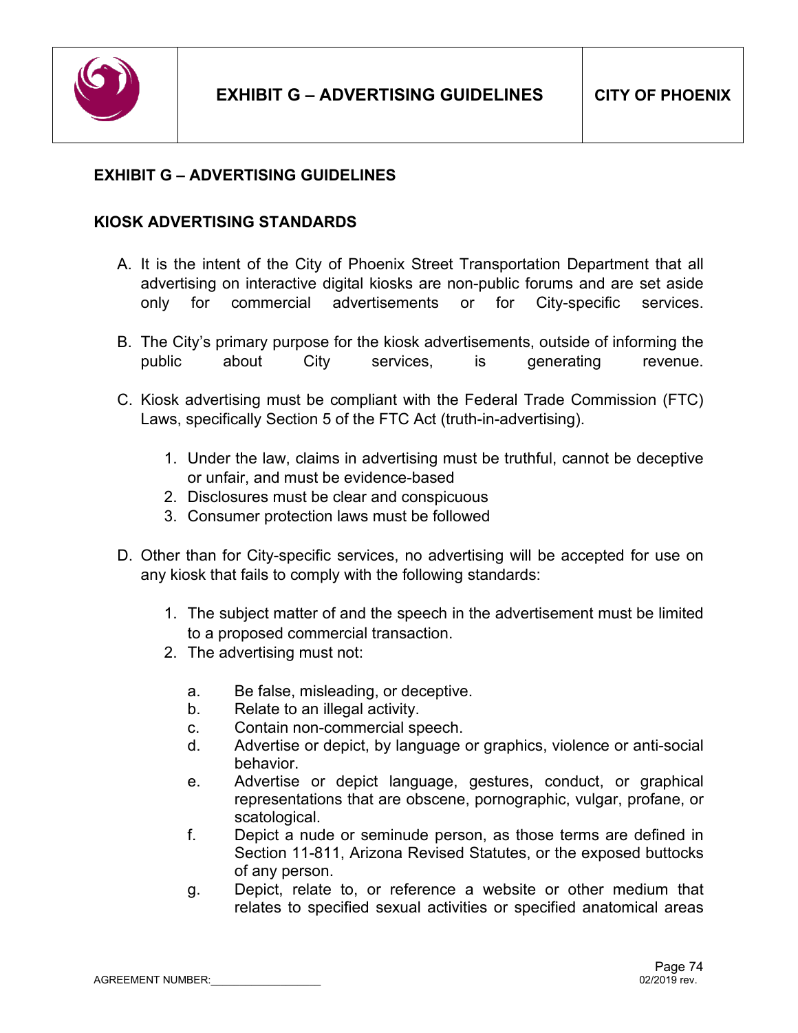# EXHIBIT G – ADVERTISING GUIDELINES

## KIOSK ADVERTISING STANDARDS

A. It is the intent of the City of Phoenix Street Transportation Department that all advertising on interactive digital kiosks are non-public forums and are set aside only for commercial advertisements or for City-specific services.

B. The City's primary purpose for the kiosk advertisements, outside of informing the public about City services, is generating revenue.

C. Kiosk advertising must be compliant with the Federal Trade Commission (FTC) Laws, specifically Section 5 of the FTC Act (truth-in-advertising).

   1. Under the law, claims in advertising must be truthful, cannot be deceptive or unfair, and must be evidence-based
   2. Disclosures must be clear and conspicuous
   3. Consumer protection laws must be followed

D. Other than for City-specific services, no advertising will be accepted for use on any kiosk that fails to comply with the following standards:

   1. The subject matter of and the speech in the advertisement must be limited to a proposed commercial transaction.
   2. The advertising must not:

      a. Be false, misleading, or deceptive.
      b. Relate to an illegal activity.
      c. Contain non-commercial speech.
      d. Advertise or depict, by language or graphics, violence or anti-social behavior.
      e. Advertise or depict language, gestures, conduct, or graphical representations that are obscene, pornographic, vulgar, profane, or scatological.
      f. Depict a nude or seminude person, as those terms are defined in Section 11-811, Arizona Revised Statutes, or the exposed buttocks of any person.
      g. Depict, relate to, or reference a website or other medium that relates to specified sexual activities or specified anatomical areas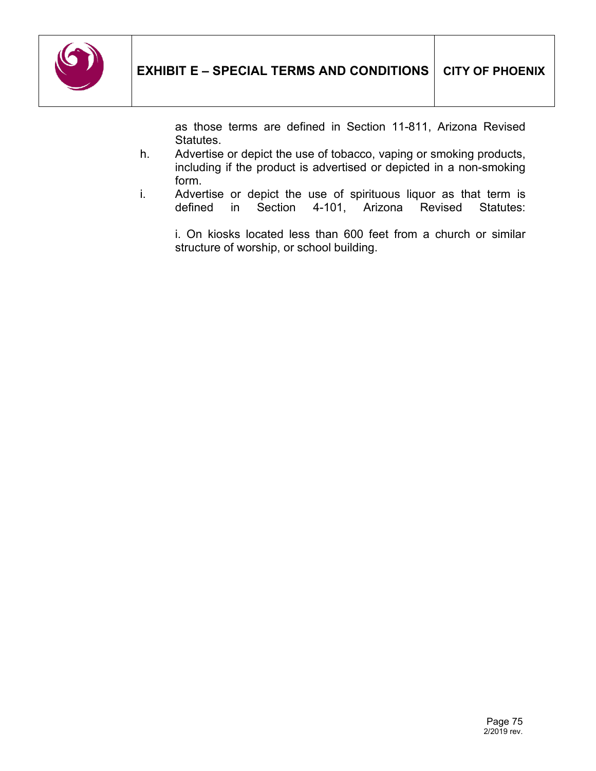as those terms are defined in Section 11-811, Arizona Revised Statutes.

h. Advertise or depict the use of tobacco, vaping or smoking products, including if the product is advertised or depicted in a non-smoking form.

i. Advertise or depict the use of spirituous liquor as that term is defined in Section 4-101, Arizona Revised Statutes:

   i. On kiosks located less than 600 feet from a church or similar structure of worship, or school building.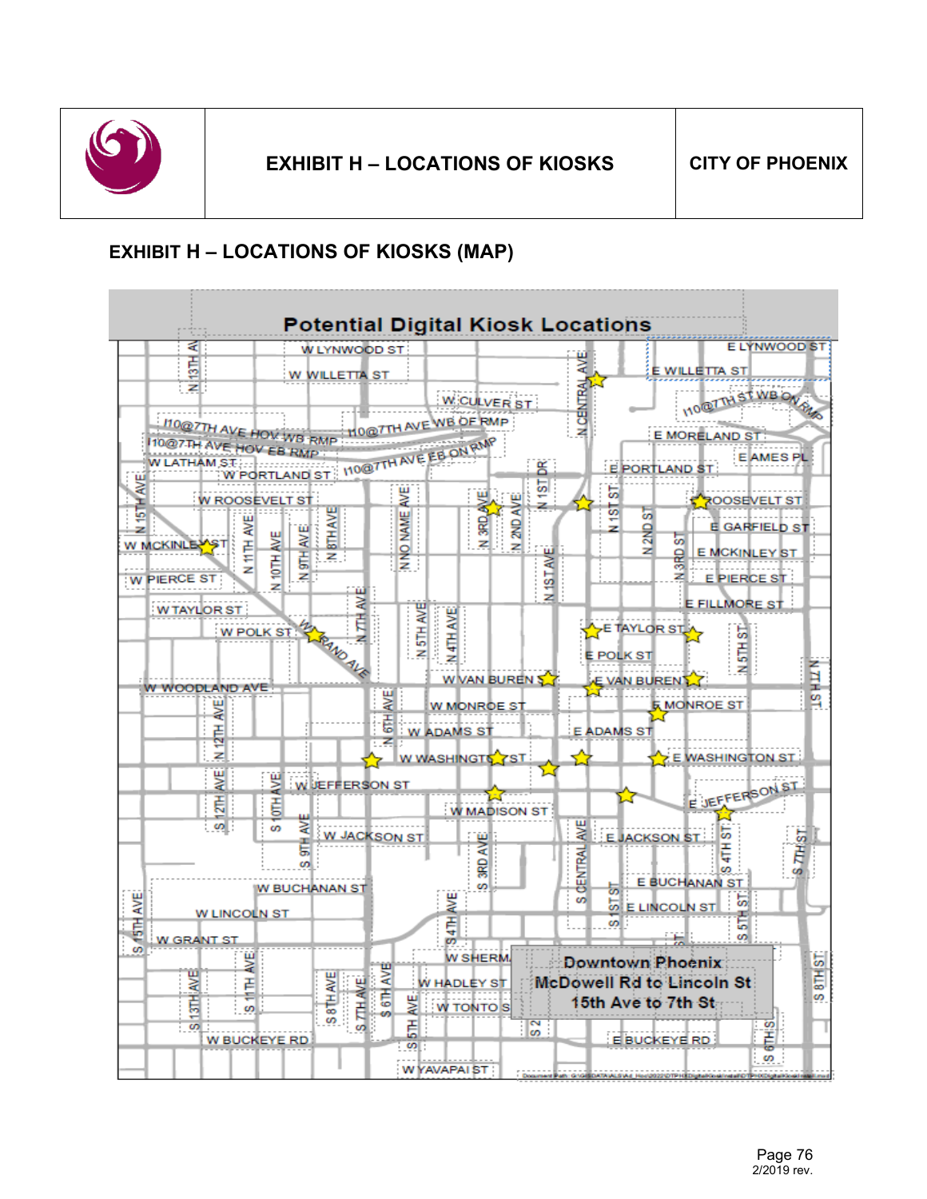# EXHIBIT H – LOCATIONS OF KIOSKS

CITY OF PHOENIX

## EXHIBIT H – LOCATIONS OF KIOSKS (MAP)

Potential Digital Kiosk Locations

Downtown Phoenix
McDowell Rd to Lincoln St
15th Ave to 7th St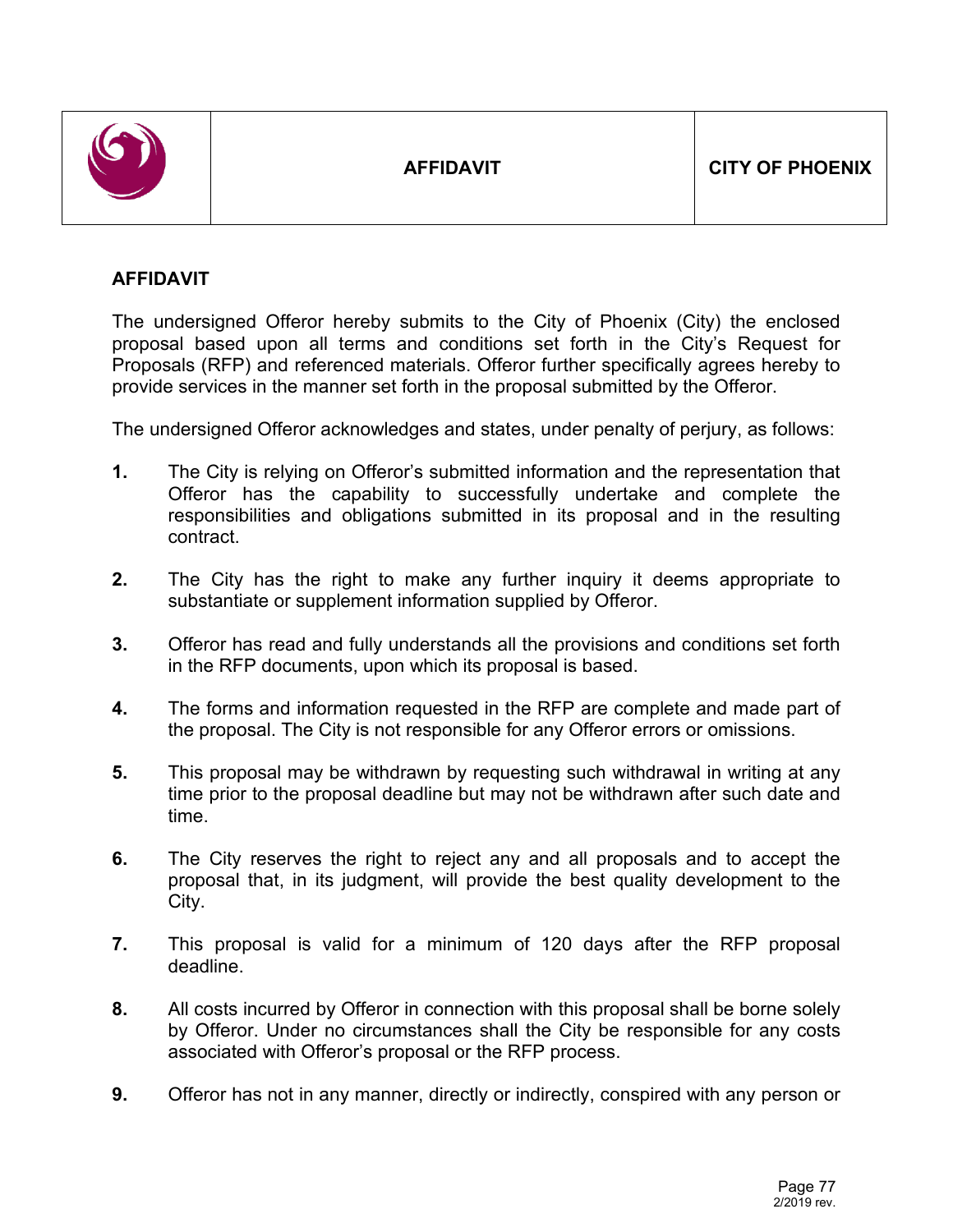| | AFFIDAVIT | CITY OF PHOENIX |
|---|---|---|

## AFFIDAVIT

The undersigned Offeror hereby submits to the City of Phoenix (City) the enclosed proposal based upon all terms and conditions set forth in the City's Request for Proposals (RFP) and referenced materials. Offeror further specifically agrees hereby to provide services in the manner set forth in the proposal submitted by the Offeror.

The undersigned Offeror acknowledges and states, under penalty of perjury, as follows:

**1.** The City is relying on Offeror's submitted information and the representation that Offeror has the capability to successfully undertake and complete the responsibilities and obligations submitted in its proposal and in the resulting contract.

**2.** The City has the right to make any further inquiry it deems appropriate to substantiate or supplement information supplied by Offeror.

**3.** Offeror has read and fully understands all the provisions and conditions set forth in the RFP documents, upon which its proposal is based.

**4.** The forms and information requested in the RFP are complete and made part of the proposal. The City is not responsible for any Offeror errors or omissions.

**5.** This proposal may be withdrawn by requesting such withdrawal in writing at any time prior to the proposal deadline but may not be withdrawn after such date and time.

**6.** The City reserves the right to reject any and all proposals and to accept the proposal that, in its judgment, will provide the best quality development to the City.

**7.** This proposal is valid for a minimum of 120 days after the RFP proposal deadline.

**8.** All costs incurred by Offeror in connection with this proposal shall be borne solely by Offeror. Under no circumstances shall the City be responsible for any costs associated with Offeror's proposal or the RFP process.

**9.** Offeror has not in any manner, directly or indirectly, conspired with any person or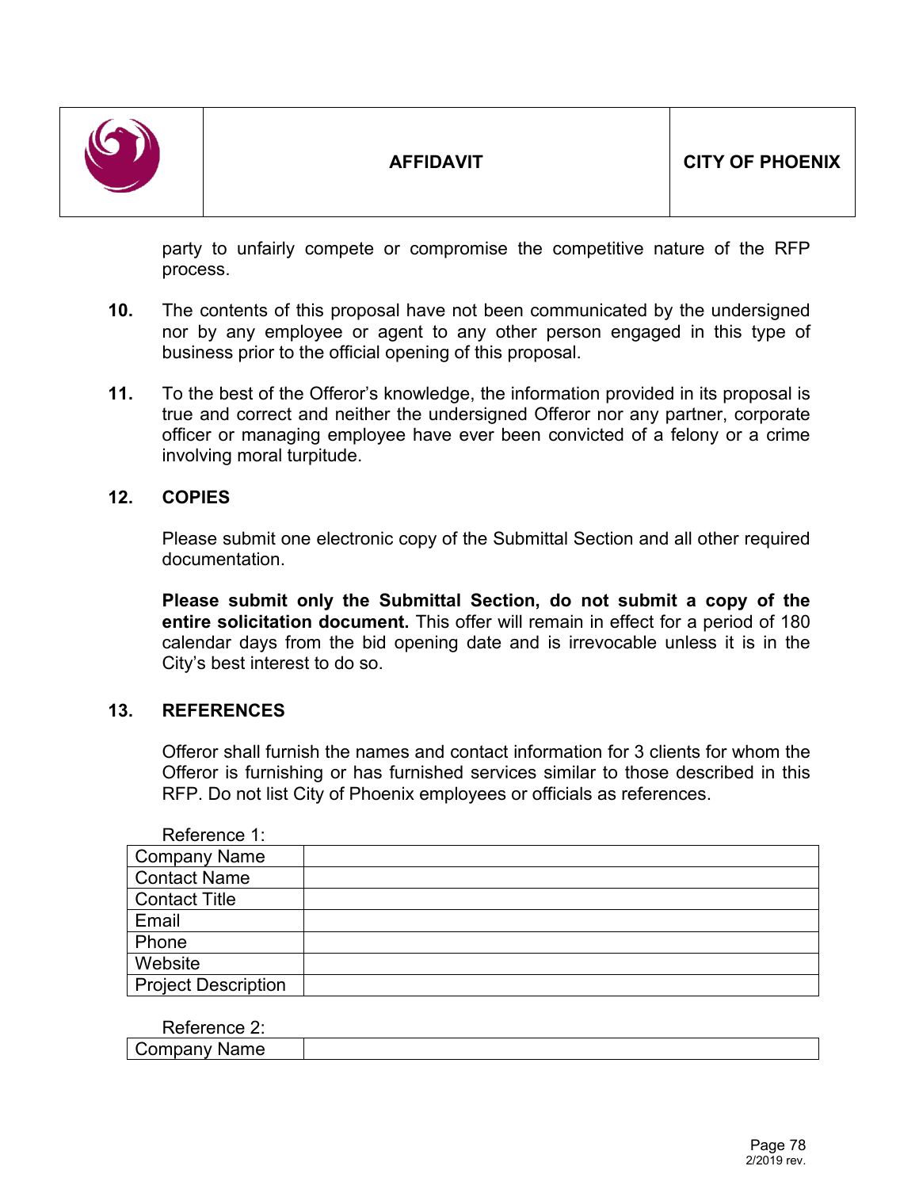party to unfairly compete or compromise the competitive nature of the RFP process.

**10.** The contents of this proposal have not been communicated by the undersigned nor by any employee or agent to any other person engaged in this type of business prior to the official opening of this proposal.

**11.** To the best of the Offeror's knowledge, the information provided in its proposal is true and correct and neither the undersigned Offeror nor any partner, corporate officer or managing employee have ever been convicted of a felony or a crime involving moral turpitude.

## 12. COPIES

Please submit one electronic copy of the Submittal Section and all other required documentation.

**Please submit only the Submittal Section, do not submit a copy of the entire solicitation document.** This offer will remain in effect for a period of 180 calendar days from the bid opening date and is irrevocable unless it is in the City's best interest to do so.

## 13. REFERENCES

Offeror shall furnish the names and contact information for 3 clients for whom the Offeror is furnishing or has furnished services similar to those described in this RFP. Do not list City of Phoenix employees or officials as references.

Reference 1:

| | |
|---|---|
| Company Name | |
| Contact Name | |
| Contact Title | |
| Email | |
| Phone | |
| Website | |
| Project Description | |

Reference 2:

| | |
|---|---|
| Company Name | |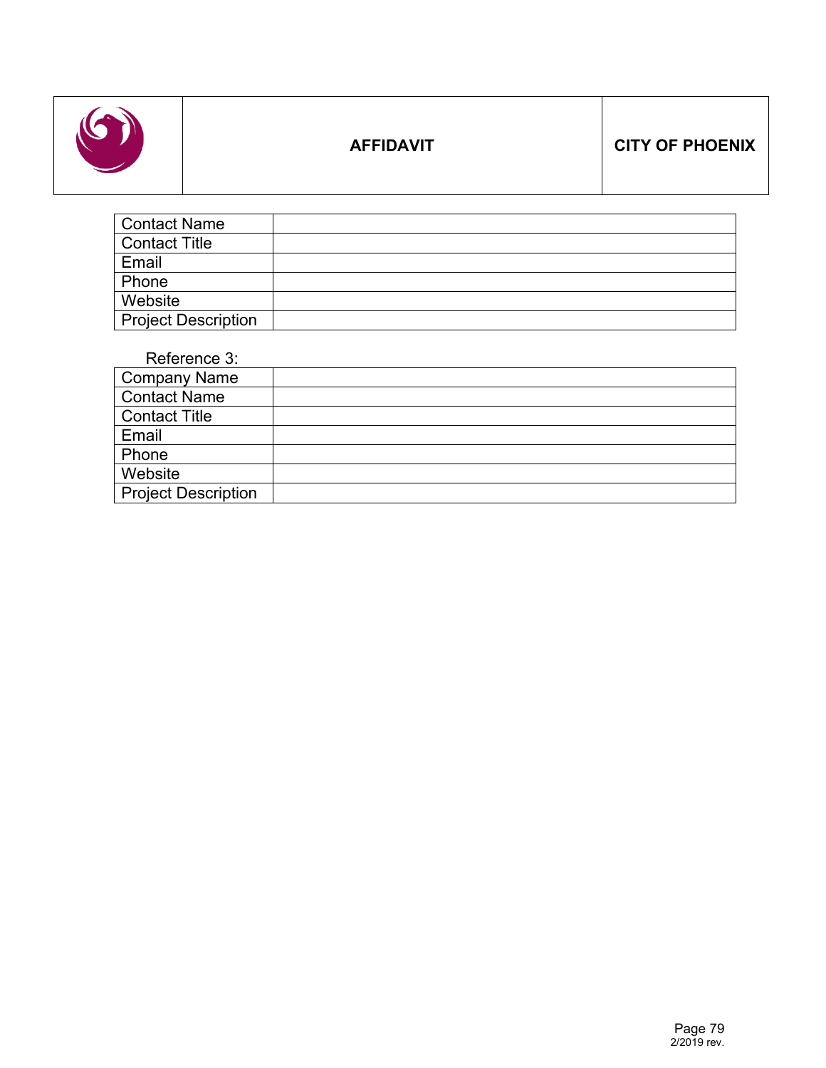| AFFIDAVIT | CITY OF PHOENIX |
|---|---|

| Contact Name | |
|---|---|
| Contact Title | |
| Email | |
| Phone | |
| Website | |
| Project Description | |

Reference 3:

| Company Name | |
|---|---|
| Contact Name | |
| Contact Title | |
| Email | |
| Phone | |
| Website | |
| Project Description | |

2/2019 rev.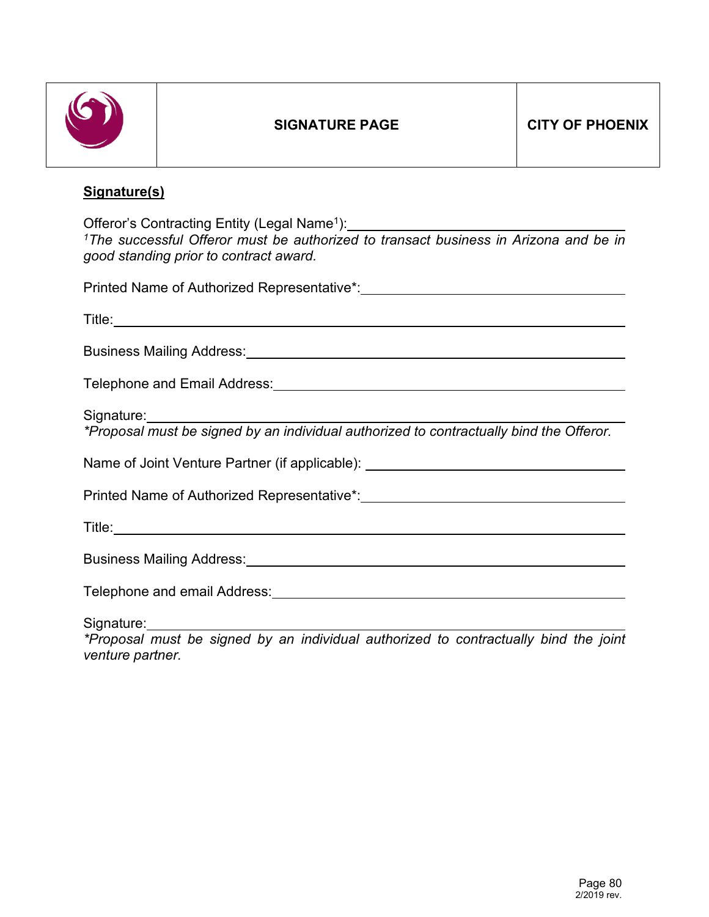| | SIGNATURE PAGE | CITY OF PHOENIX |
|---|---|---|

**Signature(s)**

Offeror's Contracting Entity (Legal Name[1]): ______________________________
*[1]The successful Offeror must be authorized to transact business in Arizona and be in good standing prior to contract award.*

Printed Name of Authorized Representative*: ______________________________

Title: ______________________________

Business Mailing Address: ______________________________

Telephone and Email Address: ______________________________

Signature: ______________________________
*\*Proposal must be signed by an individual authorized to contractually bind the Offeror.*

Name of Joint Venture Partner (if applicable): ______________________________

Printed Name of Authorized Representative*: ______________________________

Title: ______________________________

Business Mailing Address: ______________________________

Telephone and email Address: ______________________________

Signature: ______________________________
*\*Proposal must be signed by an individual authorized to contractually bind the joint venture partner.*

2/2019 rev.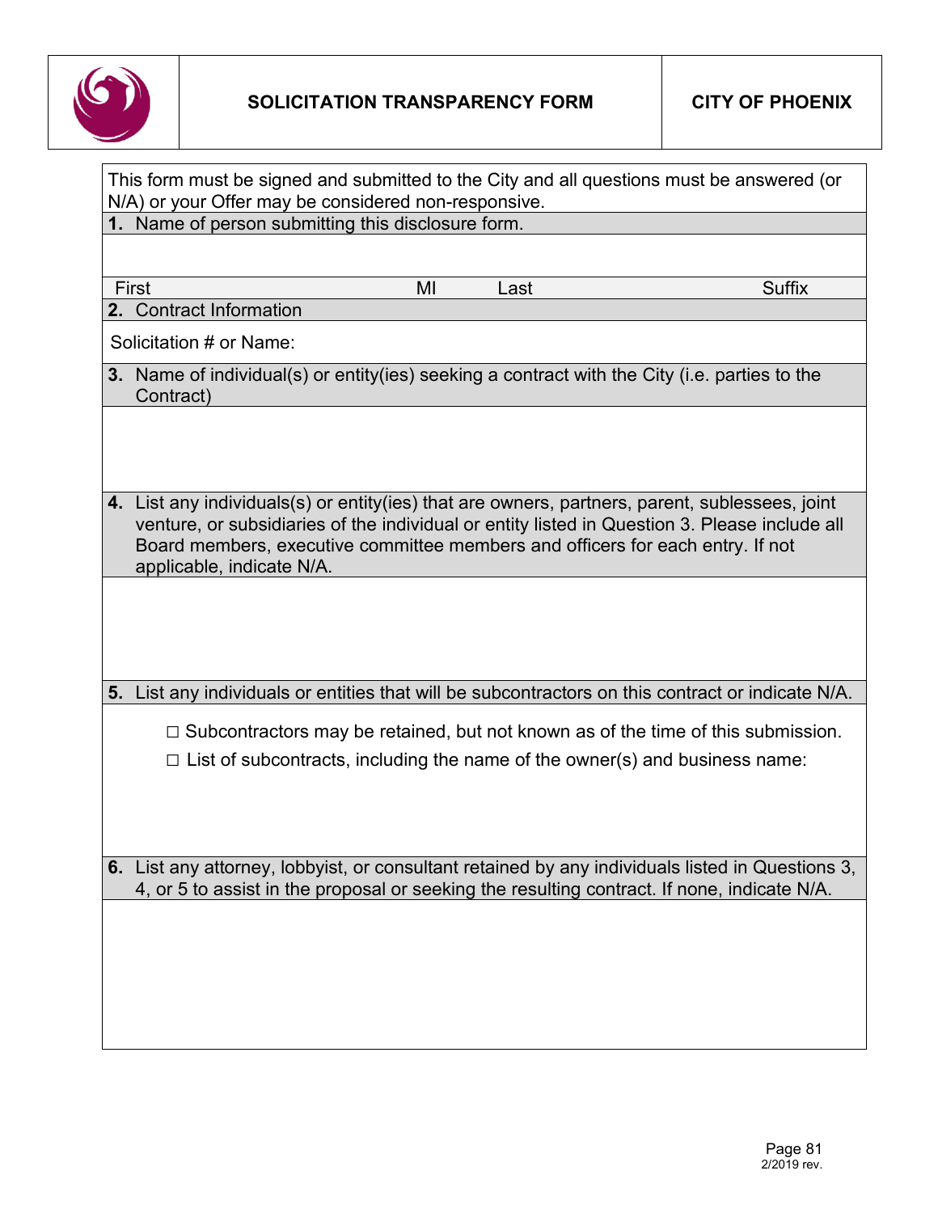| SOLICITATION TRANSPARENCY FORM | CITY OF PHOENIX |
|---|---|

This form must be signed and submitted to the City and all questions must be answered (or N/A) or your Offer may be considered non-responsive.

**1.** Name of person submitting this disclosure form.

| First | MI | Last | Suffix |
|---|---|---|---|
| | | | |

**2.** Contract Information

Solicitation # or Name:

**3.** Name of individual(s) or entity(ies) seeking a contract with the City (i.e. parties to the Contract)

**4.** List any individuals(s) or entity(ies) that are owners, partners, parent, sublessees, joint venture, or subsidiaries of the individual or entity listed in Question 3. Please include all Board members, executive committee members and officers for each entry. If not applicable, indicate N/A.

**5.** List any individuals or entities that will be subcontractors on this contract or indicate N/A.

- ☐ Subcontractors may be retained, but not known as of the time of this submission.
- ☐ List of subcontracts, including the name of the owner(s) and business name:

**6.** List any attorney, lobbyist, or consultant retained by any individuals listed in Questions 3, 4, or 5 to assist in the proposal or seeking the resulting contract. If none, indicate N/A.

2/2019 rev.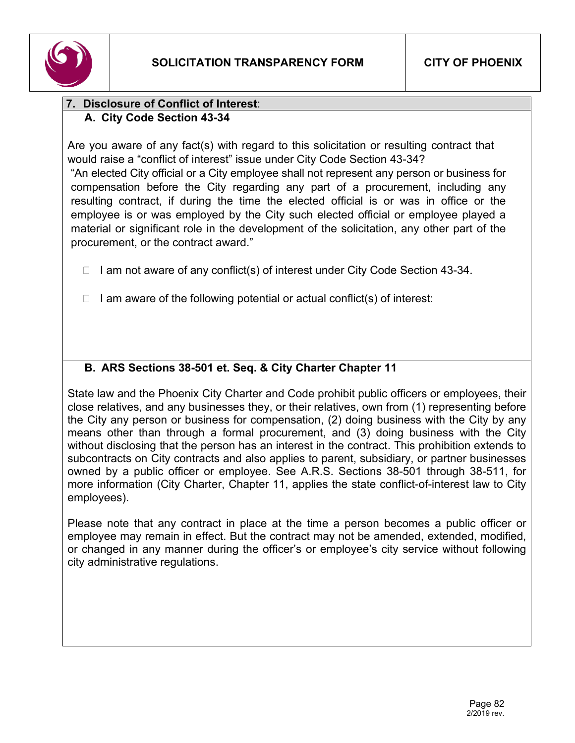# SOLICITATION TRANSPARENCY FORM

**CITY OF PHOENIX**

## 7. Disclosure of Conflict of Interest:

### A. City Code Section 43-34

Are you aware of any fact(s) with regard to this solicitation or resulting contract that would raise a "conflict of interest" issue under City Code Section 43-34?

"An elected City official or a City employee shall not represent any person or business for compensation before the City regarding any part of a procurement, including any resulting contract, if during the time the elected official is or was in office or the employee is or was employed by the City such elected official or employee played a material or significant role in the development of the solicitation, any other part of the procurement, or the contract award."

☐ I am not aware of any conflict(s) of interest under City Code Section 43-34.

☐ I am aware of the following potential or actual conflict(s) of interest:

### B. ARS Sections 38-501 et. Seq. & City Charter Chapter 11

State law and the Phoenix City Charter and Code prohibit public officers or employees, their close relatives, and any businesses they, or their relatives, own from (1) representing before the City any person or business for compensation, (2) doing business with the City by any means other than through a formal procurement, and (3) doing business with the City without disclosing that the person has an interest in the contract. This prohibition extends to subcontracts on City contracts and also applies to parent, subsidiary, or partner businesses owned by a public officer or employee. See A.R.S. Sections 38-501 through 38-511, for more information (City Charter, Chapter 11, applies the state conflict-of-interest law to City employees).

Please note that any contract in place at the time a person becomes a public officer or employee may remain in effect. But the contract may not be amended, extended, modified, or changed in any manner during the officer's or employee's city service without following city administrative regulations.

2/2019 rev.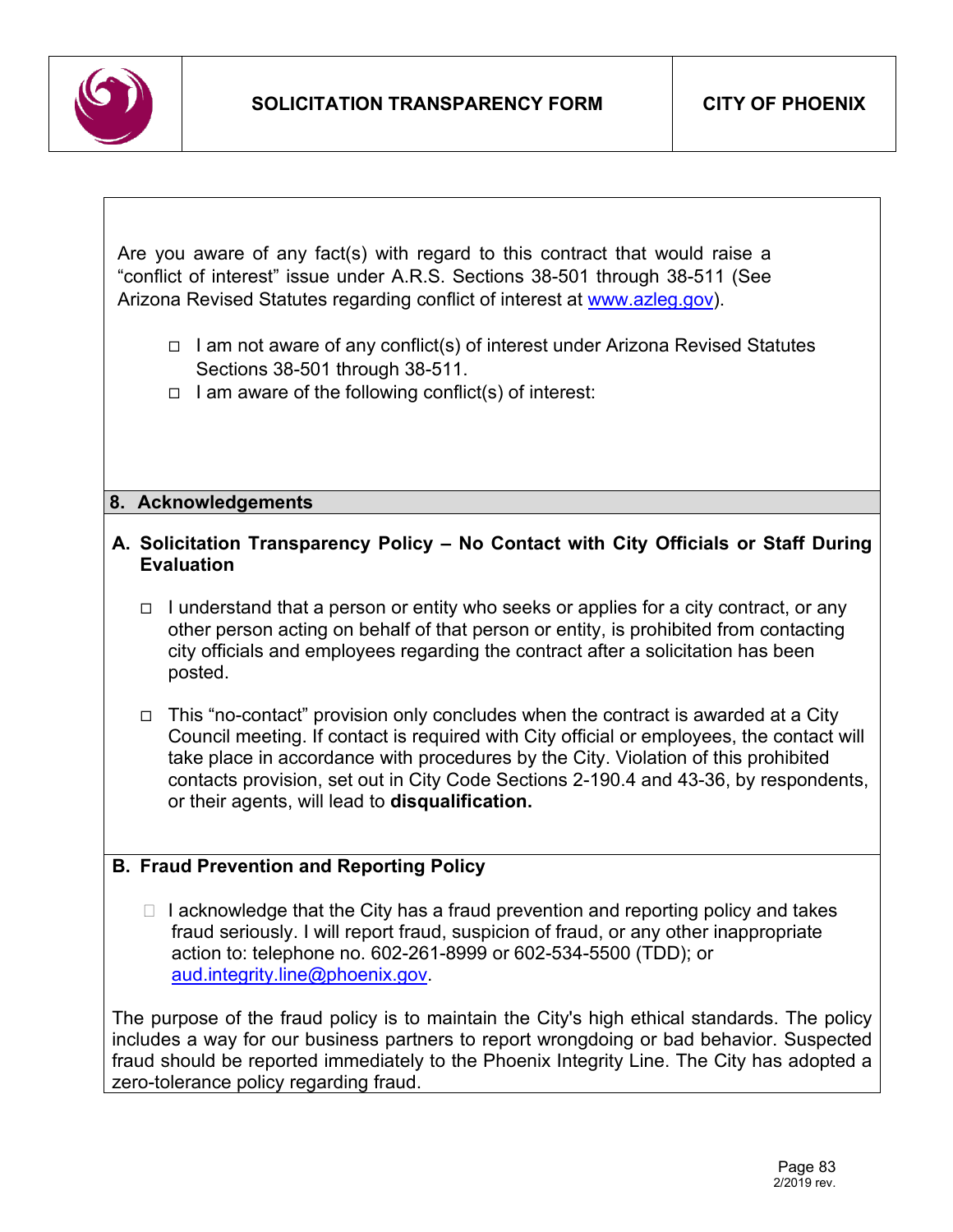Are you aware of any fact(s) with regard to this contract that would raise a "conflict of interest" issue under A.R.S. Sections 38-501 through 38-511 (See Arizona Revised Statutes regarding conflict of interest at www.azleg.gov).

- ☐ I am not aware of any conflict(s) of interest under Arizona Revised Statutes Sections 38-501 through 38-511.
- ☐ I am aware of the following conflict(s) of interest:

## 8. Acknowledgements

### A. Solicitation Transparency Policy – No Contact with City Officials or Staff During Evaluation

- ☐ I understand that a person or entity who seeks or applies for a city contract, or any other person acting on behalf of that person or entity, is prohibited from contacting city officials and employees regarding the contract after a solicitation has been posted.

- ☐ This "no-contact" provision only concludes when the contract is awarded at a City Council meeting. If contact is required with City official or employees, the contact will take place in accordance with procedures by the City. Violation of this prohibited contacts provision, set out in City Code Sections 2-190.4 and 43-36, by respondents, or their agents, will lead to **disqualification.**

### B. Fraud Prevention and Reporting Policy

- ☐ I acknowledge that the City has a fraud prevention and reporting policy and takes fraud seriously. I will report fraud, suspicion of fraud, or any other inappropriate action to: telephone no. 602-261-8999 or 602-534-5500 (TDD); or aud.integrity.line@phoenix.gov.

The purpose of the fraud policy is to maintain the City's high ethical standards. The policy includes a way for our business partners to report wrongdoing or bad behavior. Suspected fraud should be reported immediately to the Phoenix Integrity Line. The City has adopted a zero-tolerance policy regarding fraud.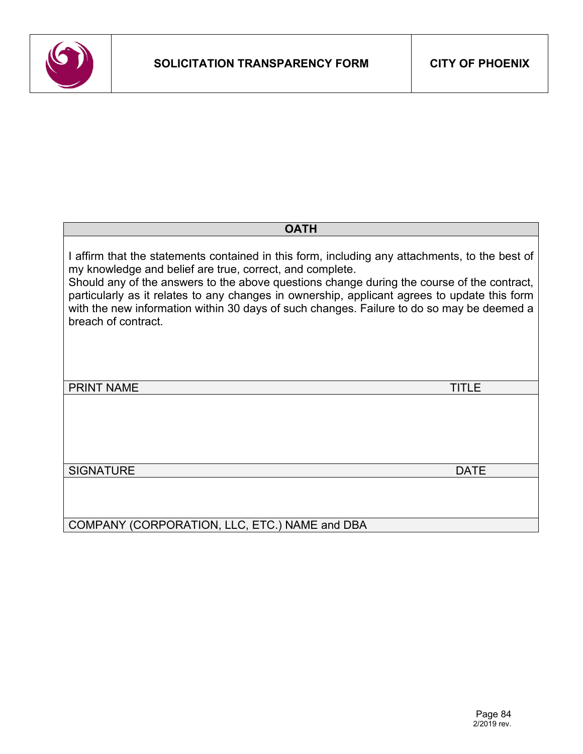# SOLICITATION TRANSPARENCY FORM

**CITY OF PHOENIX**

## OATH

I affirm that the statements contained in this form, including any attachments, to the best of my knowledge and belief are true, correct, and complete.
Should any of the answers to the above questions change during the course of the contract, particularly as it relates to any changes in ownership, applicant agrees to update this form with the new information within 30 days of such changes. Failure to do so may be deemed a breach of contract.

| | |
|---|---|
| PRINT NAME | TITLE |
| | |
| SIGNATURE | DATE |
| | |
| COMPANY (CORPORATION, LLC, ETC.) NAME and DBA | |

2/2019 rev.